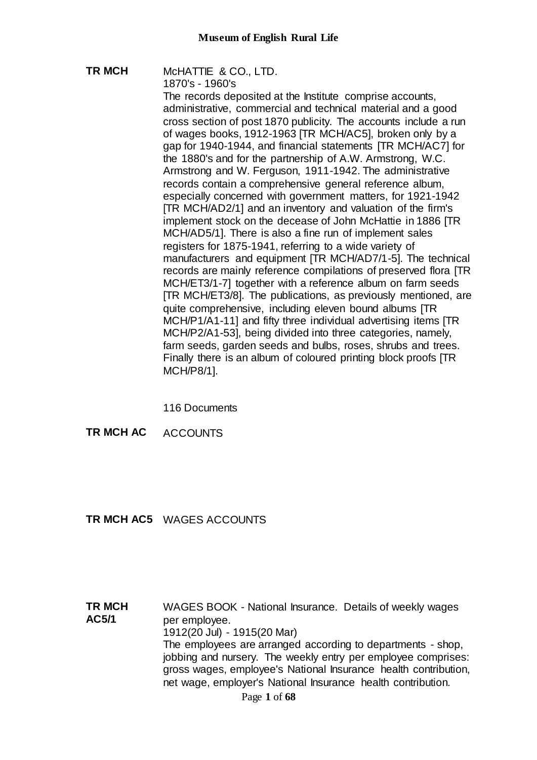**TR MCH** McHATTIE & CO., LTD.

1870's - 1960's

The records deposited at the Institute comprise accounts, administrative, commercial and technical material and a good cross section of post 1870 publicity. The accounts include a run of wages books, 1912-1963 [TR MCH/AC5], broken only by a gap for 1940-1944, and financial statements [TR MCH/AC7] for the 1880's and for the partnership of A.W. Armstrong, W.C. Armstrong and W. Ferguson, 1911-1942. The administrative records contain a comprehensive general reference album, especially concerned with government matters, for 1921-1942 [TR MCH/AD2/1] and an inventory and valuation of the firm's implement stock on the decease of John McHattie in 1886 [TR MCH/AD5/1]. There is also a fine run of implement sales registers for 1875-1941, referring to a wide variety of manufacturers and equipment [TR MCH/AD7/1-5]. The technical records are mainly reference compilations of preserved flora [TR MCH/ET3/1-7] together with a reference album on farm seeds [TR MCH/ET3/8]. The publications, as previously mentioned, are quite comprehensive, including eleven bound albums [TR MCH/P1/A1-11] and fifty three individual advertising items [TR MCH/P2/A1-53], being divided into three categories, namely, farm seeds, garden seeds and bulbs, roses, shrubs and trees. Finally there is an album of coloured printing block proofs [TR MCH/P8/1].

116 Documents

**TR MCH AC** ACCOUNTS

**TR MCH AC5** WAGES ACCOUNTS

**TR MCH AC5/1** WAGES BOOK - National Insurance. Details of weekly wages per employee.

1912(20 Jul) - 1915(20 Mar)

The employees are arranged according to departments - shop, jobbing and nursery. The weekly entry per employee comprises: gross wages, employee's National Insurance health contribution, net wage, employer's National Insurance health contribution.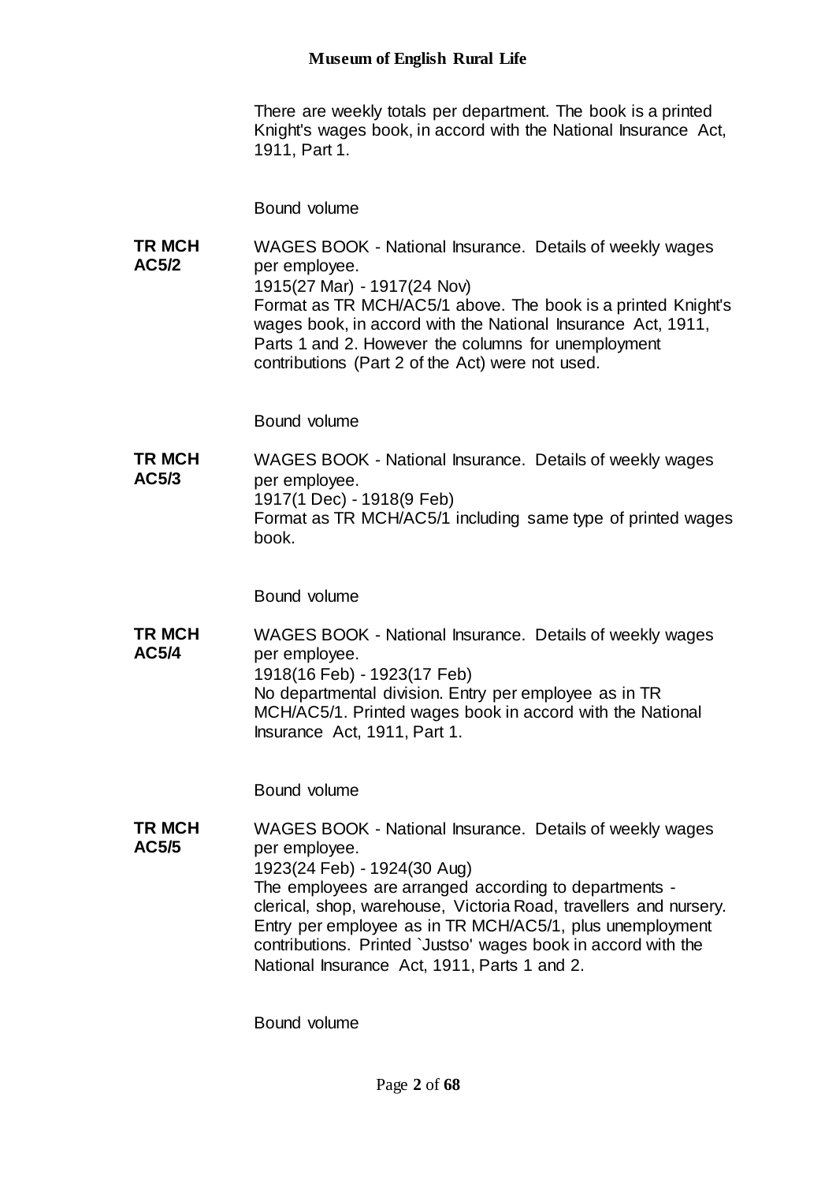There are weekly totals per department. The book is a printed Knight's wages book, in accord with the National Insurance Act, 1911, Part 1.

Bound volume

**TR MCH AC5/2**

WAGES BOOK - National Insurance. Details of weekly wages per employee.
1915(27 Mar) - 1917(24 Nov)
Format as TR MCH/AC5/1 above. The book is a printed Knight's wages book, in accord with the National Insurance Act, 1911, Parts 1 and 2. However the columns for unemployment contributions (Part 2 of the Act) were not used.

Bound volume

**TR MCH AC5/3**

WAGES BOOK - National Insurance. Details of weekly wages per employee.
1917(1 Dec) - 1918(9 Feb)
Format as TR MCH/AC5/1 including same type of printed wages book.

Bound volume

**TR MCH AC5/4**

WAGES BOOK - National Insurance. Details of weekly wages per employee.
1918(16 Feb) - 1923(17 Feb)
No departmental division. Entry per employee as in TR MCH/AC5/1. Printed wages book in accord with the National Insurance Act, 1911, Part 1.

Bound volume

**TR MCH AC5/5**

WAGES BOOK - National Insurance. Details of weekly wages per employee.
1923(24 Feb) - 1924(30 Aug)
The employees are arranged according to departments - clerical, shop, warehouse, Victoria Road, travellers and nursery. Entry per employee as in TR MCH/AC5/1, plus unemployment contributions. Printed `Justso' wages book in accord with the National Insurance Act, 1911, Parts 1 and 2.

Bound volume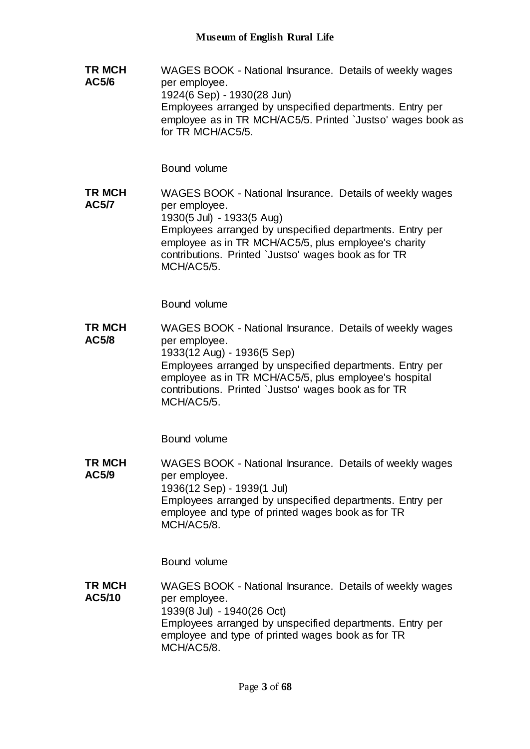**TR MCH AC5/6**

WAGES BOOK - National Insurance. Details of weekly wages per employee.
1924(6 Sep) - 1930(28 Jun)
Employees arranged by unspecified departments. Entry per employee as in TR MCH/AC5/5. Printed `Justso' wages book as for TR MCH/AC5/5.

Bound volume

**TR MCH AC5/7**

WAGES BOOK - National Insurance. Details of weekly wages per employee.
1930(5 Jul) - 1933(5 Aug)
Employees arranged by unspecified departments. Entry per employee as in TR MCH/AC5/5, plus employee's charity contributions. Printed `Justso' wages book as for TR MCH/AC5/5.

Bound volume

**TR MCH AC5/8**

WAGES BOOK - National Insurance. Details of weekly wages per employee.
1933(12 Aug) - 1936(5 Sep)
Employees arranged by unspecified departments. Entry per employee as in TR MCH/AC5/5, plus employee's hospital contributions. Printed `Justso' wages book as for TR MCH/AC5/5.

Bound volume

**TR MCH AC5/9**

WAGES BOOK - National Insurance. Details of weekly wages per employee.
1936(12 Sep) - 1939(1 Jul)
Employees arranged by unspecified departments. Entry per employee and type of printed wages book as for TR MCH/AC5/8.

Bound volume

**TR MCH AC5/10**

WAGES BOOK - National Insurance. Details of weekly wages per employee.
1939(8 Jul) - 1940(26 Oct)
Employees arranged by unspecified departments. Entry per employee and type of printed wages book as for TR MCH/AC5/8.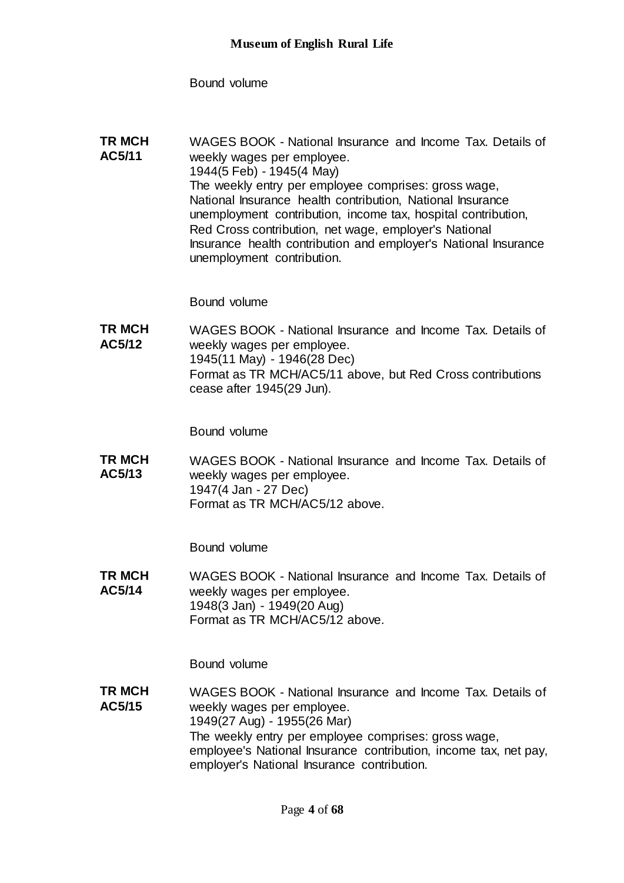Bound volume

**TR MCH AC5/11**

WAGES BOOK - National Insurance and Income Tax. Details of weekly wages per employee.
1944(5 Feb) - 1945(4 May)
The weekly entry per employee comprises: gross wage, National Insurance health contribution, National Insurance unemployment contribution, income tax, hospital contribution, Red Cross contribution, net wage, employer's National Insurance health contribution and employer's National Insurance unemployment contribution.

Bound volume

**TR MCH AC5/12**

WAGES BOOK - National Insurance and Income Tax. Details of weekly wages per employee.
1945(11 May) - 1946(28 Dec)
Format as TR MCH/AC5/11 above, but Red Cross contributions cease after 1945(29 Jun).

Bound volume

**TR MCH AC5/13**

WAGES BOOK - National Insurance and Income Tax. Details of weekly wages per employee.
1947(4 Jan - 27 Dec)
Format as TR MCH/AC5/12 above.

Bound volume

**TR MCH AC5/14**

WAGES BOOK - National Insurance and Income Tax. Details of weekly wages per employee.
1948(3 Jan) - 1949(20 Aug)
Format as TR MCH/AC5/12 above.

Bound volume

**TR MCH AC5/15**

WAGES BOOK - National Insurance and Income Tax. Details of weekly wages per employee.
1949(27 Aug) - 1955(26 Mar)
The weekly entry per employee comprises: gross wage, employee's National Insurance contribution, income tax, net pay, employer's National Insurance contribution.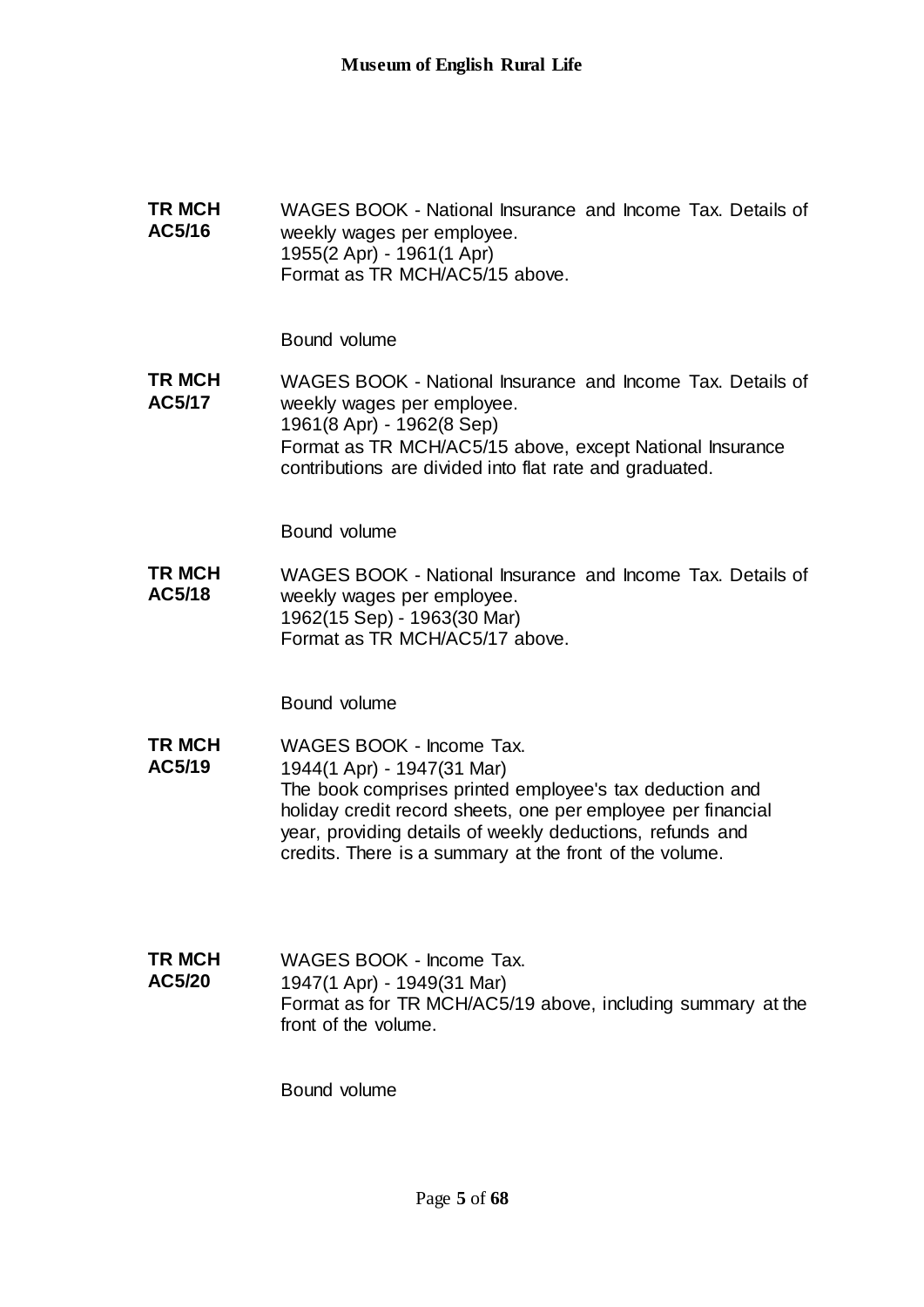**TR MCH AC5/16**

WAGES BOOK - National Insurance and Income Tax. Details of weekly wages per employee.
1955(2 Apr) - 1961(1 Apr)
Format as TR MCH/AC5/15 above.

Bound volume

**TR MCH AC5/17**

WAGES BOOK - National Insurance and Income Tax. Details of weekly wages per employee.
1961(8 Apr) - 1962(8 Sep)
Format as TR MCH/AC5/15 above, except National Insurance contributions are divided into flat rate and graduated.

Bound volume

**TR MCH AC5/18**

WAGES BOOK - National Insurance and Income Tax. Details of weekly wages per employee.
1962(15 Sep) - 1963(30 Mar)
Format as TR MCH/AC5/17 above.

Bound volume

**TR MCH AC5/19**

WAGES BOOK - Income Tax.
1944(1 Apr) - 1947(31 Mar)
The book comprises printed employee's tax deduction and holiday credit record sheets, one per employee per financial year, providing details of weekly deductions, refunds and credits. There is a summary at the front of the volume.

**TR MCH AC5/20**

WAGES BOOK - Income Tax.
1947(1 Apr) - 1949(31 Mar)
Format as for TR MCH/AC5/19 above, including summary at the front of the volume.

Bound volume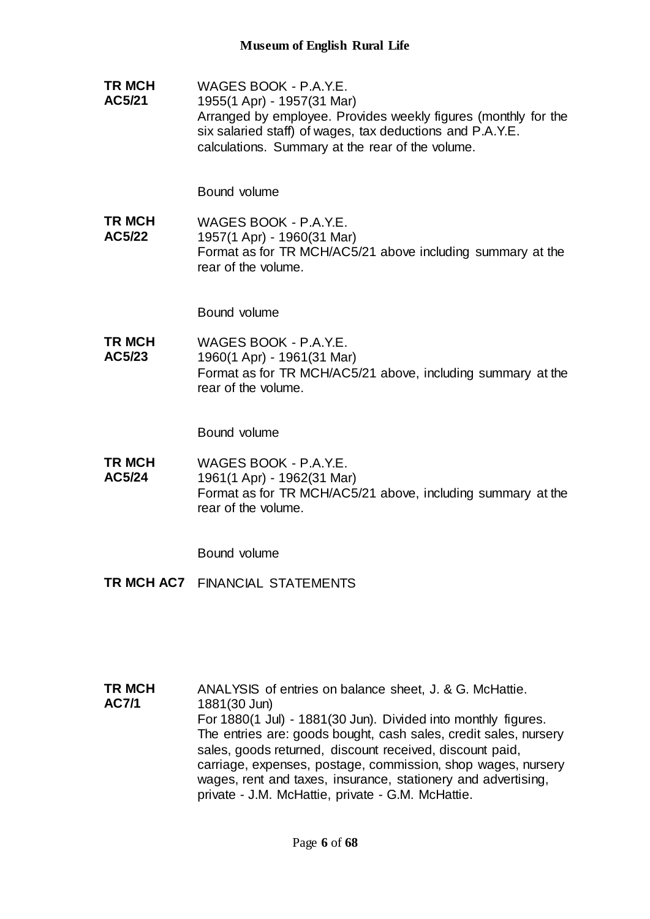**TR MCH AC5/21** WAGES BOOK - P.A.Y.E.
1955(1 Apr) - 1957(31 Mar)
Arranged by employee. Provides weekly figures (monthly for the six salaried staff) of wages, tax deductions and P.A.Y.E. calculations. Summary at the rear of the volume.

Bound volume

**TR MCH AC5/22** WAGES BOOK - P.A.Y.E.
1957(1 Apr) - 1960(31 Mar)
Format as for TR MCH/AC5/21 above including summary at the rear of the volume.

Bound volume

**TR MCH AC5/23** WAGES BOOK - P.A.Y.E.
1960(1 Apr) - 1961(31 Mar)
Format as for TR MCH/AC5/21 above, including summary at the rear of the volume.

Bound volume

**TR MCH AC5/24** WAGES BOOK - P.A.Y.E.
1961(1 Apr) - 1962(31 Mar)
Format as for TR MCH/AC5/21 above, including summary at the rear of the volume.

Bound volume

**TR MCH AC7** FINANCIAL STATEMENTS

**TR MCH AC7/1** ANALYSIS of entries on balance sheet, J. & G. McHattie.
1881(30 Jun)
For 1880(1 Jul) - 1881(30 Jun). Divided into monthly figures. The entries are: goods bought, cash sales, credit sales, nursery sales, goods returned, discount received, discount paid, carriage, expenses, postage, commission, shop wages, nursery wages, rent and taxes, insurance, stationery and advertising, private - J.M. McHattie, private - G.M. McHattie.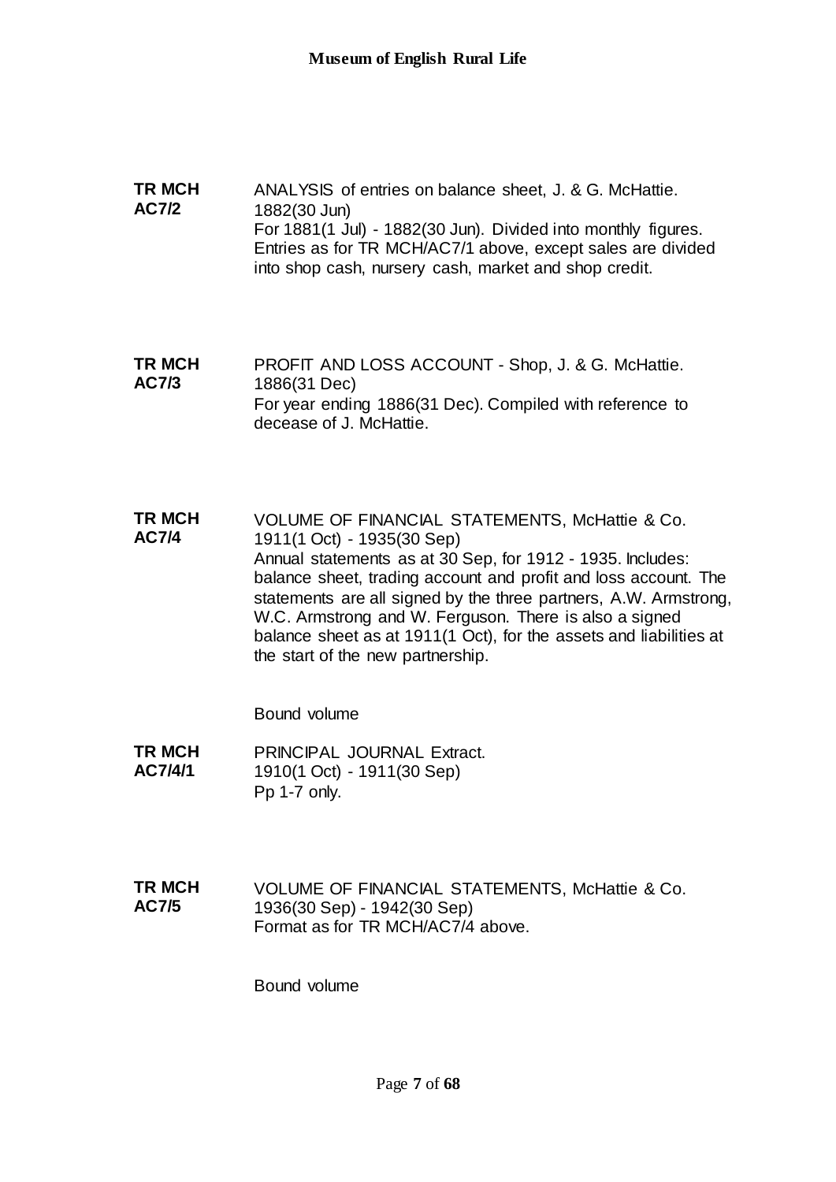**TR MCH AC7/2**

ANALYSIS of entries on balance sheet, J. & G. McHattie.
1882(30 Jun)
For 1881(1 Jul) - 1882(30 Jun). Divided into monthly figures. Entries as for TR MCH/AC7/1 above, except sales are divided into shop cash, nursery cash, market and shop credit.

**TR MCH AC7/3**

PROFIT AND LOSS ACCOUNT - Shop, J. & G. McHattie.
1886(31 Dec)
For year ending 1886(31 Dec). Compiled with reference to decease of J. McHattie.

**TR MCH AC7/4**

VOLUME OF FINANCIAL STATEMENTS, McHattie & Co.
1911(1 Oct) - 1935(30 Sep)
Annual statements as at 30 Sep, for 1912 - 1935. Includes: balance sheet, trading account and profit and loss account. The statements are all signed by the three partners, A.W. Armstrong, W.C. Armstrong and W. Ferguson. There is also a signed balance sheet as at 1911(1 Oct), for the assets and liabilities at the start of the new partnership.

Bound volume

**TR MCH AC7/4/1**

PRINCIPAL JOURNAL Extract.
1910(1 Oct) - 1911(30 Sep)
Pp 1-7 only.

**TR MCH AC7/5**

VOLUME OF FINANCIAL STATEMENTS, McHattie & Co.
1936(30 Sep) - 1942(30 Sep)
Format as for TR MCH/AC7/4 above.

Bound volume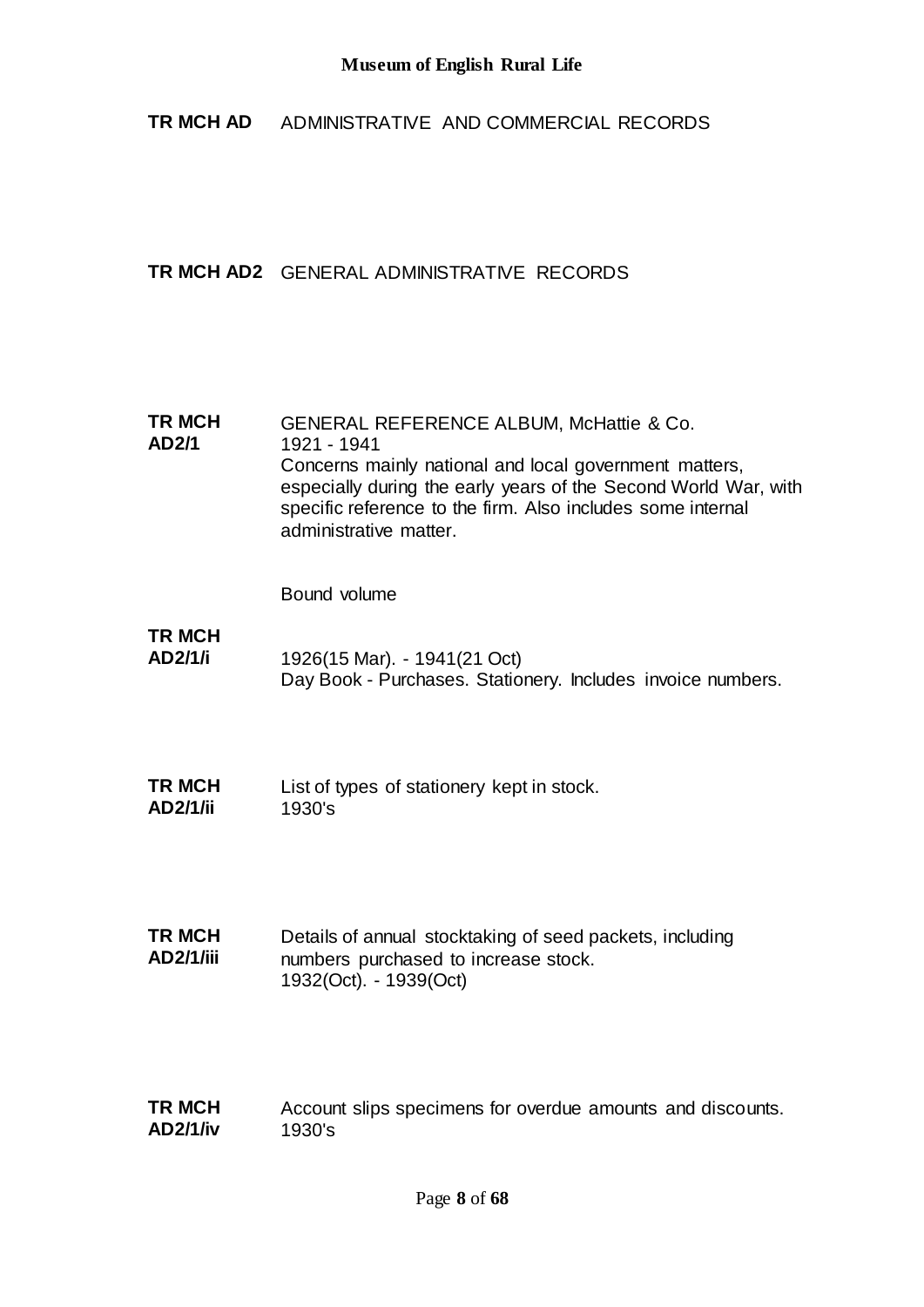**TR MCH AD** ADMINISTRATIVE AND COMMERCIAL RECORDS

**TR MCH AD2** GENERAL ADMINISTRATIVE RECORDS

**TR MCH AD2/1**

GENERAL REFERENCE ALBUM, McHattie & Co.
1921 - 1941
Concerns mainly national and local government matters, especially during the early years of the Second World War, with specific reference to the firm. Also includes some internal administrative matter.

Bound volume

**TR MCH AD2/1/i**

1926(15 Mar). - 1941(21 Oct)
Day Book - Purchases. Stationery. Includes invoice numbers.

**TR MCH AD2/1/ii**

List of types of stationery kept in stock.
1930's

**TR MCH AD2/1/iii**

Details of annual stocktaking of seed packets, including numbers purchased to increase stock.
1932(Oct). - 1939(Oct)

**TR MCH AD2/1/iv**

Account slips specimens for overdue amounts and discounts.
1930's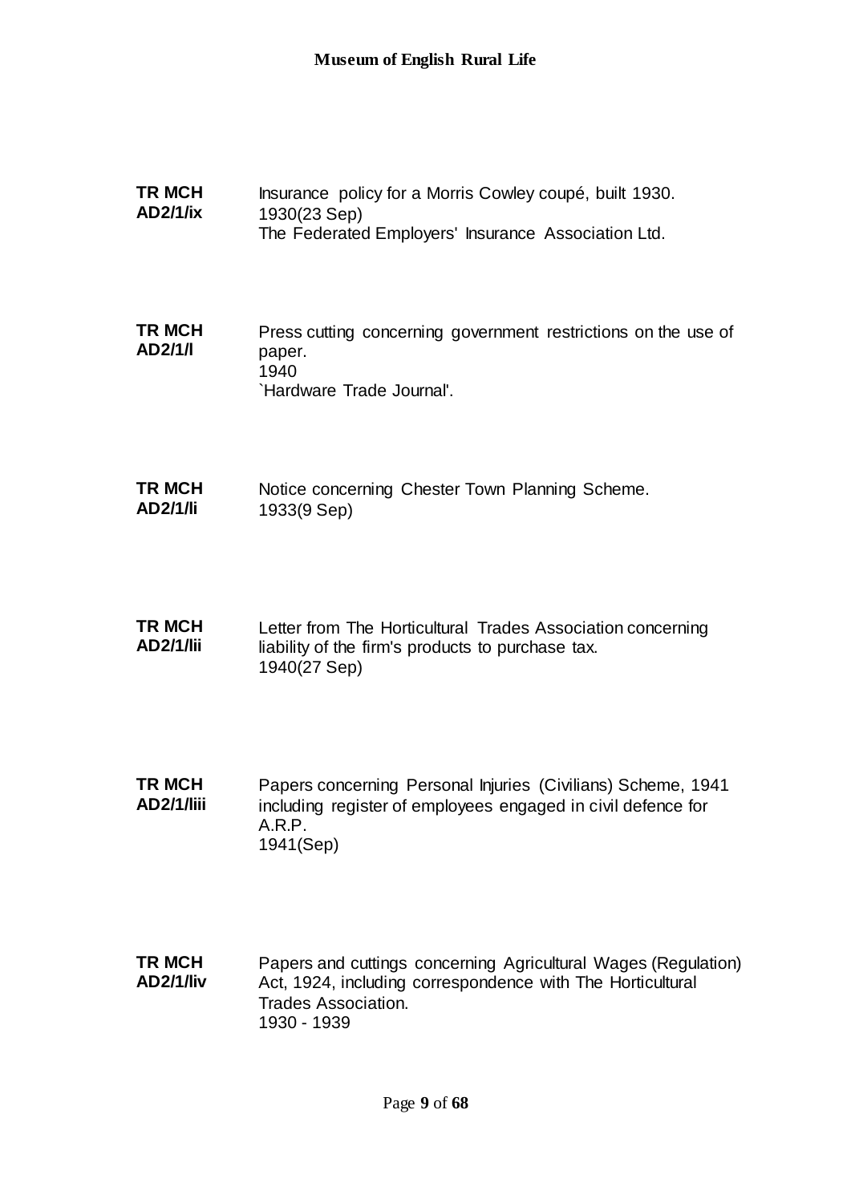**TR MCH AD2/1/ix**

Insurance policy for a Morris Cowley coupé, built 1930.
1930(23 Sep)
The Federated Employers' Insurance Association Ltd.

**TR MCH AD2/1/l**

Press cutting concerning government restrictions on the use of paper.
1940
`Hardware Trade Journal'.

**TR MCH AD2/1/li**

Notice concerning Chester Town Planning Scheme.
1933(9 Sep)

**TR MCH AD2/1/lii**

Letter from The Horticultural Trades Association concerning liability of the firm's products to purchase tax.
1940(27 Sep)

**TR MCH AD2/1/liii**

Papers concerning Personal Injuries (Civilians) Scheme, 1941 including register of employees engaged in civil defence for A.R.P.
1941(Sep)

**TR MCH AD2/1/liv**

Papers and cuttings concerning Agricultural Wages (Regulation) Act, 1924, including correspondence with The Horticultural Trades Association.
1930 - 1939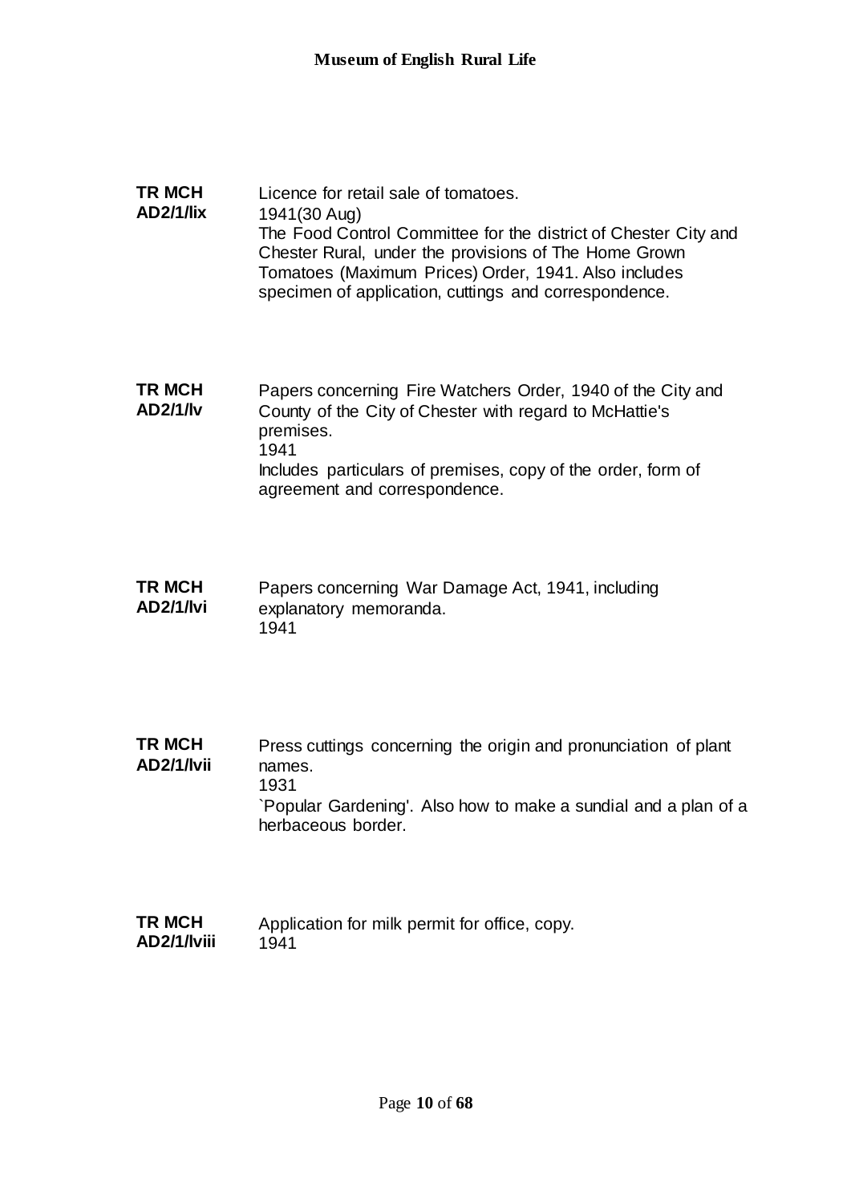**TR MCH AD2/1/lix**

Licence for retail sale of tomatoes.
1941(30 Aug)
The Food Control Committee for the district of Chester City and Chester Rural, under the provisions of The Home Grown Tomatoes (Maximum Prices) Order, 1941. Also includes specimen of application, cuttings and correspondence.

**TR MCH AD2/1/lv**

Papers concerning Fire Watchers Order, 1940 of the City and County of the City of Chester with regard to McHattie's premises.
1941
Includes particulars of premises, copy of the order, form of agreement and correspondence.

**TR MCH AD2/1/lvi**

Papers concerning War Damage Act, 1941, including explanatory memoranda.
1941

**TR MCH AD2/1/lvii**

Press cuttings concerning the origin and pronunciation of plant names.
1931
`Popular Gardening'. Also how to make a sundial and a plan of a herbaceous border.

**TR MCH AD2/1/lviii**

Application for milk permit for office, copy.
1941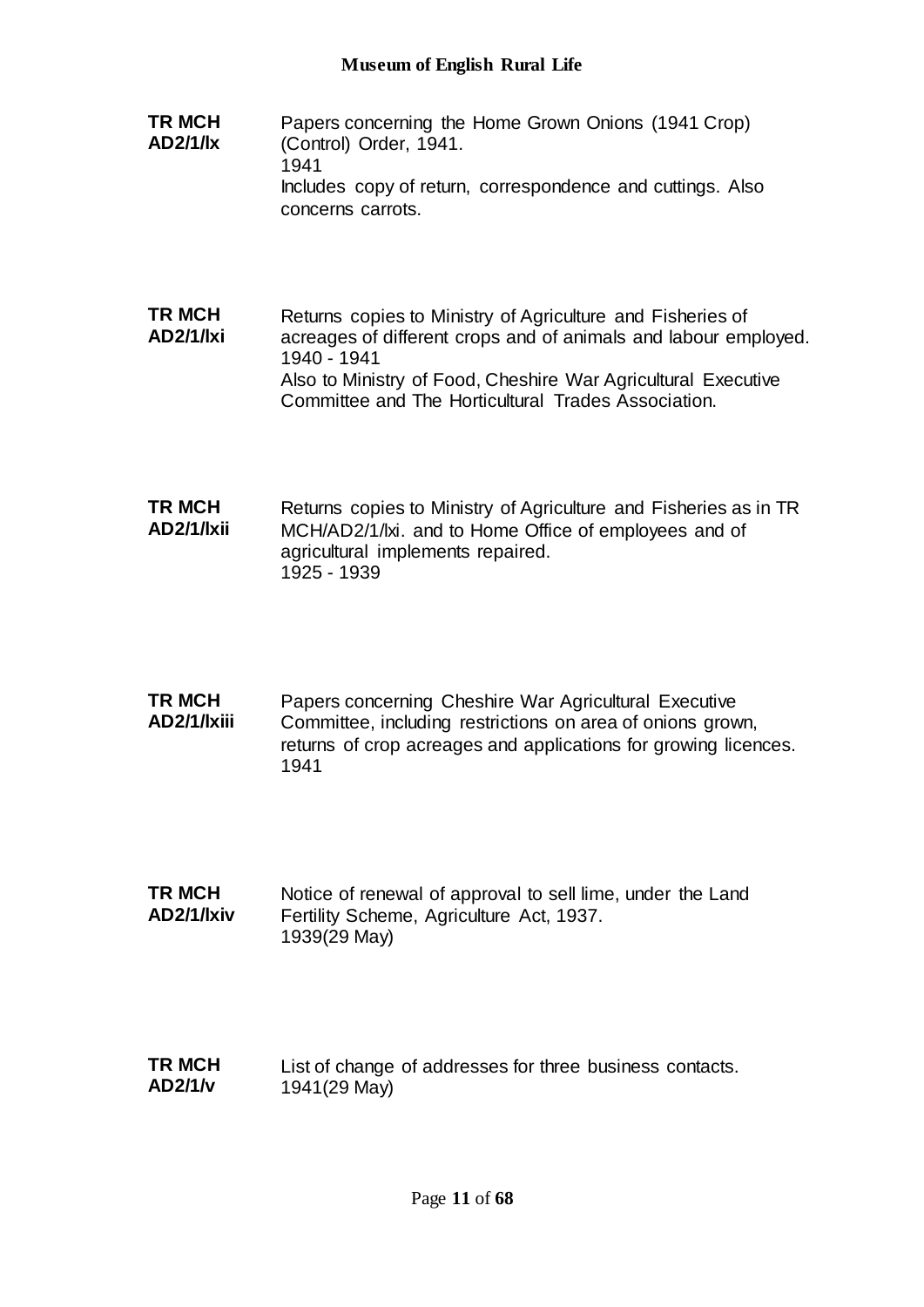**TR MCH AD2/1/lx**

Papers concerning the Home Grown Onions (1941 Crop) (Control) Order, 1941.
1941
Includes copy of return, correspondence and cuttings. Also concerns carrots.

**TR MCH AD2/1/lxi**

Returns copies to Ministry of Agriculture and Fisheries of acreages of different crops and of animals and labour employed.
1940 - 1941
Also to Ministry of Food, Cheshire War Agricultural Executive Committee and The Horticultural Trades Association.

**TR MCH AD2/1/lxii**

Returns copies to Ministry of Agriculture and Fisheries as in TR MCH/AD2/1/lxi. and to Home Office of employees and of agricultural implements repaired.
1925 - 1939

**TR MCH AD2/1/lxiii**

Papers concerning Cheshire War Agricultural Executive Committee, including restrictions on area of onions grown, returns of crop acreages and applications for growing licences.
1941

**TR MCH AD2/1/lxiv**

Notice of renewal of approval to sell lime, under the Land Fertility Scheme, Agriculture Act, 1937.
1939(29 May)

**TR MCH AD2/1/v**

List of change of addresses for three business contacts.
1941(29 May)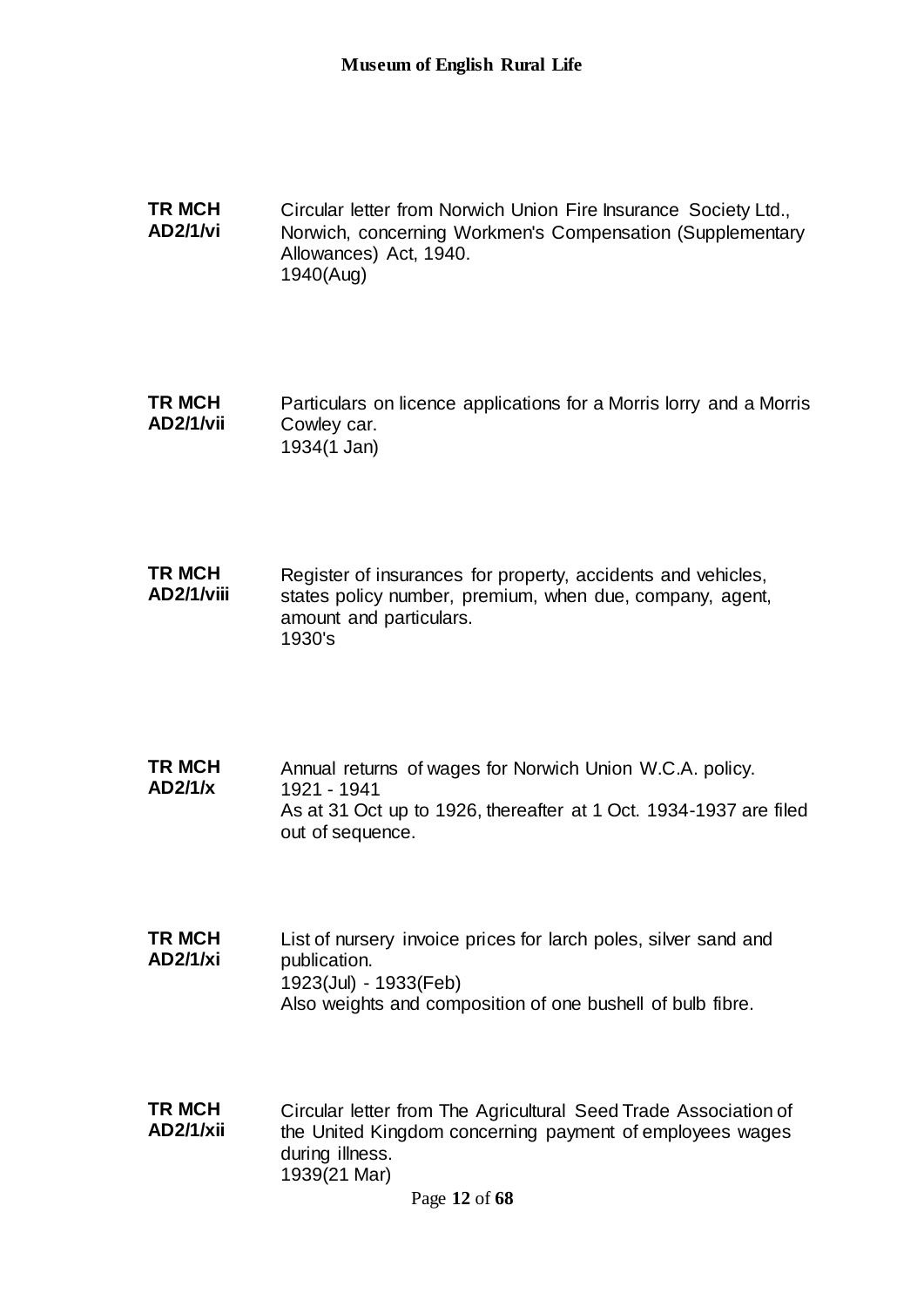**TR MCH AD2/1/vi**

Circular letter from Norwich Union Fire Insurance Society Ltd., Norwich, concerning Workmen's Compensation (Supplementary Allowances) Act, 1940.
1940(Aug)

**TR MCH AD2/1/vii**

Particulars on licence applications for a Morris lorry and a Morris Cowley car.
1934(1 Jan)

**TR MCH AD2/1/viii**

Register of insurances for property, accidents and vehicles, states policy number, premium, when due, company, agent, amount and particulars.
1930's

**TR MCH AD2/1/x**

Annual returns of wages for Norwich Union W.C.A. policy.
1921 - 1941
As at 31 Oct up to 1926, thereafter at 1 Oct. 1934-1937 are filed out of sequence.

**TR MCH AD2/1/xi**

List of nursery invoice prices for larch poles, silver sand and publication.
1923(Jul) - 1933(Feb)
Also weights and composition of one bushell of bulb fibre.

**TR MCH AD2/1/xii**

Circular letter from The Agricultural Seed Trade Association of the United Kingdom concerning payment of employees wages during illness.
1939(21 Mar)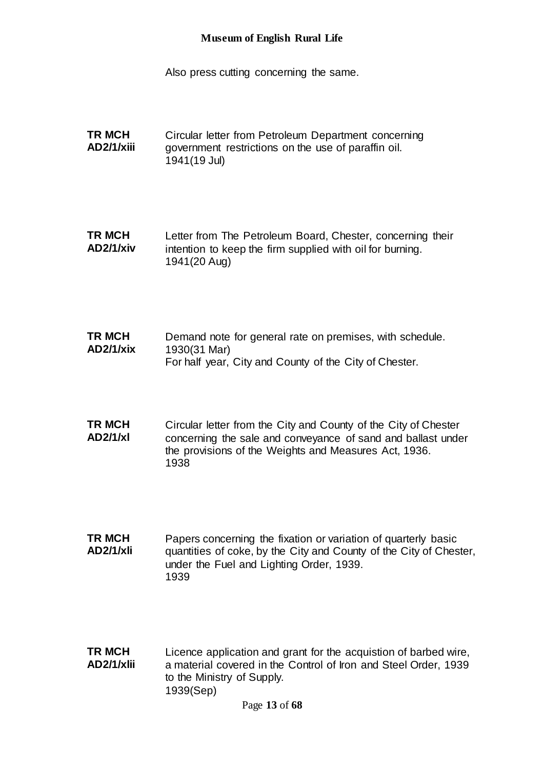Also press cutting concerning the same.

**TR MCH AD2/1/xiii**
Circular letter from Petroleum Department concerning government restrictions on the use of paraffin oil.
1941(19 Jul)

**TR MCH AD2/1/xiv**
Letter from The Petroleum Board, Chester, concerning their intention to keep the firm supplied with oil for burning.
1941(20 Aug)

**TR MCH AD2/1/xix**
Demand note for general rate on premises, with schedule.
1930(31 Mar)
For half year, City and County of the City of Chester.

**TR MCH AD2/1/xl**
Circular letter from the City and County of the City of Chester concerning the sale and conveyance of sand and ballast under the provisions of the Weights and Measures Act, 1936.
1938

**TR MCH AD2/1/xli**
Papers concerning the fixation or variation of quarterly basic quantities of coke, by the City and County of the City of Chester, under the Fuel and Lighting Order, 1939.
1939

**TR MCH AD2/1/xlii**
Licence application and grant for the acquistion of barbed wire, a material covered in the Control of Iron and Steel Order, 1939 to the Ministry of Supply.
1939(Sep)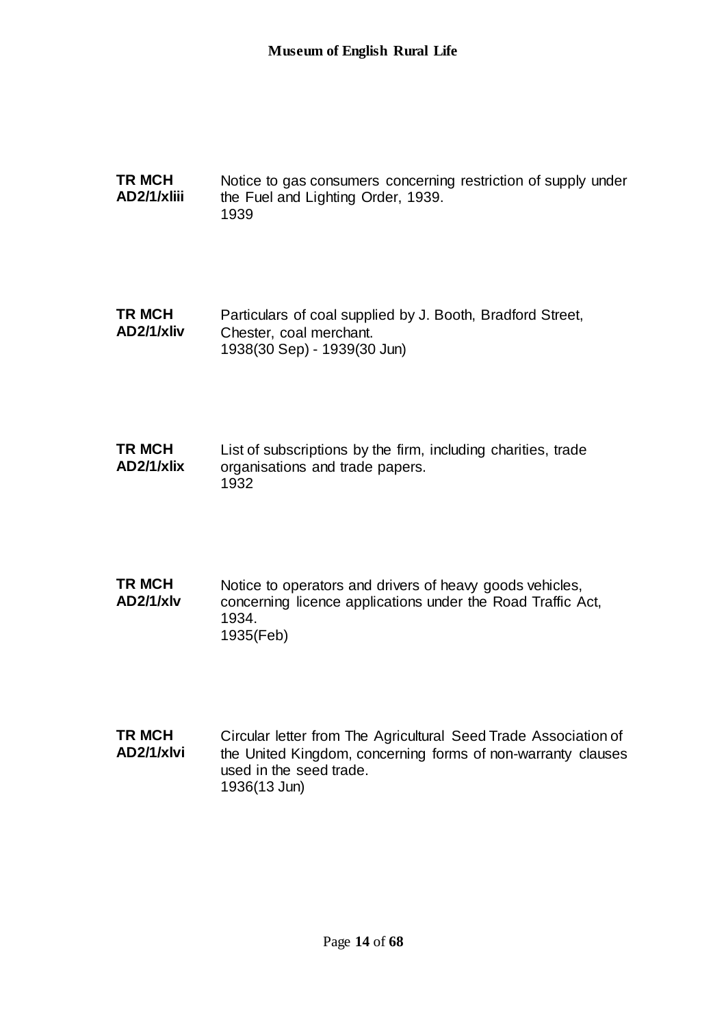**TR MCH AD2/1/xliii**

Notice to gas consumers concerning restriction of supply under the Fuel and Lighting Order, 1939.
1939

**TR MCH AD2/1/xliv**

Particulars of coal supplied by J. Booth, Bradford Street, Chester, coal merchant.
1938(30 Sep) - 1939(30 Jun)

**TR MCH AD2/1/xlix**

List of subscriptions by the firm, including charities, trade organisations and trade papers.
1932

**TR MCH AD2/1/xlv**

Notice to operators and drivers of heavy goods vehicles, concerning licence applications under the Road Traffic Act, 1934.
1935(Feb)

**TR MCH AD2/1/xlvi**

Circular letter from The Agricultural Seed Trade Association of the United Kingdom, concerning forms of non-warranty clauses used in the seed trade.
1936(13 Jun)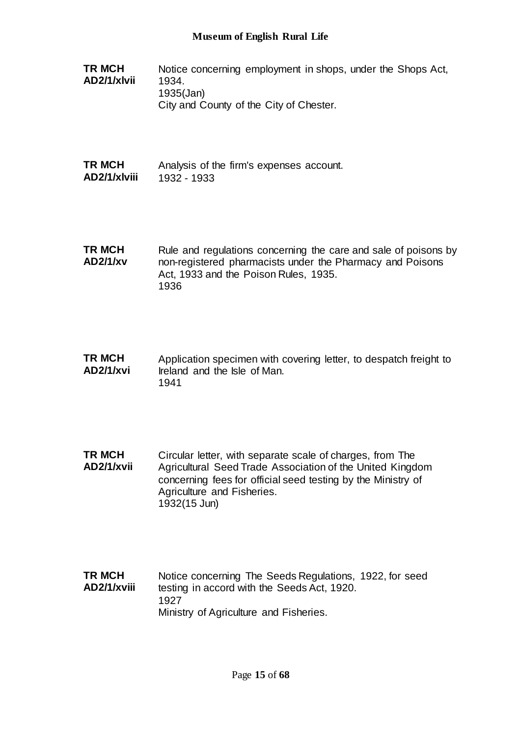**TR MCH AD2/1/xlvii**
Notice concerning employment in shops, under the Shops Act, 1934.
1935(Jan)
City and County of the City of Chester.

**TR MCH AD2/1/xlviii**
Analysis of the firm's expenses account.
1932 - 1933

**TR MCH AD2/1/xv**
Rule and regulations concerning the care and sale of poisons by non-registered pharmacists under the Pharmacy and Poisons Act, 1933 and the Poison Rules, 1935.
1936

**TR MCH AD2/1/xvi**
Application specimen with covering letter, to despatch freight to Ireland and the Isle of Man.
1941

**TR MCH AD2/1/xvii**
Circular letter, with separate scale of charges, from The Agricultural Seed Trade Association of the United Kingdom concerning fees for official seed testing by the Ministry of Agriculture and Fisheries.
1932(15 Jun)

**TR MCH AD2/1/xviii**
Notice concerning The Seeds Regulations, 1922, for seed testing in accord with the Seeds Act, 1920.
1927
Ministry of Agriculture and Fisheries.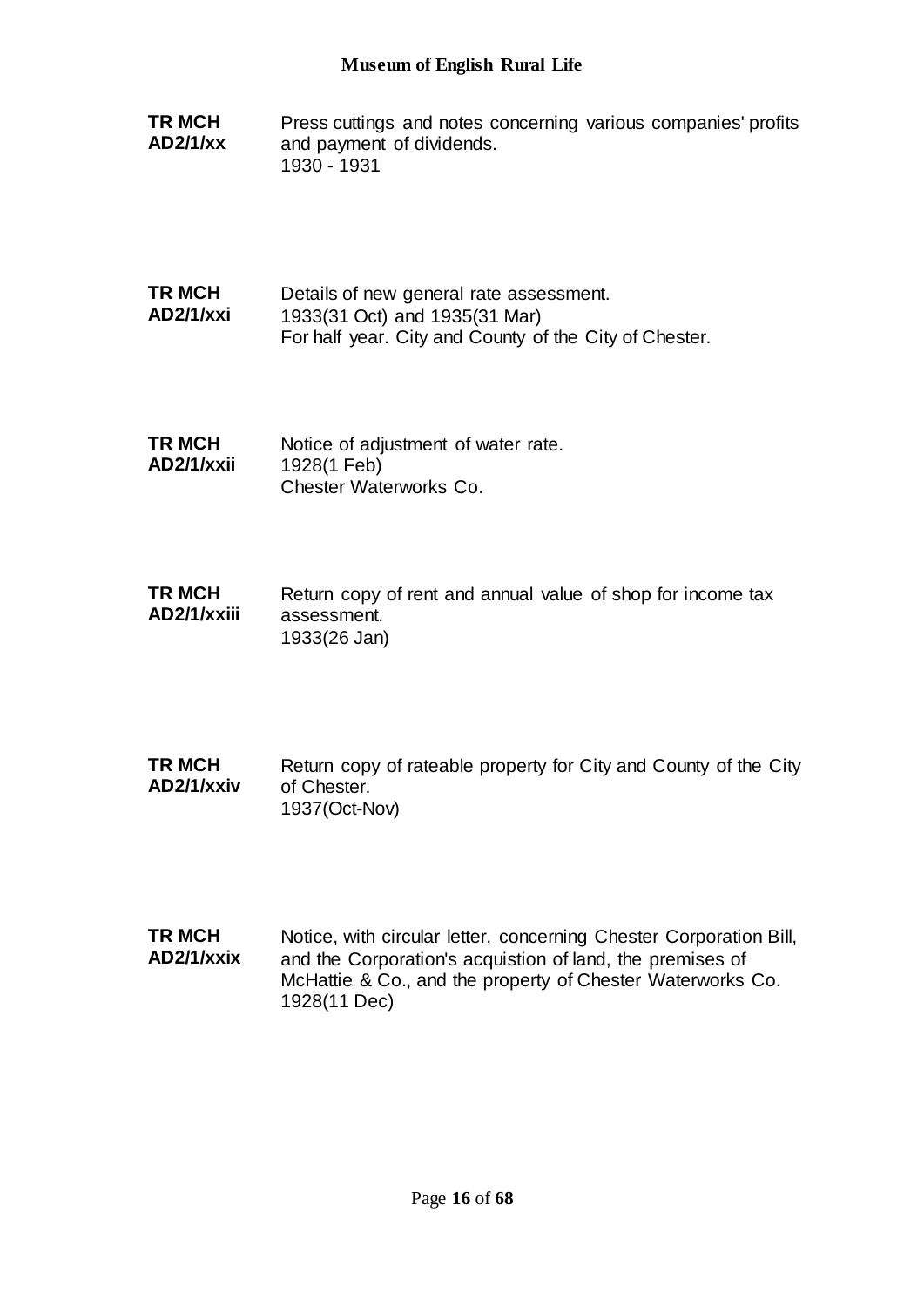**TR MCH AD2/1/xx**
Press cuttings and notes concerning various companies' profits and payment of dividends.
1930 - 1931

**TR MCH AD2/1/xxi**
Details of new general rate assessment.
1933(31 Oct) and 1935(31 Mar)
For half year. City and County of the City of Chester.

**TR MCH AD2/1/xxii**
Notice of adjustment of water rate.
1928(1 Feb)
Chester Waterworks Co.

**TR MCH AD2/1/xxiii**
Return copy of rent and annual value of shop for income tax assessment.
1933(26 Jan)

**TR MCH AD2/1/xxiv**
Return copy of rateable property for City and County of the City of Chester.
1937(Oct-Nov)

**TR MCH AD2/1/xxix**
Notice, with circular letter, concerning Chester Corporation Bill, and the Corporation's acquistion of land, the premises of McHattie & Co., and the property of Chester Waterworks Co.
1928(11 Dec)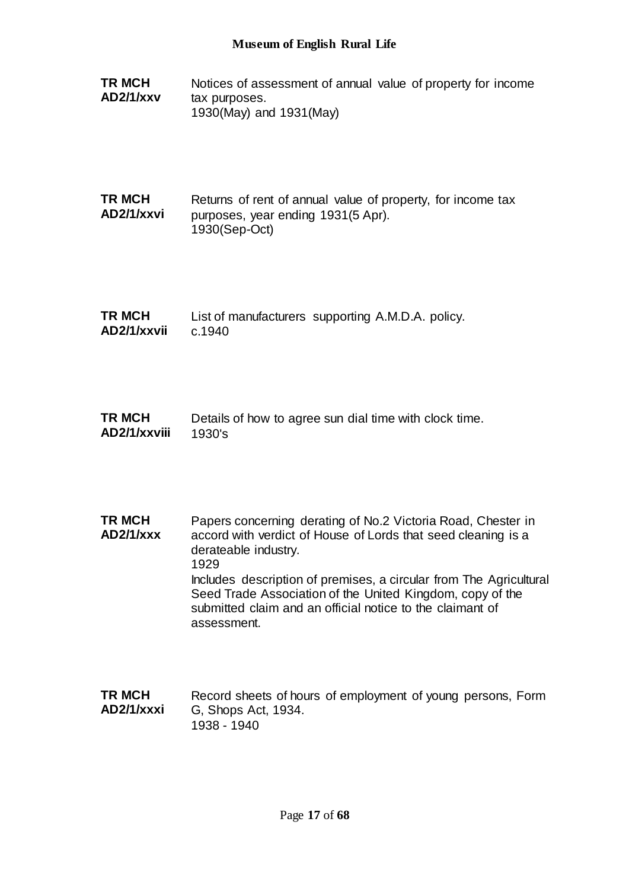**TR MCH AD2/1/xxv**

Notices of assessment of annual value of property for income tax purposes.
1930(May) and 1931(May)

**TR MCH AD2/1/xxvi**

Returns of rent of annual value of property, for income tax purposes, year ending 1931(5 Apr).
1930(Sep-Oct)

**TR MCH AD2/1/xxvii**

List of manufacturers supporting A.M.D.A. policy.
c.1940

**TR MCH AD2/1/xxviii**

Details of how to agree sun dial time with clock time.
1930's

**TR MCH AD2/1/xxx**

Papers concerning derating of No.2 Victoria Road, Chester in accord with verdict of House of Lords that seed cleaning is a derateable industry.
1929
Includes description of premises, a circular from The Agricultural Seed Trade Association of the United Kingdom, copy of the submitted claim and an official notice to the claimant of assessment.

**TR MCH AD2/1/xxxi**

Record sheets of hours of employment of young persons, Form G, Shops Act, 1934.
1938 - 1940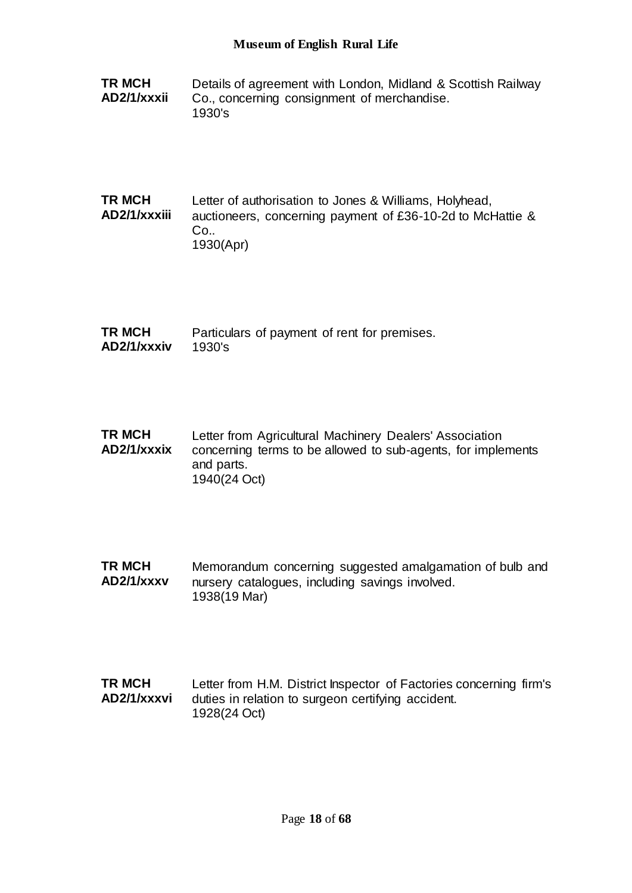**TR MCH AD2/1/xxxii**

Details of agreement with London, Midland & Scottish Railway Co., concerning consignment of merchandise.
1930's

**TR MCH AD2/1/xxxiii**

Letter of authorisation to Jones & Williams, Holyhead, auctioneers, concerning payment of £36-10-2d to McHattie & Co..
1930(Apr)

**TR MCH AD2/1/xxxiv**

Particulars of payment of rent for premises.
1930's

**TR MCH AD2/1/xxxix**

Letter from Agricultural Machinery Dealers' Association concerning terms to be allowed to sub-agents, for implements and parts.
1940(24 Oct)

**TR MCH AD2/1/xxxv**

Memorandum concerning suggested amalgamation of bulb and nursery catalogues, including savings involved.
1938(19 Mar)

**TR MCH AD2/1/xxxvi**

Letter from H.M. District Inspector of Factories concerning firm's duties in relation to surgeon certifying accident.
1928(24 Oct)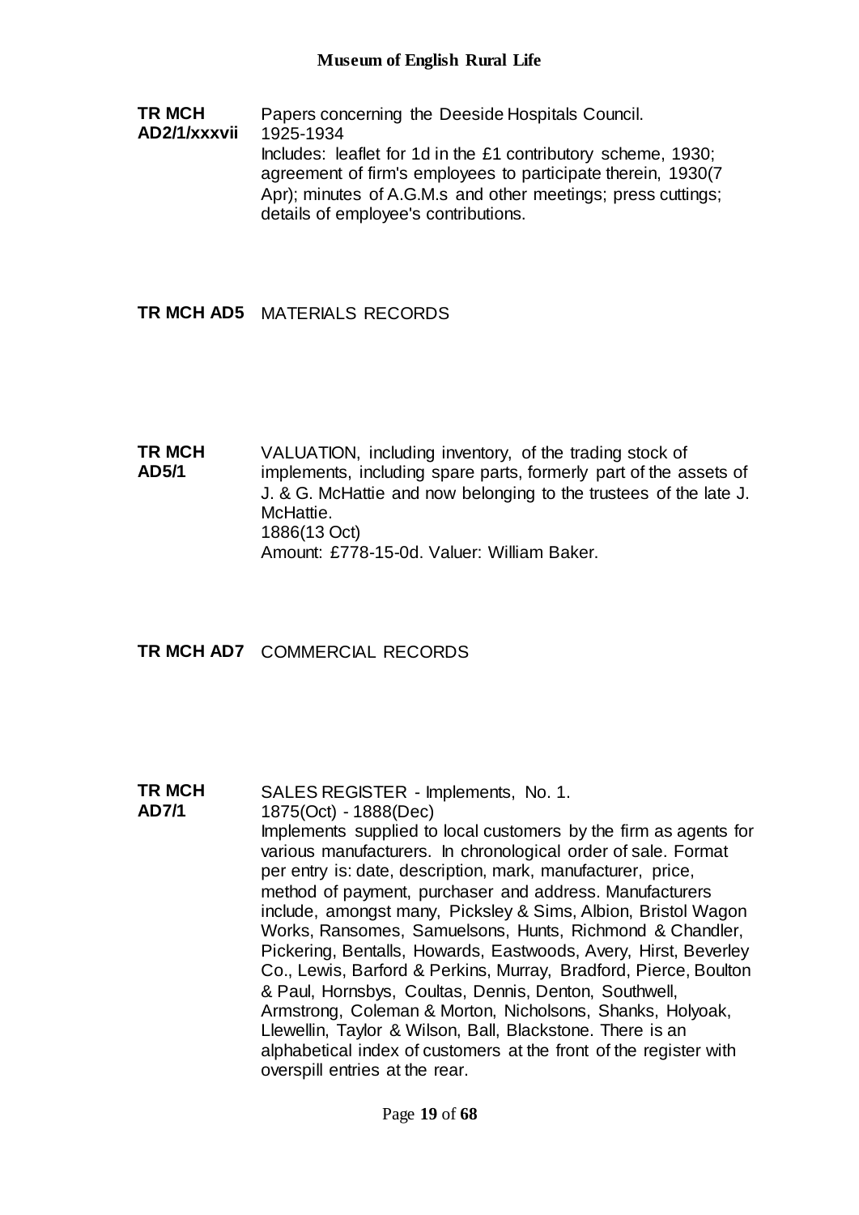**TR MCH AD2/1/xxxvii** Papers concerning the Deeside Hospitals Council.
1925-1934
Includes: leaflet for 1d in the £1 contributory scheme, 1930; agreement of firm's employees to participate therein, 1930(7 Apr); minutes of A.G.M.s and other meetings; press cuttings; details of employee's contributions.

**TR MCH AD5** MATERIALS RECORDS

**TR MCH AD5/1** VALUATION, including inventory, of the trading stock of implements, including spare parts, formerly part of the assets of J. & G. McHattie and now belonging to the trustees of the late J. McHattie.
1886(13 Oct)
Amount: £778-15-0d. Valuer: William Baker.

**TR MCH AD7** COMMERCIAL RECORDS

**TR MCH AD7/1** SALES REGISTER - Implements, No. 1.
1875(Oct) - 1888(Dec)
Implements supplied to local customers by the firm as agents for various manufacturers. In chronological order of sale. Format per entry is: date, description, mark, manufacturer, price, method of payment, purchaser and address. Manufacturers include, amongst many, Picksley & Sims, Albion, Bristol Wagon Works, Ransomes, Samuelsons, Hunts, Richmond & Chandler, Pickering, Bentalls, Howards, Eastwoods, Avery, Hirst, Beverley Co., Lewis, Barford & Perkins, Murray, Bradford, Pierce, Boulton & Paul, Hornsbys, Coultas, Dennis, Denton, Southwell, Armstrong, Coleman & Morton, Nicholsons, Shanks, Holyoak, Llewellin, Taylor & Wilson, Ball, Blackstone. There is an alphabetical index of customers at the front of the register with overspill entries at the rear.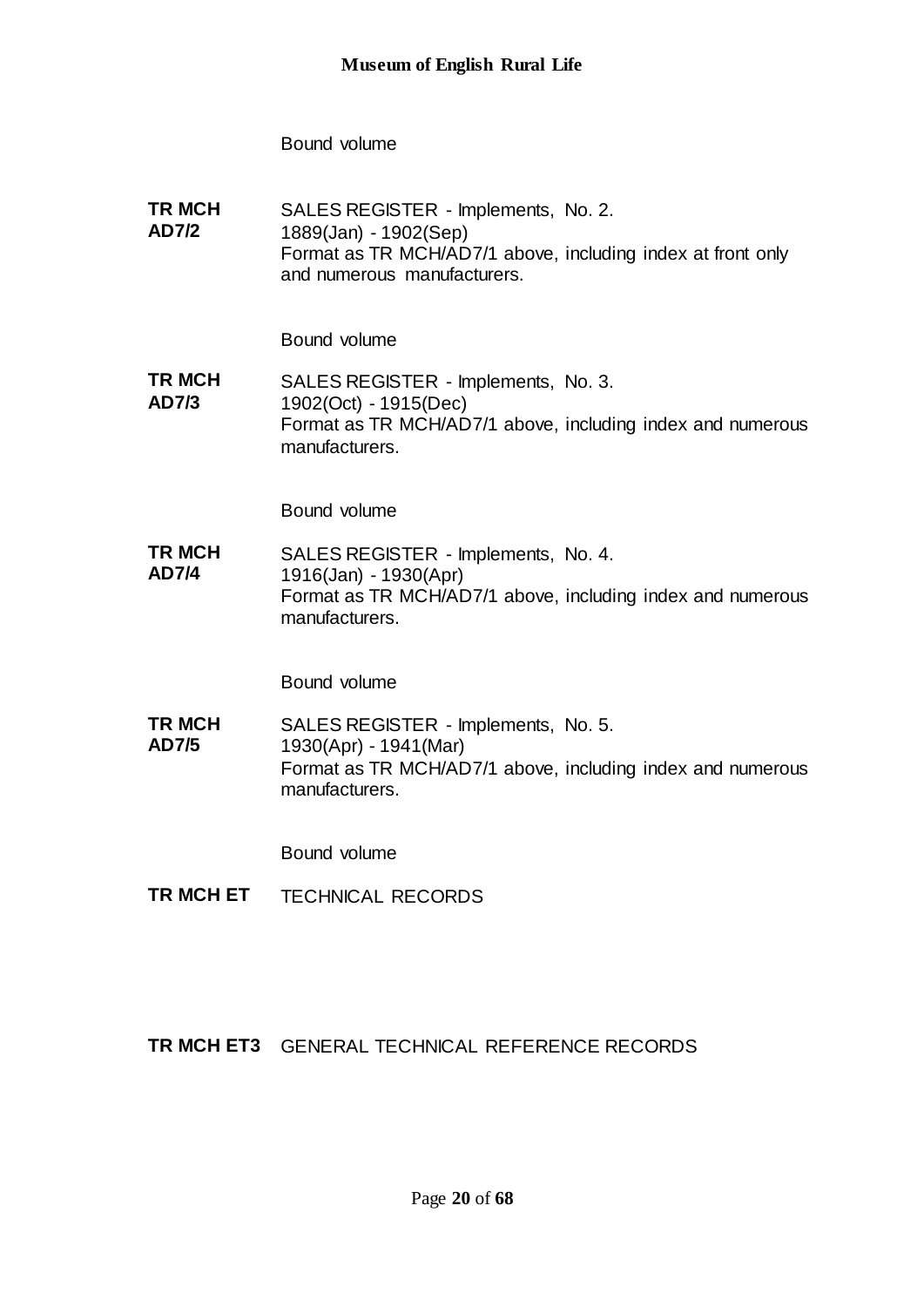Bound volume

**TR MCH AD7/2** SALES REGISTER - Implements, No. 2.
1889(Jan) - 1902(Sep)
Format as TR MCH/AD7/1 above, including index at front only and numerous manufacturers.

Bound volume

**TR MCH AD7/3** SALES REGISTER - Implements, No. 3.
1902(Oct) - 1915(Dec)
Format as TR MCH/AD7/1 above, including index and numerous manufacturers.

Bound volume

**TR MCH AD7/4** SALES REGISTER - Implements, No. 4.
1916(Jan) - 1930(Apr)
Format as TR MCH/AD7/1 above, including index and numerous manufacturers.

Bound volume

**TR MCH AD7/5** SALES REGISTER - Implements, No. 5.
1930(Apr) - 1941(Mar)
Format as TR MCH/AD7/1 above, including index and numerous manufacturers.

Bound volume

**TR MCH ET** TECHNICAL RECORDS

**TR MCH ET3** GENERAL TECHNICAL REFERENCE RECORDS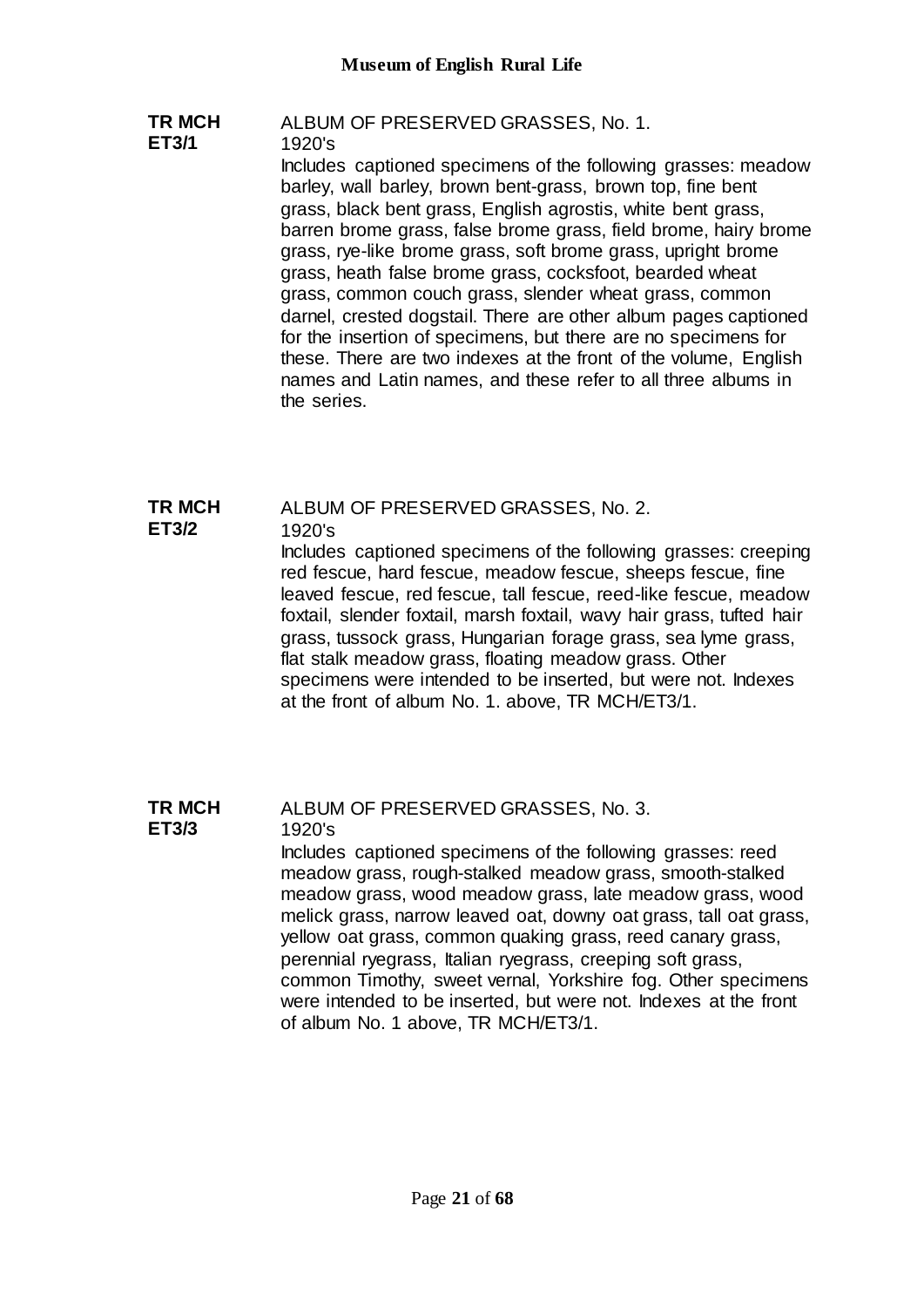**TR MCH ET3/1**

ALBUM OF PRESERVED GRASSES, No. 1.

1920's

Includes captioned specimens of the following grasses: meadow barley, wall barley, brown bent-grass, brown top, fine bent grass, black bent grass, English agrostis, white bent grass, barren brome grass, false brome grass, field brome, hairy brome grass, rye-like brome grass, soft brome grass, upright brome grass, heath false brome grass, cocksfoot, bearded wheat grass, common couch grass, slender wheat grass, common darnel, crested dogstail. There are other album pages captioned for the insertion of specimens, but there are no specimens for these. There are two indexes at the front of the volume, English names and Latin names, and these refer to all three albums in the series.

**TR MCH ET3/2**

ALBUM OF PRESERVED GRASSES, No. 2.

1920's

Includes captioned specimens of the following grasses: creeping red fescue, hard fescue, meadow fescue, sheeps fescue, fine leaved fescue, red fescue, tall fescue, reed-like fescue, meadow foxtail, slender foxtail, marsh foxtail, wavy hair grass, tufted hair grass, tussock grass, Hungarian forage grass, sea lyme grass, flat stalk meadow grass, floating meadow grass. Other specimens were intended to be inserted, but were not. Indexes at the front of album No. 1. above, TR MCH/ET3/1.

**TR MCH ET3/3**

ALBUM OF PRESERVED GRASSES, No. 3.

1920's

Includes captioned specimens of the following grasses: reed meadow grass, rough-stalked meadow grass, smooth-stalked meadow grass, wood meadow grass, late meadow grass, wood melick grass, narrow leaved oat, downy oat grass, tall oat grass, yellow oat grass, common quaking grass, reed canary grass, perennial ryegrass, Italian ryegrass, creeping soft grass, common Timothy, sweet vernal, Yorkshire fog. Other specimens were intended to be inserted, but were not. Indexes at the front of album No. 1 above, TR MCH/ET3/1.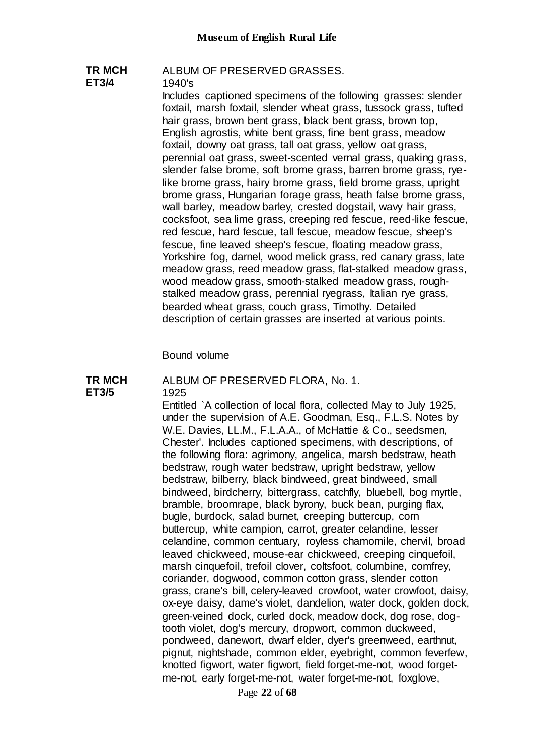**TR MCH ET3/4**

ALBUM OF PRESERVED GRASSES.

1940's

Includes captioned specimens of the following grasses: slender foxtail, marsh foxtail, slender wheat grass, tussock grass, tufted hair grass, brown bent grass, black bent grass, brown top, English agrostis, white bent grass, fine bent grass, meadow foxtail, downy oat grass, tall oat grass, yellow oat grass, perennial oat grass, sweet-scented vernal grass, quaking grass, slender false brome, soft brome grass, barren brome grass, rye-like brome grass, hairy brome grass, field brome grass, upright brome grass, Hungarian forage grass, heath false brome grass, wall barley, meadow barley, crested dogstail, wavy hair grass, cocksfoot, sea lime grass, creeping red fescue, reed-like fescue, red fescue, hard fescue, tall fescue, meadow fescue, sheep's fescue, fine leaved sheep's fescue, floating meadow grass, Yorkshire fog, darnel, wood melick grass, red canary grass, late meadow grass, reed meadow grass, flat-stalked meadow grass, wood meadow grass, smooth-stalked meadow grass, rough-stalked meadow grass, perennial ryegrass, Italian rye grass, bearded wheat grass, couch grass, Timothy. Detailed description of certain grasses are inserted at various points.

Bound volume

**TR MCH ET3/5**

ALBUM OF PRESERVED FLORA, No. 1.

1925

Entitled `A collection of local flora, collected May to July 1925, under the supervision of A.E. Goodman, Esq., F.L.S. Notes by W.E. Davies, LL.M., F.L.A.A., of McHattie & Co., seedsmen, Chester'. Includes captioned specimens, with descriptions, of the following flora: agrimony, angelica, marsh bedstraw, heath bedstraw, rough water bedstraw, upright bedstraw, yellow bedstraw, bilberry, black bindweed, great bindweed, small bindweed, birdcherry, bittergrass, catchfly, bluebell, bog myrtle, bramble, broomrape, black byrony, buck bean, purging flax, bugle, burdock, salad burnet, creeping buttercup, corn buttercup, white campion, carrot, greater celandine, lesser celandine, common centuary, royless chamomile, chervil, broad leaved chickweed, mouse-ear chickweed, creeping cinquefoil, marsh cinquefoil, trefoil clover, coltsfoot, columbine, comfrey, coriander, dogwood, common cotton grass, slender cotton grass, crane's bill, celery-leaved crowfoot, water crowfoot, daisy, ox-eye daisy, dame's violet, dandelion, water dock, golden dock, green-veined dock, curled dock, meadow dock, dog rose, dog-tooth violet, dog's mercury, dropwort, common duckweed, pondweed, danewort, dwarf elder, dyer's greenweed, earthnut, pignut, nightshade, common elder, eyebright, common feverfew, knotted figwort, water figwort, field forget-me-not, wood forget-me-not, early forget-me-not, water forget-me-not, foxglove,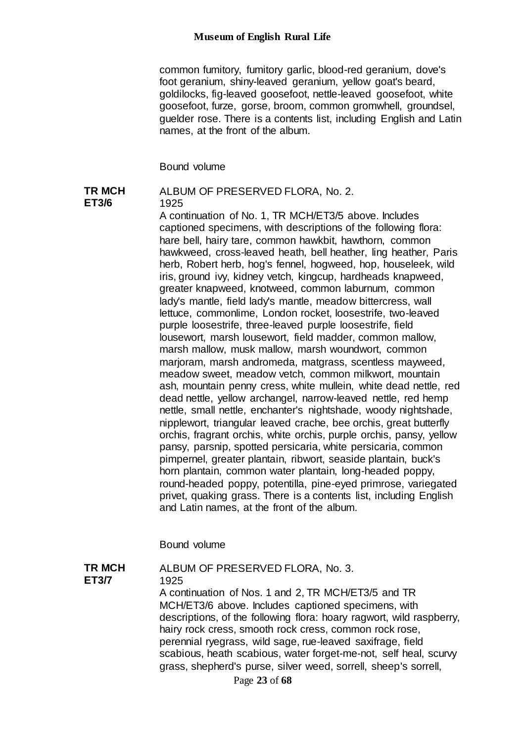common fumitory, fumitory garlic, blood-red geranium, dove's foot geranium, shiny-leaved geranium, yellow goat's beard, goldilocks, fig-leaved goosefoot, nettle-leaved goosefoot, white goosefoot, furze, gorse, broom, common gromwhell, groundsel, guelder rose. There is a contents list, including English and Latin names, at the front of the album.

Bound volume

**TR MCH ET3/6**

ALBUM OF PRESERVED FLORA, No. 2.

1925

A continuation of No. 1, TR MCH/ET3/5 above. Includes captioned specimens, with descriptions of the following flora: hare bell, hairy tare, common hawkbit, hawthorn, common hawkweed, cross-leaved heath, bell heather, ling heather, Paris herb, Robert herb, hog's fennel, hogweed, hop, houseleek, wild iris, ground ivy, kidney vetch, kingcup, hardheads knapweed, greater knapweed, knotweed, common laburnum, common lady's mantle, field lady's mantle, meadow bittercress, wall lettuce, commonlime, London rocket, loosestrife, two-leaved purple loosestrife, three-leaved purple loosestrife, field lousewort, marsh lousewort, field madder, common mallow, marsh mallow, musk mallow, marsh woundwort, common marjoram, marsh andromeda, matgrass, scentless mayweed, meadow sweet, meadow vetch, common milkwort, mountain ash, mountain penny cress, white mullein, white dead nettle, red dead nettle, yellow archangel, narrow-leaved nettle, red hemp nettle, small nettle, enchanter's nightshade, woody nightshade, nipplewort, triangular leaved crache, bee orchis, great butterfly orchis, fragrant orchis, white orchis, purple orchis, pansy, yellow pansy, parsnip, spotted persicaria, white persicaria, common pimpernel, greater plantain, ribwort, seaside plantain, buck's horn plantain, common water plantain, long-headed poppy, round-headed poppy, potentilla, pine-eyed primrose, variegated privet, quaking grass. There is a contents list, including English and Latin names, at the front of the album.

Bound volume

**TR MCH ET3/7**

ALBUM OF PRESERVED FLORA, No. 3.

1925

A continuation of Nos. 1 and 2, TR MCH/ET3/5 and TR MCH/ET3/6 above. Includes captioned specimens, with descriptions, of the following flora: hoary ragwort, wild raspberry, hairy rock cress, smooth rock cress, common rock rose, perennial ryegrass, wild sage, rue-leaved saxifrage, field scabious, heath scabious, water forget-me-not, self heal, scurvy grass, shepherd's purse, silver weed, sorrell, sheep's sorrell,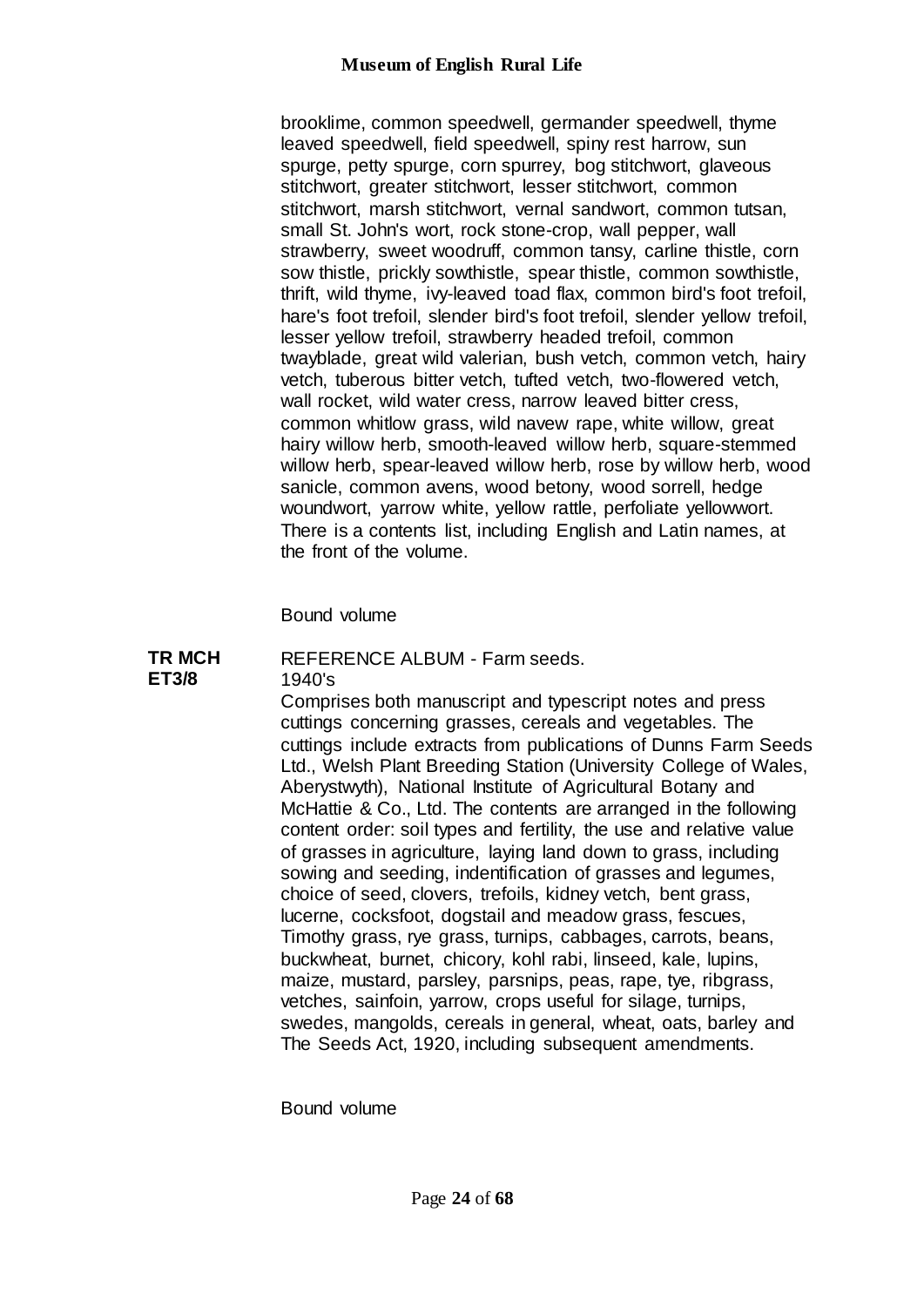brooklime, common speedwell, germander speedwell, thyme leaved speedwell, field speedwell, spiny rest harrow, sun spurge, petty spurge, corn spurrey, bog stitchwort, glaveous stitchwort, greater stitchwort, lesser stitchwort, common stitchwort, marsh stitchwort, vernal sandwort, common tutsan, small St. John's wort, rock stone-crop, wall pepper, wall strawberry, sweet woodruff, common tansy, carline thistle, corn sow thistle, prickly sowthistle, spear thistle, common sowthistle, thrift, wild thyme, ivy-leaved toad flax, common bird's foot trefoil, hare's foot trefoil, slender bird's foot trefoil, slender yellow trefoil, lesser yellow trefoil, strawberry headed trefoil, common twayblade, great wild valerian, bush vetch, common vetch, hairy vetch, tuberous bitter vetch, tufted vetch, two-flowered vetch, wall rocket, wild water cress, narrow leaved bitter cress, common whitlow grass, wild navew rape, white willow, great hairy willow herb, smooth-leaved willow herb, square-stemmed willow herb, spear-leaved willow herb, rose by willow herb, wood sanicle, common avens, wood betony, wood sorrell, hedge woundwort, yarrow white, yellow rattle, perfoliate yellowwort. There is a contents list, including English and Latin names, at the front of the volume.

Bound volume

**TR MCH ET3/8**

REFERENCE ALBUM - Farm seeds.

1940's

Comprises both manuscript and typescript notes and press cuttings concerning grasses, cereals and vegetables. The cuttings include extracts from publications of Dunns Farm Seeds Ltd., Welsh Plant Breeding Station (University College of Wales, Aberystwyth), National Institute of Agricultural Botany and McHattie & Co., Ltd. The contents are arranged in the following content order: soil types and fertility, the use and relative value of grasses in agriculture, laying land down to grass, including sowing and seeding, indentification of grasses and legumes, choice of seed, clovers, trefoils, kidney vetch, bent grass, lucerne, cocksfoot, dogstail and meadow grass, fescues, Timothy grass, rye grass, turnips, cabbages, carrots, beans, buckwheat, burnet, chicory, kohl rabi, linseed, kale, lupins, maize, mustard, parsley, parsnips, peas, rape, tye, ribgrass, vetches, sainfoin, yarrow, crops useful for silage, turnips, swedes, mangolds, cereals in general, wheat, oats, barley and The Seeds Act, 1920, including subsequent amendments.

Bound volume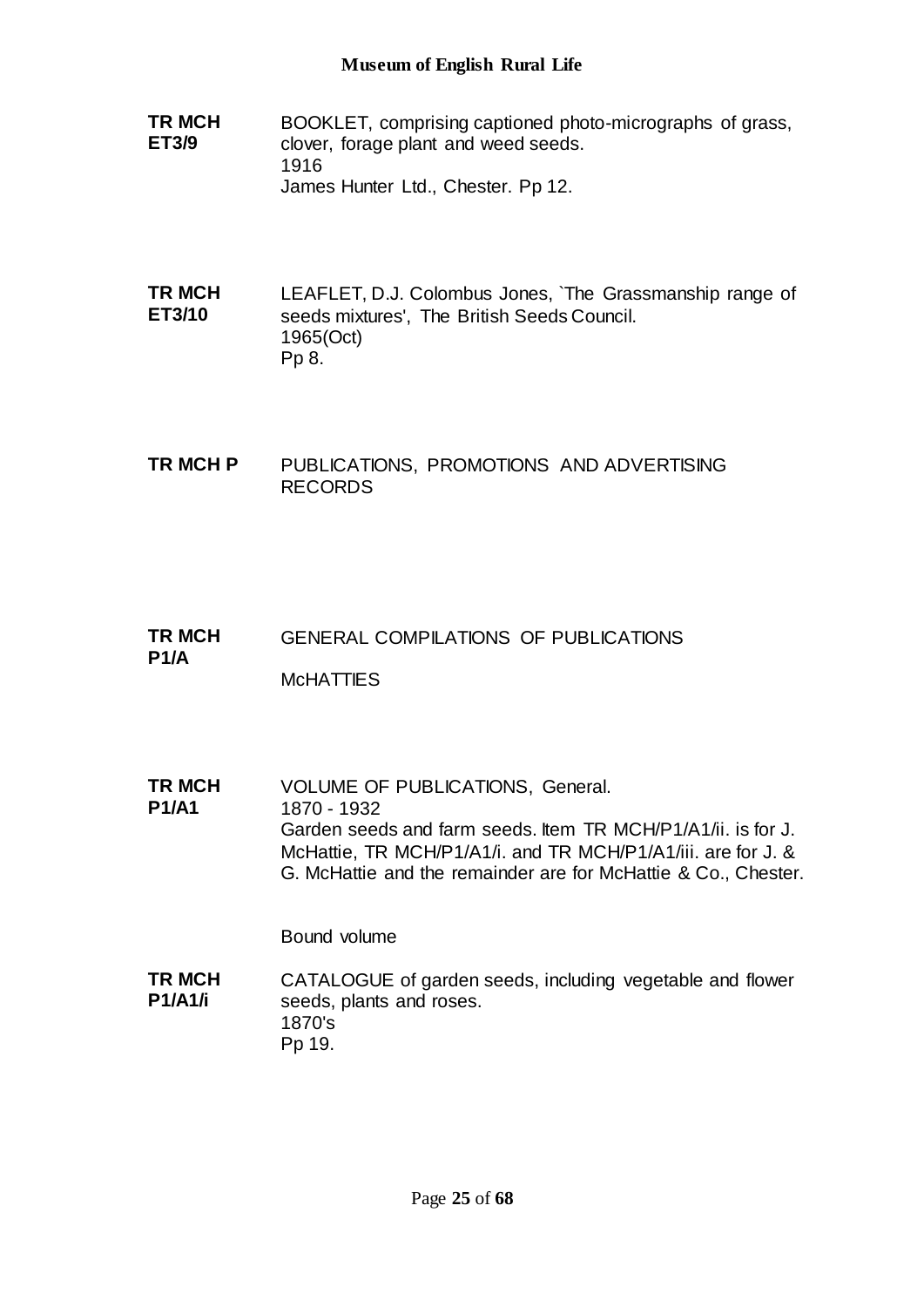**TR MCH ET3/9**
BOOKLET, comprising captioned photo-micrographs of grass, clover, forage plant and weed seeds.
1916
James Hunter Ltd., Chester. Pp 12.

**TR MCH ET3/10**
LEAFLET, D.J. Colombus Jones, `The Grassmanship range of seeds mixtures', The British Seeds Council.
1965(Oct)
Pp 8.

**TR MCH P**
PUBLICATIONS, PROMOTIONS AND ADVERTISING RECORDS

**TR MCH P1/A**
GENERAL COMPILATIONS OF PUBLICATIONS

McHATTIES

**TR MCH P1/A1**
VOLUME OF PUBLICATIONS, General.
1870 - 1932
Garden seeds and farm seeds. Item TR MCH/P1/A1/ii. is for J. McHattie, TR MCH/P1/A1/i. and TR MCH/P1/A1/iii. are for J. & G. McHattie and the remainder are for McHattie & Co., Chester.

Bound volume

**TR MCH P1/A1/i**
CATALOGUE of garden seeds, including vegetable and flower seeds, plants and roses.
1870's
Pp 19.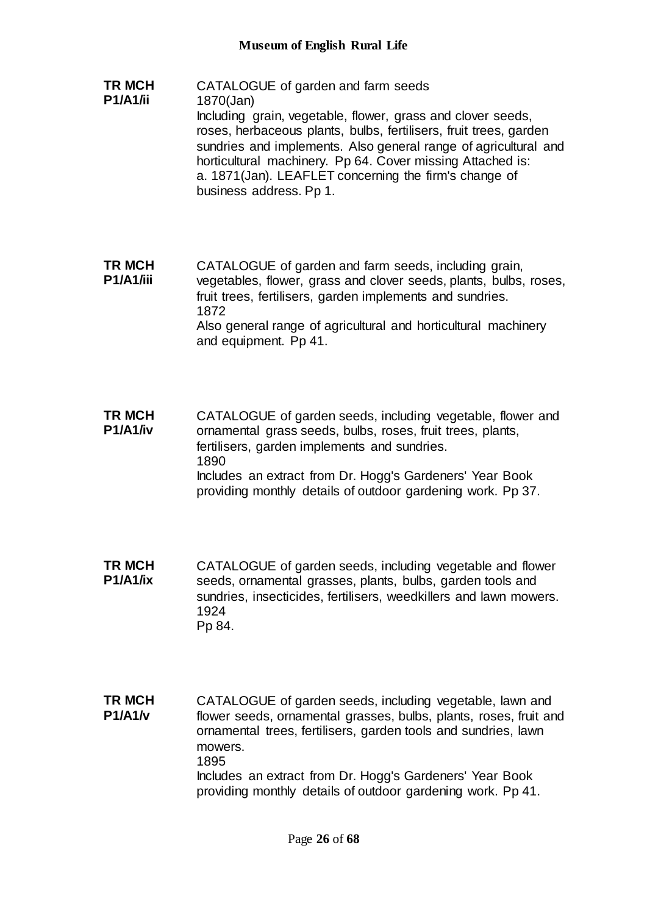**TR MCH P1/A1/ii**

CATALOGUE of garden and farm seeds
1870(Jan)
Including grain, vegetable, flower, grass and clover seeds, roses, herbaceous plants, bulbs, fertilisers, fruit trees, garden sundries and implements. Also general range of agricultural and horticultural machinery. Pp 64. Cover missing Attached is:
a. 1871(Jan). LEAFLET concerning the firm's change of business address. Pp 1.

**TR MCH P1/A1/iii**

CATALOGUE of garden and farm seeds, including grain, vegetables, flower, grass and clover seeds, plants, bulbs, roses, fruit trees, fertilisers, garden implements and sundries.
1872
Also general range of agricultural and horticultural machinery and equipment. Pp 41.

**TR MCH P1/A1/iv**

CATALOGUE of garden seeds, including vegetable, flower and ornamental grass seeds, bulbs, roses, fruit trees, plants, fertilisers, garden implements and sundries.
1890
Includes an extract from Dr. Hogg's Gardeners' Year Book providing monthly details of outdoor gardening work. Pp 37.

**TR MCH P1/A1/ix**

CATALOGUE of garden seeds, including vegetable and flower seeds, ornamental grasses, plants, bulbs, garden tools and sundries, insecticides, fertilisers, weedkillers and lawn mowers.
1924
Pp 84.

**TR MCH P1/A1/v**

CATALOGUE of garden seeds, including vegetable, lawn and flower seeds, ornamental grasses, bulbs, plants, roses, fruit and ornamental trees, fertilisers, garden tools and sundries, lawn mowers.
1895
Includes an extract from Dr. Hogg's Gardeners' Year Book providing monthly details of outdoor gardening work. Pp 41.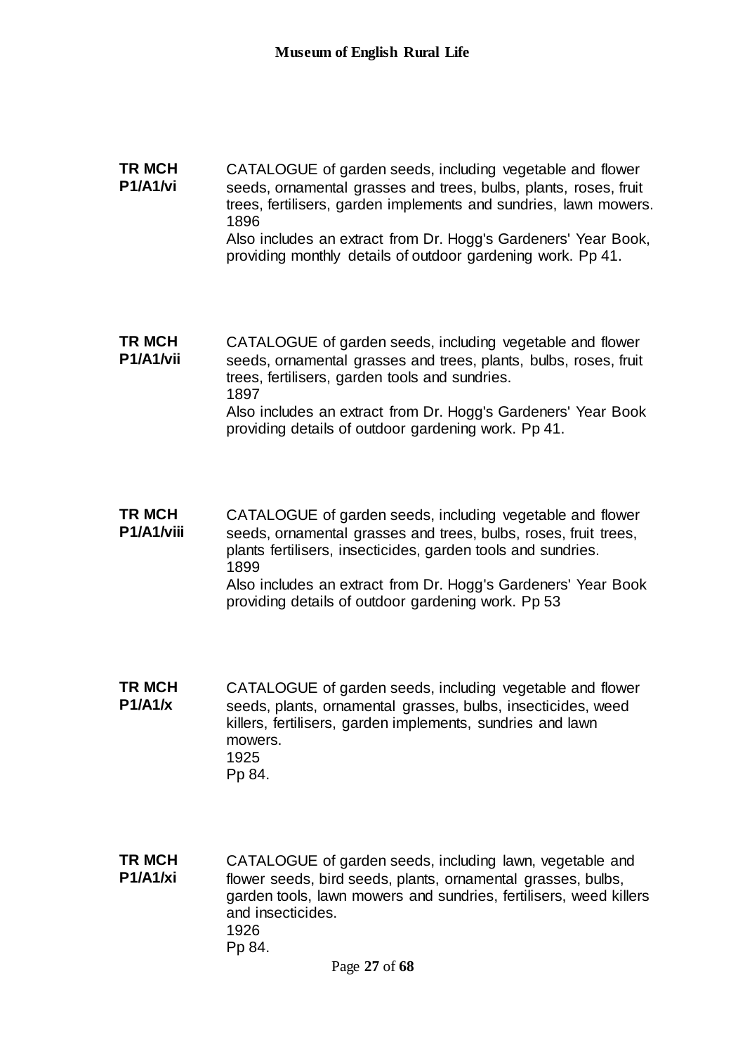**TR MCH P1/A1/vi**

CATALOGUE of garden seeds, including vegetable and flower seeds, ornamental grasses and trees, bulbs, plants, roses, fruit trees, fertilisers, garden implements and sundries, lawn mowers.
1896
Also includes an extract from Dr. Hogg's Gardeners' Year Book, providing monthly details of outdoor gardening work. Pp 41.

**TR MCH P1/A1/vii**

CATALOGUE of garden seeds, including vegetable and flower seeds, ornamental grasses and trees, plants, bulbs, roses, fruit trees, fertilisers, garden tools and sundries.
1897
Also includes an extract from Dr. Hogg's Gardeners' Year Book providing details of outdoor gardening work. Pp 41.

**TR MCH P1/A1/viii**

CATALOGUE of garden seeds, including vegetable and flower seeds, ornamental grasses and trees, bulbs, roses, fruit trees, plants fertilisers, insecticides, garden tools and sundries.
1899
Also includes an extract from Dr. Hogg's Gardeners' Year Book providing details of outdoor gardening work. Pp 53

**TR MCH P1/A1/x**

CATALOGUE of garden seeds, including vegetable and flower seeds, plants, ornamental grasses, bulbs, insecticides, weed killers, fertilisers, garden implements, sundries and lawn mowers.
1925
Pp 84.

**TR MCH P1/A1/xi**

CATALOGUE of garden seeds, including lawn, vegetable and flower seeds, bird seeds, plants, ornamental grasses, bulbs, garden tools, lawn mowers and sundries, fertilisers, weed killers and insecticides.
1926
Pp 84.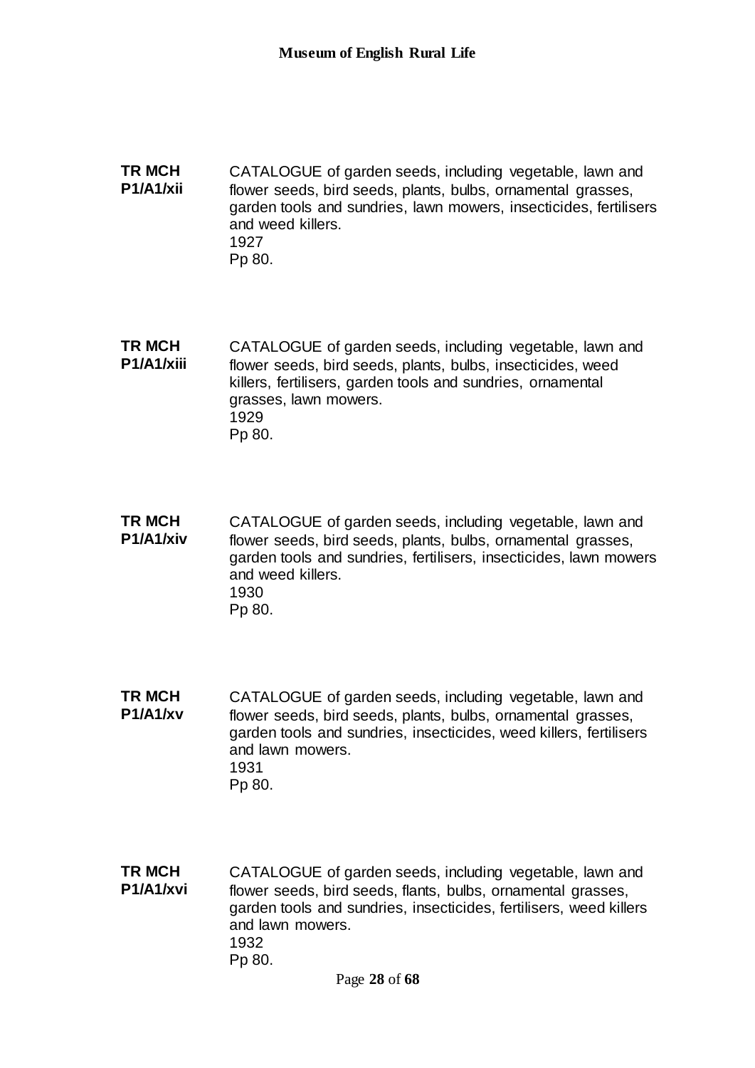**TR MCH P1/A1/xii**

CATALOGUE of garden seeds, including vegetable, lawn and flower seeds, bird seeds, plants, bulbs, ornamental grasses, garden tools and sundries, lawn mowers, insecticides, fertilisers and weed killers.
1927
Pp 80.

**TR MCH P1/A1/xiii**

CATALOGUE of garden seeds, including vegetable, lawn and flower seeds, bird seeds, plants, bulbs, insecticides, weed killers, fertilisers, garden tools and sundries, ornamental grasses, lawn mowers.
1929
Pp 80.

**TR MCH P1/A1/xiv**

CATALOGUE of garden seeds, including vegetable, lawn and flower seeds, bird seeds, plants, bulbs, ornamental grasses, garden tools and sundries, fertilisers, insecticides, lawn mowers and weed killers.
1930
Pp 80.

**TR MCH P1/A1/xv**

CATALOGUE of garden seeds, including vegetable, lawn and flower seeds, bird seeds, plants, bulbs, ornamental grasses, garden tools and sundries, insecticides, weed killers, fertilisers and lawn mowers.
1931
Pp 80.

**TR MCH P1/A1/xvi**

CATALOGUE of garden seeds, including vegetable, lawn and flower seeds, bird seeds, flants, bulbs, ornamental grasses, garden tools and sundries, insecticides, fertilisers, weed killers and lawn mowers.
1932
Pp 80.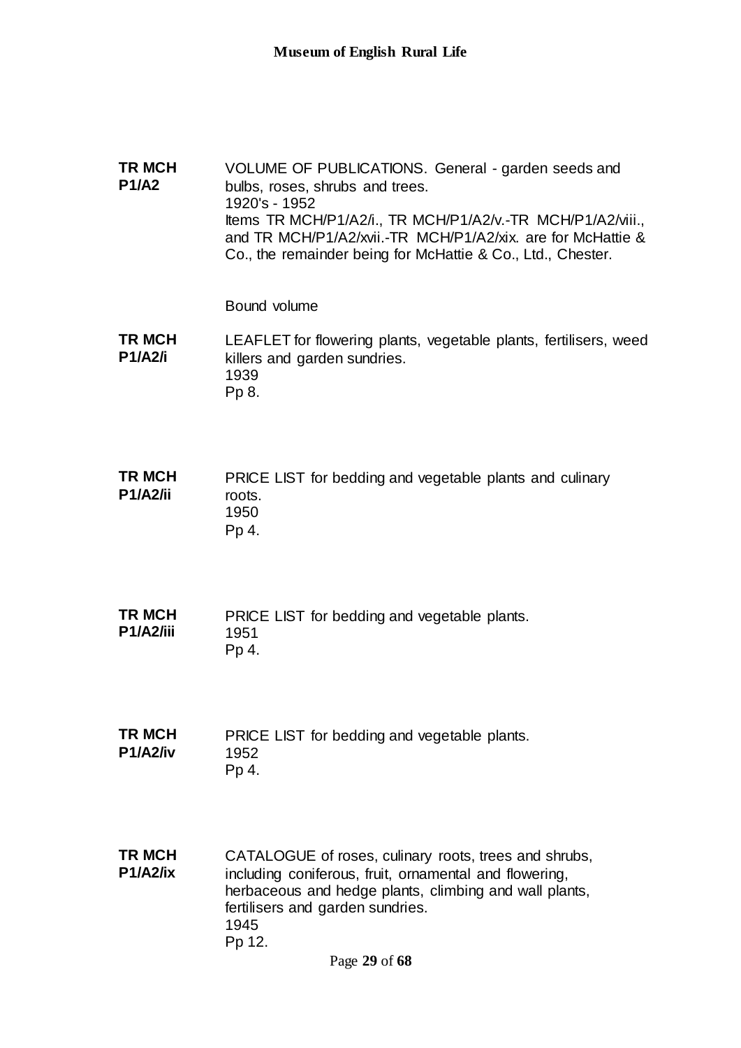**TR MCH P1/A2**

VOLUME OF PUBLICATIONS. General - garden seeds and bulbs, roses, shrubs and trees.
1920's - 1952
Items TR MCH/P1/A2/i., TR MCH/P1/A2/v.-TR MCH/P1/A2/viii., and TR MCH/P1/A2/xvii.-TR MCH/P1/A2/xix. are for McHattie & Co., the remainder being for McHattie & Co., Ltd., Chester.

Bound volume

**TR MCH P1/A2/i**

LEAFLET for flowering plants, vegetable plants, fertilisers, weed killers and garden sundries.
1939
Pp 8.

**TR MCH P1/A2/ii**

PRICE LIST for bedding and vegetable plants and culinary roots.
1950
Pp 4.

**TR MCH P1/A2/iii**

PRICE LIST for bedding and vegetable plants.
1951
Pp 4.

**TR MCH P1/A2/iv**

PRICE LIST for bedding and vegetable plants.
1952
Pp 4.

**TR MCH P1/A2/ix**

CATALOGUE of roses, culinary roots, trees and shrubs, including coniferous, fruit, ornamental and flowering, herbaceous and hedge plants, climbing and wall plants, fertilisers and garden sundries.
1945
Pp 12.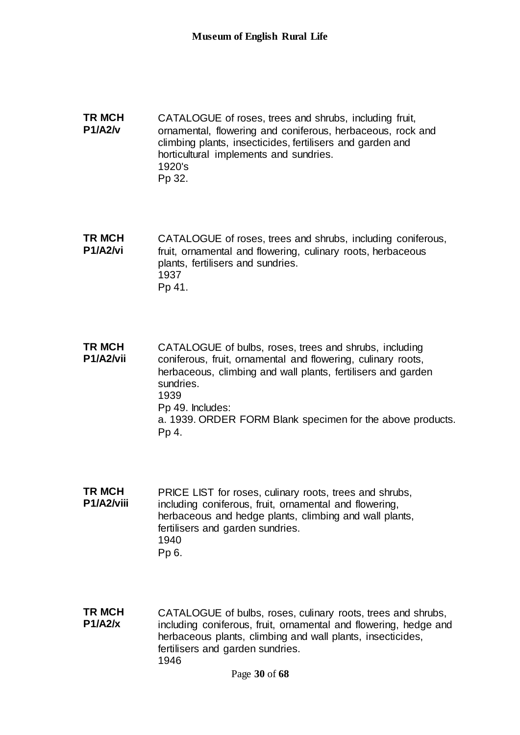**TR MCH P1/A2/v**

CATALOGUE of roses, trees and shrubs, including fruit, ornamental, flowering and coniferous, herbaceous, rock and climbing plants, insecticides, fertilisers and garden and horticultural implements and sundries.
1920's
Pp 32.

**TR MCH P1/A2/vi**

CATALOGUE of roses, trees and shrubs, including coniferous, fruit, ornamental and flowering, culinary roots, herbaceous plants, fertilisers and sundries.
1937
Pp 41.

**TR MCH P1/A2/vii**

CATALOGUE of bulbs, roses, trees and shrubs, including coniferous, fruit, ornamental and flowering, culinary roots, herbaceous, climbing and wall plants, fertilisers and garden sundries.
1939
Pp 49. Includes:
a. 1939. ORDER FORM Blank specimen for the above products.
Pp 4.

**TR MCH P1/A2/viii**

PRICE LIST for roses, culinary roots, trees and shrubs, including coniferous, fruit, ornamental and flowering, herbaceous and hedge plants, climbing and wall plants, fertilisers and garden sundries.
1940
Pp 6.

**TR MCH P1/A2/x**

CATALOGUE of bulbs, roses, culinary roots, trees and shrubs, including coniferous, fruit, ornamental and flowering, hedge and herbaceous plants, climbing and wall plants, insecticides, fertilisers and garden sundries.
1946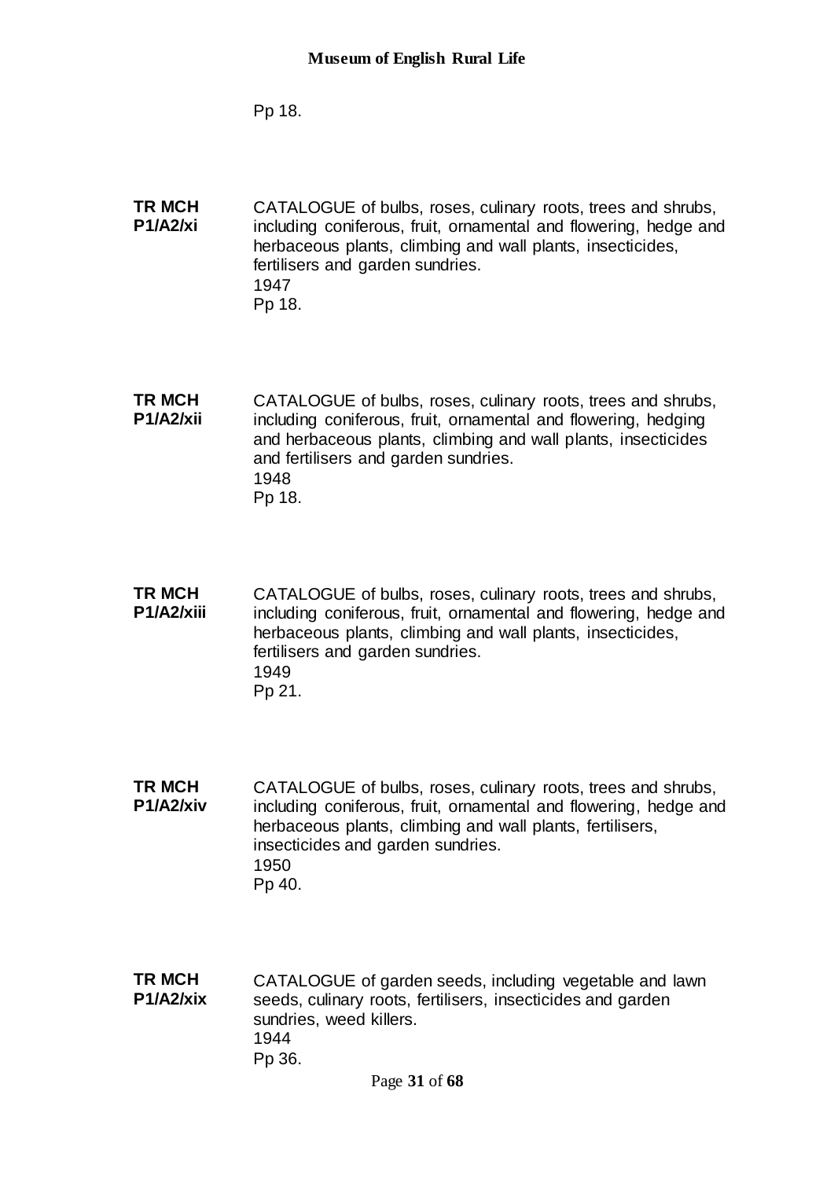Pp 18.

**TR MCH P1/A2/xi**
CATALOGUE of bulbs, roses, culinary roots, trees and shrubs, including coniferous, fruit, ornamental and flowering, hedge and herbaceous plants, climbing and wall plants, insecticides, fertilisers and garden sundries.
1947
Pp 18.

**TR MCH P1/A2/xii**
CATALOGUE of bulbs, roses, culinary roots, trees and shrubs, including coniferous, fruit, ornamental and flowering, hedging and herbaceous plants, climbing and wall plants, insecticides and fertilisers and garden sundries.
1948
Pp 18.

**TR MCH P1/A2/xiii**
CATALOGUE of bulbs, roses, culinary roots, trees and shrubs, including coniferous, fruit, ornamental and flowering, hedge and herbaceous plants, climbing and wall plants, insecticides, fertilisers and garden sundries.
1949
Pp 21.

**TR MCH P1/A2/xiv**
CATALOGUE of bulbs, roses, culinary roots, trees and shrubs, including coniferous, fruit, ornamental and flowering, hedge and herbaceous plants, climbing and wall plants, fertilisers, insecticides and garden sundries.
1950
Pp 40.

**TR MCH P1/A2/xix**
CATALOGUE of garden seeds, including vegetable and lawn seeds, culinary roots, fertilisers, insecticides and garden sundries, weed killers.
1944
Pp 36.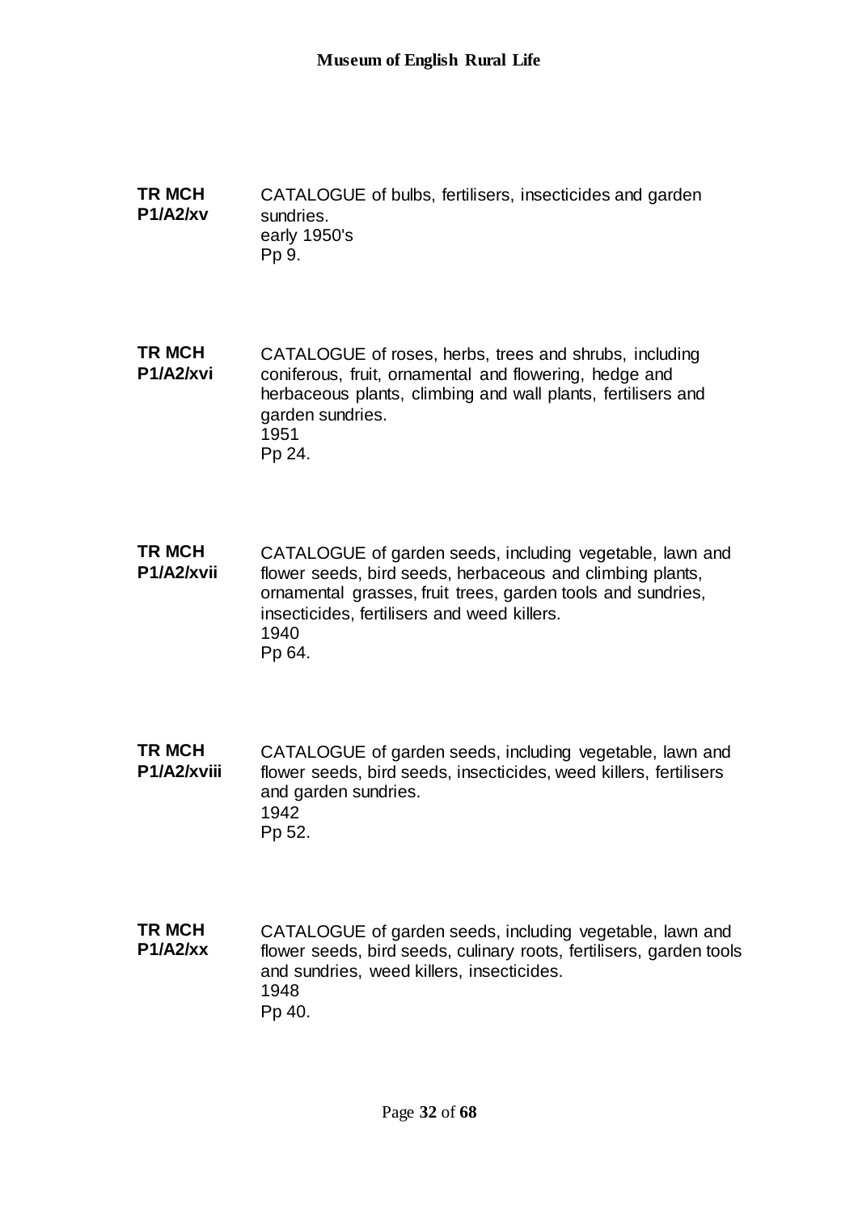**TR MCH P1/A2/xv**

CATALOGUE of bulbs, fertilisers, insecticides and garden sundries.
early 1950's
Pp 9.

**TR MCH P1/A2/xvi**

CATALOGUE of roses, herbs, trees and shrubs, including coniferous, fruit, ornamental and flowering, hedge and herbaceous plants, climbing and wall plants, fertilisers and garden sundries.
1951
Pp 24.

**TR MCH P1/A2/xvii**

CATALOGUE of garden seeds, including vegetable, lawn and flower seeds, bird seeds, herbaceous and climbing plants, ornamental grasses, fruit trees, garden tools and sundries, insecticides, fertilisers and weed killers.
1940
Pp 64.

**TR MCH P1/A2/xviii**

CATALOGUE of garden seeds, including vegetable, lawn and flower seeds, bird seeds, insecticides, weed killers, fertilisers and garden sundries.
1942
Pp 52.

**TR MCH P1/A2/xx**

CATALOGUE of garden seeds, including vegetable, lawn and flower seeds, bird seeds, culinary roots, fertilisers, garden tools and sundries, weed killers, insecticides.
1948
Pp 40.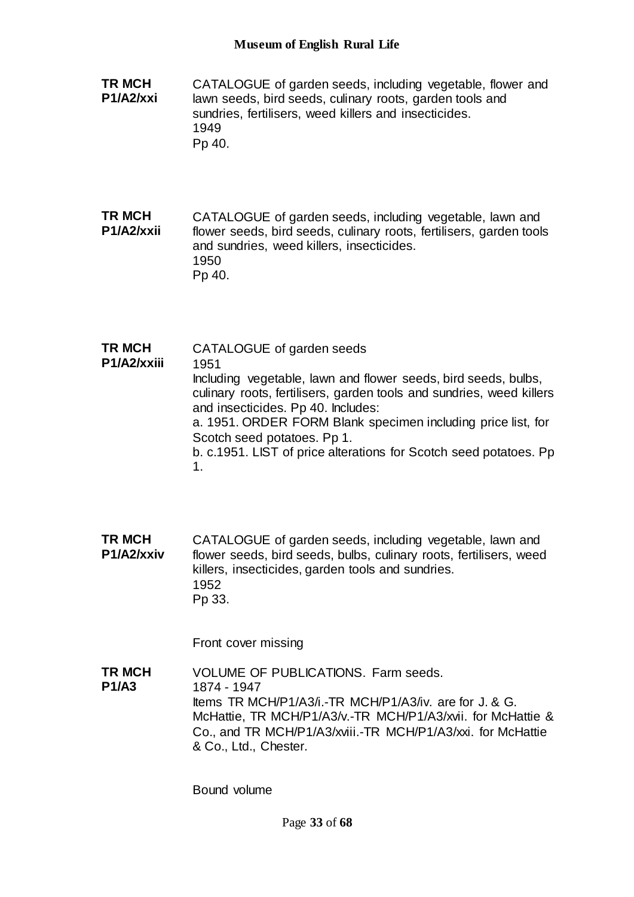**TR MCH P1/A2/xxi**

CATALOGUE of garden seeds, including vegetable, flower and lawn seeds, bird seeds, culinary roots, garden tools and sundries, fertilisers, weed killers and insecticides.
1949
Pp 40.

**TR MCH P1/A2/xxii**

CATALOGUE of garden seeds, including vegetable, lawn and flower seeds, bird seeds, culinary roots, fertilisers, garden tools and sundries, weed killers, insecticides.
1950
Pp 40.

**TR MCH P1/A2/xxiii**

CATALOGUE of garden seeds
1951
Including vegetable, lawn and flower seeds, bird seeds, bulbs, culinary roots, fertilisers, garden tools and sundries, weed killers and insecticides. Pp 40. Includes:
a. 1951. ORDER FORM Blank specimen including price list, for Scotch seed potatoes. Pp 1.
b. c.1951. LIST of price alterations for Scotch seed potatoes. Pp 1.

**TR MCH P1/A2/xxiv**

CATALOGUE of garden seeds, including vegetable, lawn and flower seeds, bird seeds, bulbs, culinary roots, fertilisers, weed killers, insecticides, garden tools and sundries.
1952
Pp 33.

Front cover missing

**TR MCH P1/A3**

VOLUME OF PUBLICATIONS. Farm seeds.
1874 - 1947
Items TR MCH/P1/A3/i.-TR MCH/P1/A3/iv. are for J. & G. McHattie, TR MCH/P1/A3/v.-TR MCH/P1/A3/xvii. for McHattie & Co., and TR MCH/P1/A3/xviii.-TR MCH/P1/A3/xxi. for McHattie & Co., Ltd., Chester.

Bound volume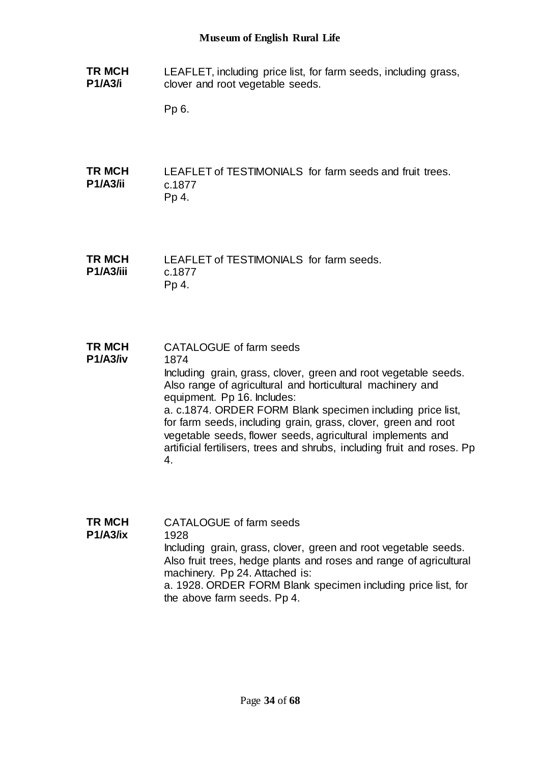**TR MCH P1/A3/i**

LEAFLET, including price list, for farm seeds, including grass, clover and root vegetable seeds.

Pp 6.

**TR MCH P1/A3/ii**

LEAFLET of TESTIMONIALS for farm seeds and fruit trees.
c.1877
Pp 4.

**TR MCH P1/A3/iii**

LEAFLET of TESTIMONIALS for farm seeds.
c.1877
Pp 4.

**TR MCH P1/A3/iv**

CATALOGUE of farm seeds
1874
Including grain, grass, clover, green and root vegetable seeds. Also range of agricultural and horticultural machinery and equipment. Pp 16. Includes:
a. c.1874. ORDER FORM Blank specimen including price list, for farm seeds, including grain, grass, clover, green and root vegetable seeds, flower seeds, agricultural implements and artificial fertilisers, trees and shrubs, including fruit and roses. Pp 4.

**TR MCH P1/A3/ix**

CATALOGUE of farm seeds
1928
Including grain, grass, clover, green and root vegetable seeds. Also fruit trees, hedge plants and roses and range of agricultural machinery. Pp 24. Attached is:
a. 1928. ORDER FORM Blank specimen including price list, for the above farm seeds. Pp 4.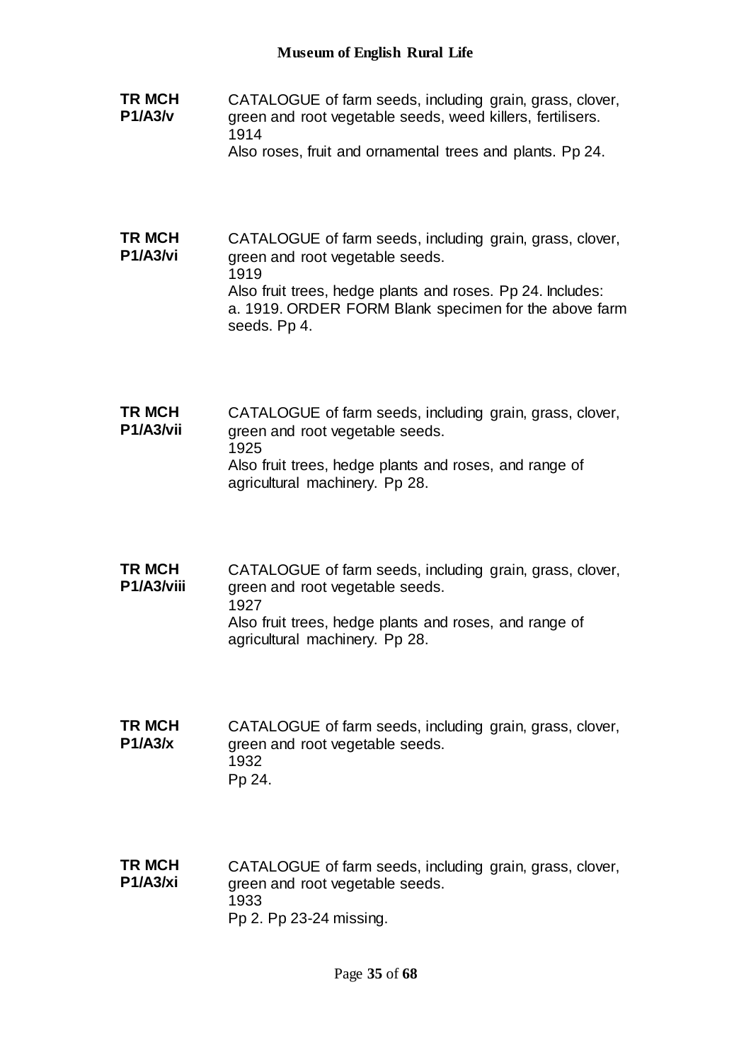**TR MCH P1/A3/v**

CATALOGUE of farm seeds, including grain, grass, clover, green and root vegetable seeds, weed killers, fertilisers.
1914
Also roses, fruit and ornamental trees and plants. Pp 24.

**TR MCH P1/A3/vi**

CATALOGUE of farm seeds, including grain, grass, clover, green and root vegetable seeds.
1919
Also fruit trees, hedge plants and roses. Pp 24. Includes:
a. 1919. ORDER FORM Blank specimen for the above farm seeds. Pp 4.

**TR MCH P1/A3/vii**

CATALOGUE of farm seeds, including grain, grass, clover, green and root vegetable seeds.
1925
Also fruit trees, hedge plants and roses, and range of agricultural machinery. Pp 28.

**TR MCH P1/A3/viii**

CATALOGUE of farm seeds, including grain, grass, clover, green and root vegetable seeds.
1927
Also fruit trees, hedge plants and roses, and range of agricultural machinery. Pp 28.

**TR MCH P1/A3/x**

CATALOGUE of farm seeds, including grain, grass, clover, green and root vegetable seeds.
1932
Pp 24.

**TR MCH P1/A3/xi**

CATALOGUE of farm seeds, including grain, grass, clover, green and root vegetable seeds.
1933
Pp 2. Pp 23-24 missing.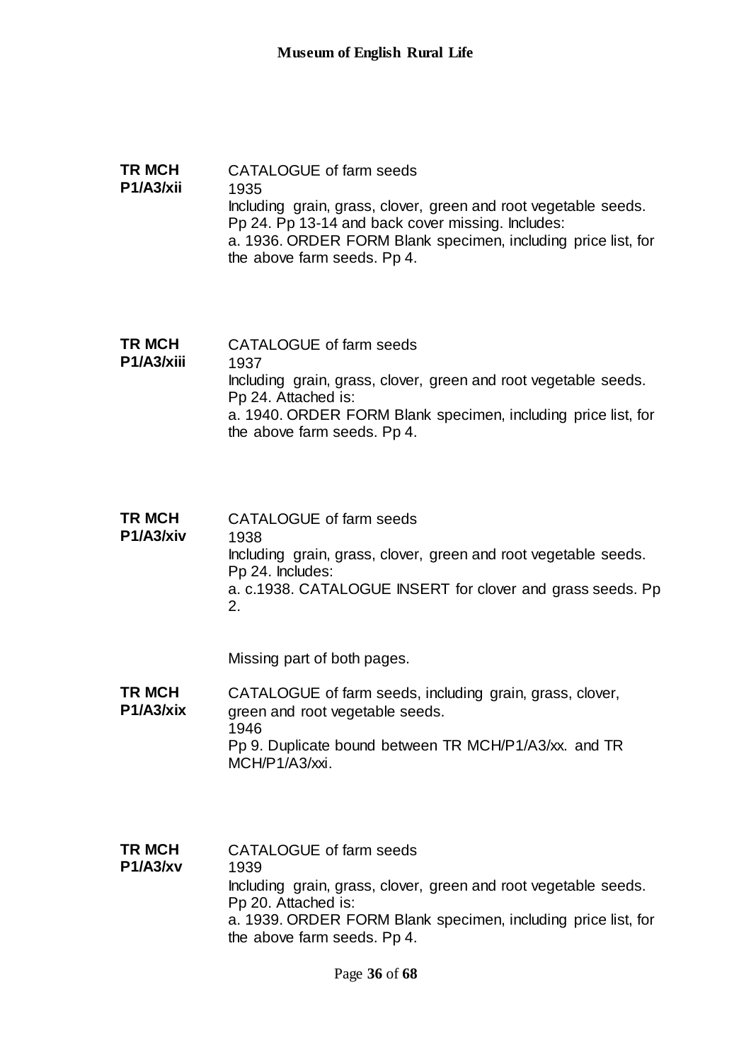**TR MCH P1/A3/xii**

CATALOGUE of farm seeds
1935
Including grain, grass, clover, green and root vegetable seeds. Pp 24. Pp 13-14 and back cover missing. Includes:
a. 1936. ORDER FORM Blank specimen, including price list, for the above farm seeds. Pp 4.

**TR MCH P1/A3/xiii**

CATALOGUE of farm seeds
1937
Including grain, grass, clover, green and root vegetable seeds. Pp 24. Attached is:
a. 1940. ORDER FORM Blank specimen, including price list, for the above farm seeds. Pp 4.

**TR MCH P1/A3/xiv**

CATALOGUE of farm seeds
1938
Including grain, grass, clover, green and root vegetable seeds. Pp 24. Includes:
a. c.1938. CATALOGUE INSERT for clover and grass seeds. Pp 2.

Missing part of both pages.

**TR MCH P1/A3/xix**

CATALOGUE of farm seeds, including grain, grass, clover, green and root vegetable seeds.
1946
Pp 9. Duplicate bound between TR MCH/P1/A3/xx. and TR MCH/P1/A3/xxi.

**TR MCH P1/A3/xv**

CATALOGUE of farm seeds
1939
Including grain, grass, clover, green and root vegetable seeds. Pp 20. Attached is:
a. 1939. ORDER FORM Blank specimen, including price list, for the above farm seeds. Pp 4.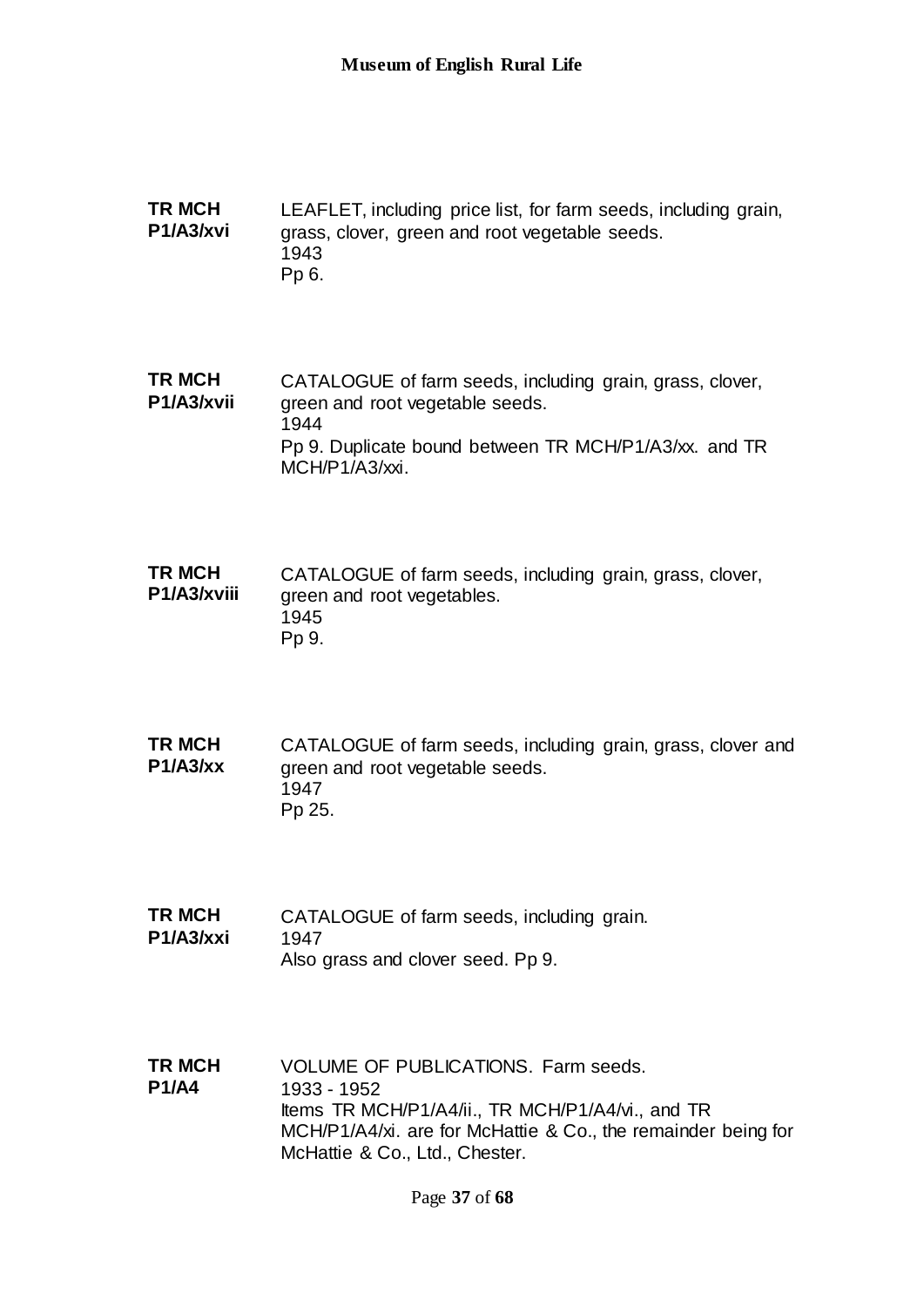**TR MCH P1/A3/xvi**

LEAFLET, including price list, for farm seeds, including grain, grass, clover, green and root vegetable seeds.
1943
Pp 6.

**TR MCH P1/A3/xvii**

CATALOGUE of farm seeds, including grain, grass, clover, green and root vegetable seeds.
1944
Pp 9. Duplicate bound between TR MCH/P1/A3/xx. and TR MCH/P1/A3/xxi.

**TR MCH P1/A3/xviii**

CATALOGUE of farm seeds, including grain, grass, clover, green and root vegetables.
1945
Pp 9.

**TR MCH P1/A3/xx**

CATALOGUE of farm seeds, including grain, grass, clover and green and root vegetable seeds.
1947
Pp 25.

**TR MCH P1/A3/xxi**

CATALOGUE of farm seeds, including grain.
1947
Also grass and clover seed. Pp 9.

**TR MCH P1/A4**

VOLUME OF PUBLICATIONS. Farm seeds.
1933 - 1952
Items TR MCH/P1/A4/ii., TR MCH/P1/A4/vi., and TR MCH/P1/A4/xi. are for McHattie & Co., the remainder being for McHattie & Co., Ltd., Chester.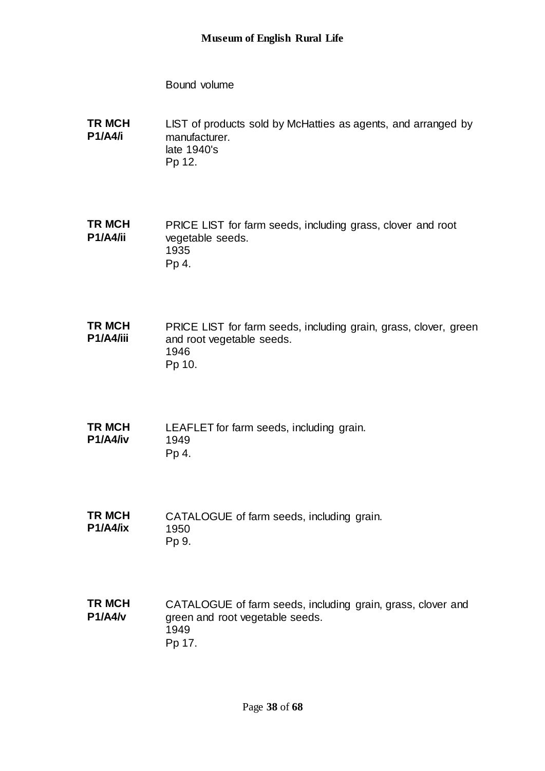Bound volume

**TR MCH P1/A4/i**
LIST of products sold by McHatties as agents, and arranged by manufacturer.
late 1940's
Pp 12.

**TR MCH P1/A4/ii**
PRICE LIST for farm seeds, including grass, clover and root vegetable seeds.
1935
Pp 4.

**TR MCH P1/A4/iii**
PRICE LIST for farm seeds, including grain, grass, clover, green and root vegetable seeds.
1946
Pp 10.

**TR MCH P1/A4/iv**
LEAFLET for farm seeds, including grain.
1949
Pp 4.

**TR MCH P1/A4/ix**
CATALOGUE of farm seeds, including grain.
1950
Pp 9.

**TR MCH P1/A4/v**
CATALOGUE of farm seeds, including grain, grass, clover and green and root vegetable seeds.
1949
Pp 17.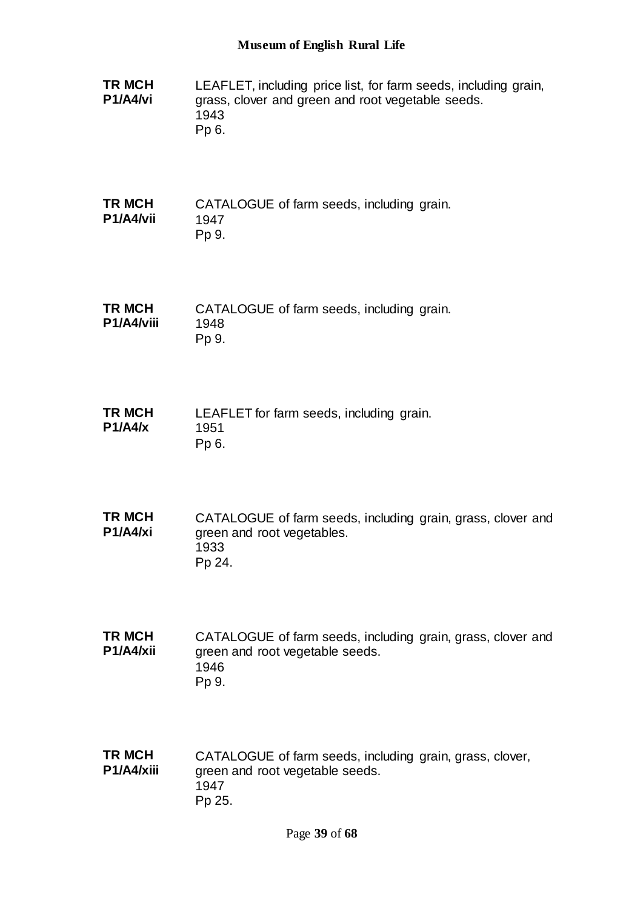**TR MCH P1/A4/vi**

LEAFLET, including price list, for farm seeds, including grain, grass, clover and green and root vegetable seeds.
1943
Pp 6.

**TR MCH P1/A4/vii**

CATALOGUE of farm seeds, including grain.
1947
Pp 9.

**TR MCH P1/A4/viii**

CATALOGUE of farm seeds, including grain.
1948
Pp 9.

**TR MCH P1/A4/x**

LEAFLET for farm seeds, including grain.
1951
Pp 6.

**TR MCH P1/A4/xi**

CATALOGUE of farm seeds, including grain, grass, clover and green and root vegetables.
1933
Pp 24.

**TR MCH P1/A4/xii**

CATALOGUE of farm seeds, including grain, grass, clover and green and root vegetable seeds.
1946
Pp 9.

**TR MCH P1/A4/xiii**

CATALOGUE of farm seeds, including grain, grass, clover, green and root vegetable seeds.
1947
Pp 25.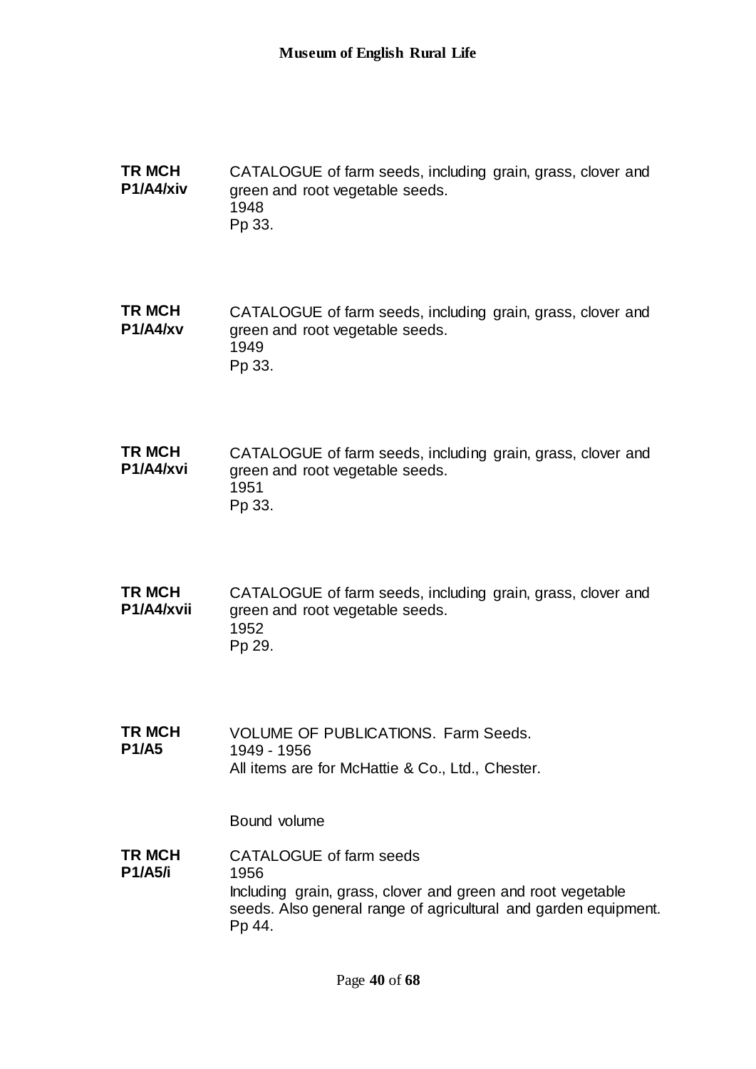**TR MCH P1/A4/xiv**

CATALOGUE of farm seeds, including grain, grass, clover and green and root vegetable seeds.
1948
Pp 33.

**TR MCH P1/A4/xv**

CATALOGUE of farm seeds, including grain, grass, clover and green and root vegetable seeds.
1949
Pp 33.

**TR MCH P1/A4/xvi**

CATALOGUE of farm seeds, including grain, grass, clover and green and root vegetable seeds.
1951
Pp 33.

**TR MCH P1/A4/xvii**

CATALOGUE of farm seeds, including grain, grass, clover and green and root vegetable seeds.
1952
Pp 29.

**TR MCH P1/A5**

VOLUME OF PUBLICATIONS. Farm Seeds.
1949 - 1956
All items are for McHattie & Co., Ltd., Chester.

Bound volume

**TR MCH P1/A5/i**

CATALOGUE of farm seeds
1956
Including grain, grass, clover and green and root vegetable seeds. Also general range of agricultural and garden equipment.
Pp 44.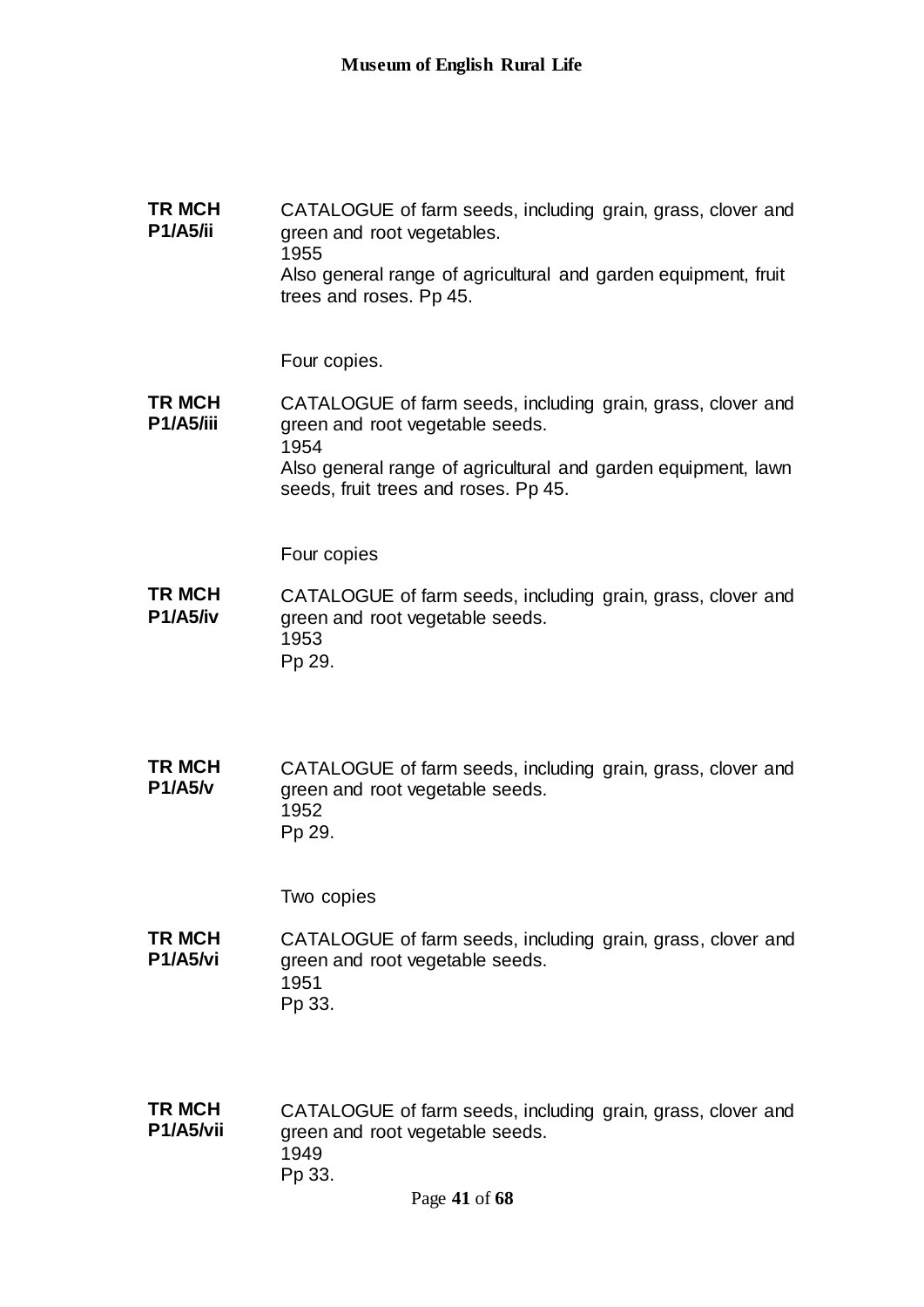**TR MCH P1/A5/ii**

CATALOGUE of farm seeds, including grain, grass, clover and green and root vegetables.
1955
Also general range of agricultural and garden equipment, fruit trees and roses. Pp 45.

Four copies.

**TR MCH P1/A5/iii**

CATALOGUE of farm seeds, including grain, grass, clover and green and root vegetable seeds.
1954
Also general range of agricultural and garden equipment, lawn seeds, fruit trees and roses. Pp 45.

Four copies

**TR MCH P1/A5/iv**

CATALOGUE of farm seeds, including grain, grass, clover and green and root vegetable seeds.
1953
Pp 29.

**TR MCH P1/A5/v**

CATALOGUE of farm seeds, including grain, grass, clover and green and root vegetable seeds.
1952
Pp 29.

Two copies

**TR MCH P1/A5/vi**

CATALOGUE of farm seeds, including grain, grass, clover and green and root vegetable seeds.
1951
Pp 33.

**TR MCH P1/A5/vii**

CATALOGUE of farm seeds, including grain, grass, clover and green and root vegetable seeds.
1949
Pp 33.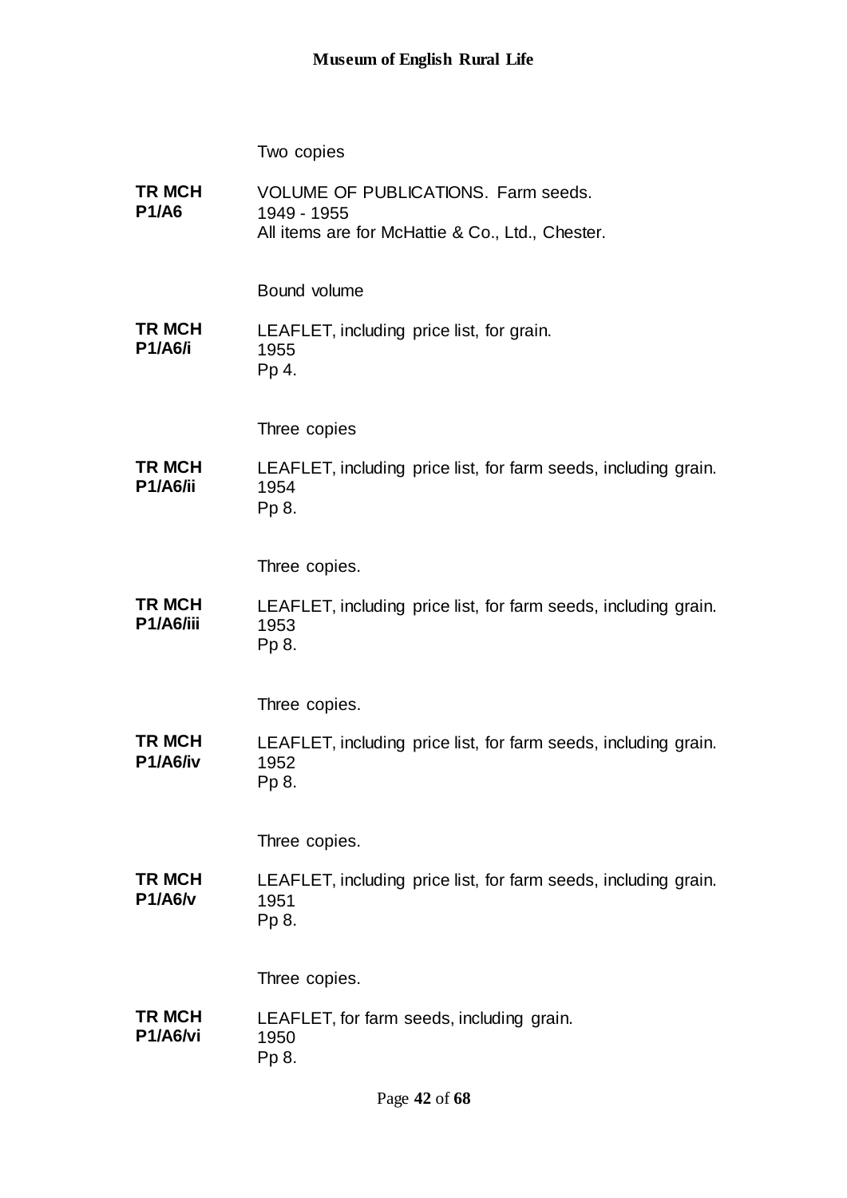Two copies

**TR MCH P1/A6**

VOLUME OF PUBLICATIONS. Farm seeds.
1949 - 1955
All items are for McHattie & Co., Ltd., Chester.

Bound volume

**TR MCH P1/A6/i**

LEAFLET, including price list, for grain.
1955
Pp 4.

Three copies

**TR MCH P1/A6/ii**

LEAFLET, including price list, for farm seeds, including grain.
1954
Pp 8.

Three copies.

**TR MCH P1/A6/iii**

LEAFLET, including price list, for farm seeds, including grain.
1953
Pp 8.

Three copies.

**TR MCH P1/A6/iv**

LEAFLET, including price list, for farm seeds, including grain.
1952
Pp 8.

Three copies.

**TR MCH P1/A6/v**

LEAFLET, including price list, for farm seeds, including grain.
1951
Pp 8.

Three copies.

**TR MCH P1/A6/vi**

LEAFLET, for farm seeds, including grain.
1950
Pp 8.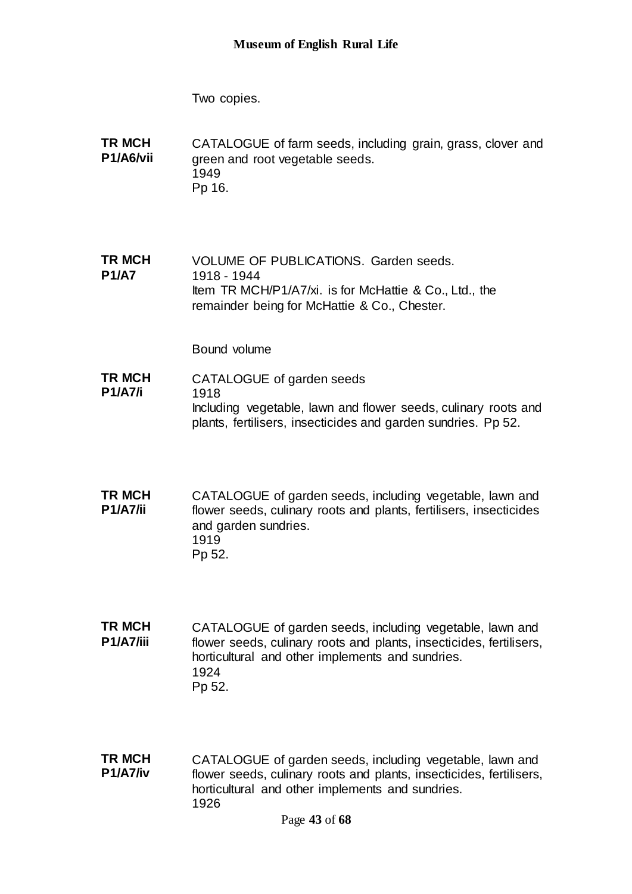Two copies.

**TR MCH P1/A6/vii** CATALOGUE of farm seeds, including grain, grass, clover and green and root vegetable seeds.
1949
Pp 16.

**TR MCH P1/A7** VOLUME OF PUBLICATIONS. Garden seeds.
1918 - 1944
Item TR MCH/P1/A7/xi. is for McHattie & Co., Ltd., the remainder being for McHattie & Co., Chester.

Bound volume

**TR MCH P1/A7/i** CATALOGUE of garden seeds
1918
Including vegetable, lawn and flower seeds, culinary roots and plants, fertilisers, insecticides and garden sundries. Pp 52.

**TR MCH P1/A7/ii** CATALOGUE of garden seeds, including vegetable, lawn and flower seeds, culinary roots and plants, fertilisers, insecticides and garden sundries.
1919
Pp 52.

**TR MCH P1/A7/iii** CATALOGUE of garden seeds, including vegetable, lawn and flower seeds, culinary roots and plants, insecticides, fertilisers, horticultural and other implements and sundries.
1924
Pp 52.

**TR MCH P1/A7/iv** CATALOGUE of garden seeds, including vegetable, lawn and flower seeds, culinary roots and plants, insecticides, fertilisers, horticultural and other implements and sundries.
1926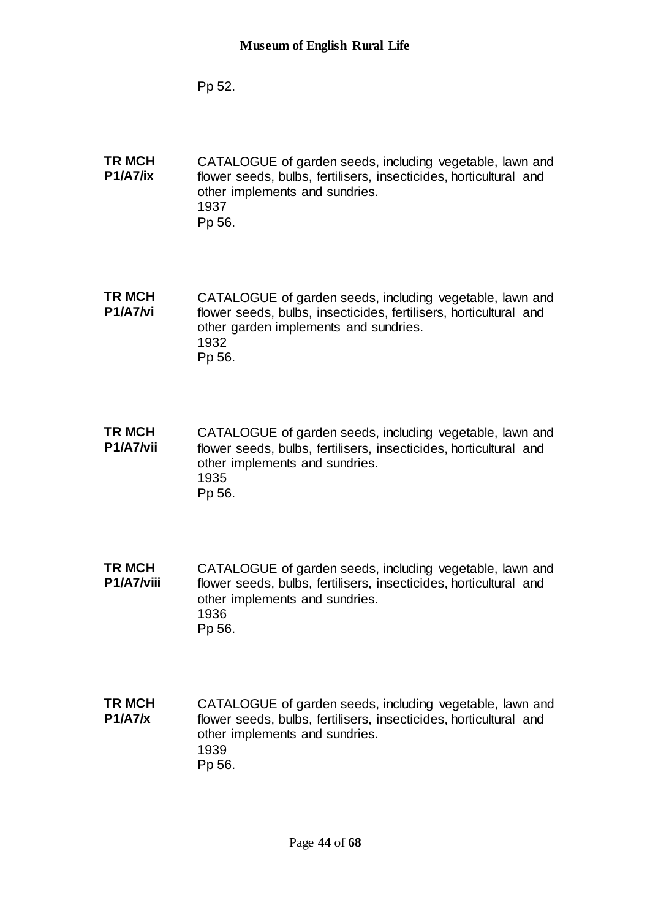Pp 52.

**TR MCH P1/A7/ix**

CATALOGUE of garden seeds, including vegetable, lawn and flower seeds, bulbs, fertilisers, insecticides, horticultural and other implements and sundries.
1937
Pp 56.

**TR MCH P1/A7/vi**

CATALOGUE of garden seeds, including vegetable, lawn and flower seeds, bulbs, insecticides, fertilisers, horticultural and other garden implements and sundries.
1932
Pp 56.

**TR MCH P1/A7/vii**

CATALOGUE of garden seeds, including vegetable, lawn and flower seeds, bulbs, fertilisers, insecticides, horticultural and other implements and sundries.
1935
Pp 56.

**TR MCH P1/A7/viii**

CATALOGUE of garden seeds, including vegetable, lawn and flower seeds, bulbs, fertilisers, insecticides, horticultural and other implements and sundries.
1936
Pp 56.

**TR MCH P1/A7/x**

CATALOGUE of garden seeds, including vegetable, lawn and flower seeds, bulbs, fertilisers, insecticides, horticultural and other implements and sundries.
1939
Pp 56.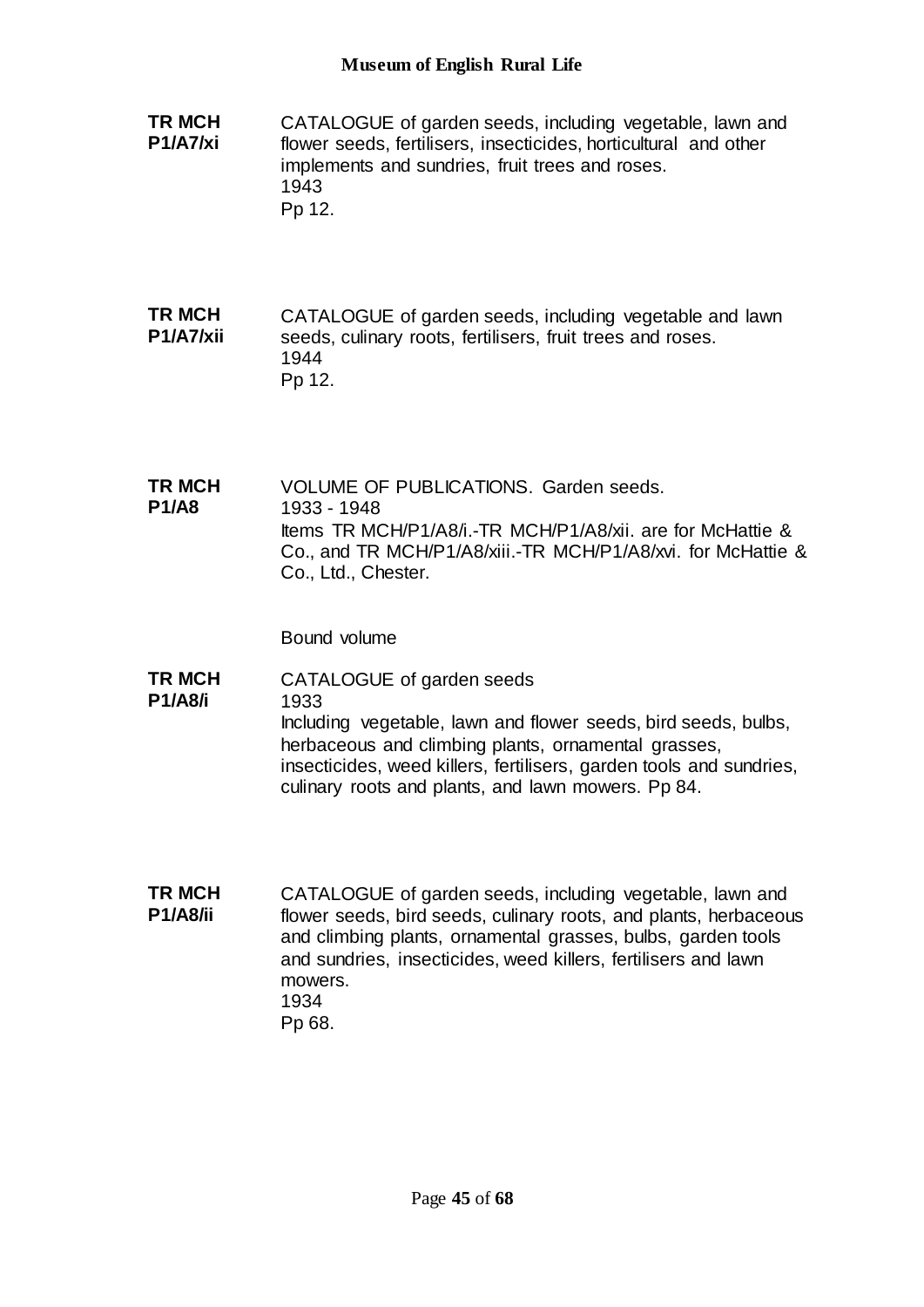**TR MCH P1/A7/xi**

CATALOGUE of garden seeds, including vegetable, lawn and flower seeds, fertilisers, insecticides, horticultural and other implements and sundries, fruit trees and roses.
1943
Pp 12.

**TR MCH P1/A7/xii**

CATALOGUE of garden seeds, including vegetable and lawn seeds, culinary roots, fertilisers, fruit trees and roses.
1944
Pp 12.

**TR MCH P1/A8**

VOLUME OF PUBLICATIONS. Garden seeds.
1933 - 1948
Items TR MCH/P1/A8/i.-TR MCH/P1/A8/xii. are for McHattie & Co., and TR MCH/P1/A8/xiii.-TR MCH/P1/A8/xvi. for McHattie & Co., Ltd., Chester.

Bound volume

**TR MCH P1/A8/i**

CATALOGUE of garden seeds
1933
Including vegetable, lawn and flower seeds, bird seeds, bulbs, herbaceous and climbing plants, ornamental grasses, insecticides, weed killers, fertilisers, garden tools and sundries, culinary roots and plants, and lawn mowers. Pp 84.

**TR MCH P1/A8/ii**

CATALOGUE of garden seeds, including vegetable, lawn and flower seeds, bird seeds, culinary roots, and plants, herbaceous and climbing plants, ornamental grasses, bulbs, garden tools and sundries, insecticides, weed killers, fertilisers and lawn mowers.
1934
Pp 68.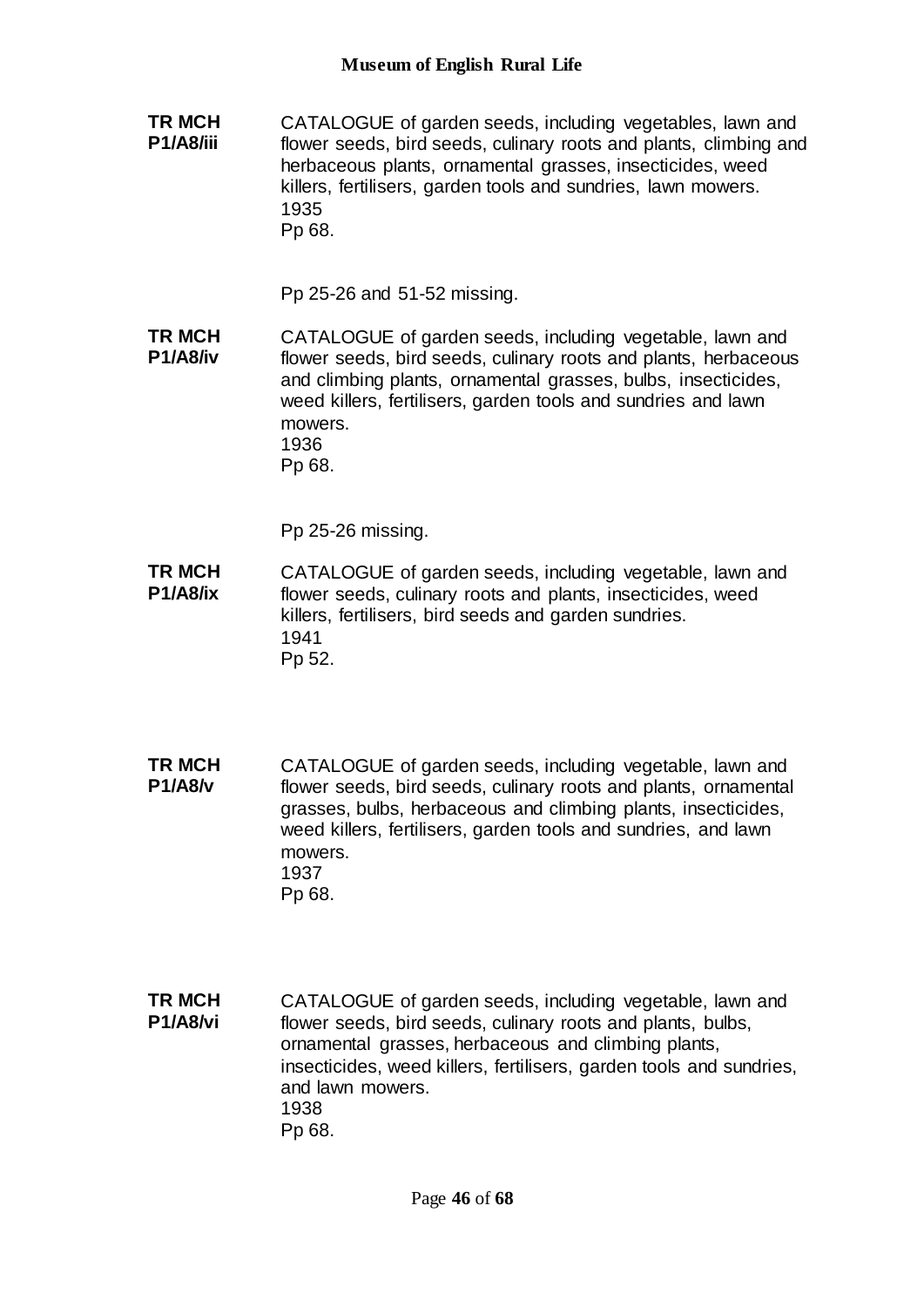**TR MCH P1/A8/iii**

CATALOGUE of garden seeds, including vegetables, lawn and flower seeds, bird seeds, culinary roots and plants, climbing and herbaceous plants, ornamental grasses, insecticides, weed killers, fertilisers, garden tools and sundries, lawn mowers.
1935
Pp 68.

Pp 25-26 and 51-52 missing.

**TR MCH P1/A8/iv**

CATALOGUE of garden seeds, including vegetable, lawn and flower seeds, bird seeds, culinary roots and plants, herbaceous and climbing plants, ornamental grasses, bulbs, insecticides, weed killers, fertilisers, garden tools and sundries and lawn mowers.
1936
Pp 68.

Pp 25-26 missing.

**TR MCH P1/A8/ix**

CATALOGUE of garden seeds, including vegetable, lawn and flower seeds, culinary roots and plants, insecticides, weed killers, fertilisers, bird seeds and garden sundries.
1941
Pp 52.

**TR MCH P1/A8/v**

CATALOGUE of garden seeds, including vegetable, lawn and flower seeds, bird seeds, culinary roots and plants, ornamental grasses, bulbs, herbaceous and climbing plants, insecticides, weed killers, fertilisers, garden tools and sundries, and lawn mowers.
1937
Pp 68.

**TR MCH P1/A8/vi**

CATALOGUE of garden seeds, including vegetable, lawn and flower seeds, bird seeds, culinary roots and plants, bulbs, ornamental grasses, herbaceous and climbing plants, insecticides, weed killers, fertilisers, garden tools and sundries, and lawn mowers.
1938
Pp 68.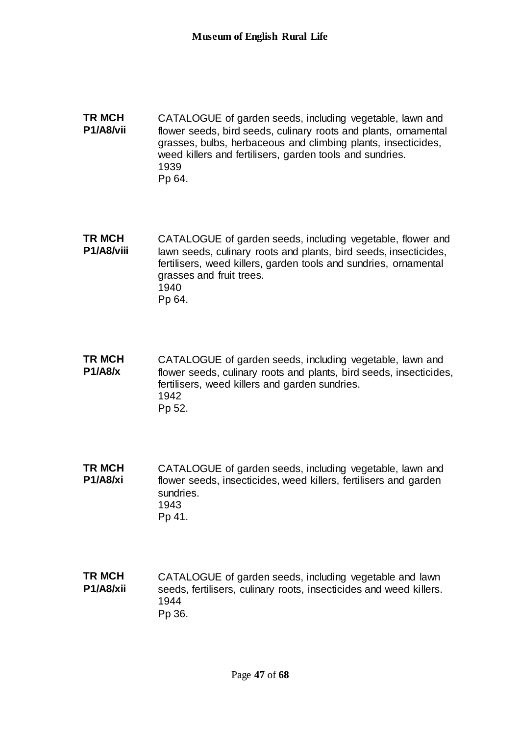**TR MCH P1/A8/vii**

CATALOGUE of garden seeds, including vegetable, lawn and flower seeds, bird seeds, culinary roots and plants, ornamental grasses, bulbs, herbaceous and climbing plants, insecticides, weed killers and fertilisers, garden tools and sundries.
1939
Pp 64.

**TR MCH P1/A8/viii**

CATALOGUE of garden seeds, including vegetable, flower and lawn seeds, culinary roots and plants, bird seeds, insecticides, fertilisers, weed killers, garden tools and sundries, ornamental grasses and fruit trees.
1940
Pp 64.

**TR MCH P1/A8/x**

CATALOGUE of garden seeds, including vegetable, lawn and flower seeds, culinary roots and plants, bird seeds, insecticides, fertilisers, weed killers and garden sundries.
1942
Pp 52.

**TR MCH P1/A8/xi**

CATALOGUE of garden seeds, including vegetable, lawn and flower seeds, insecticides, weed killers, fertilisers and garden sundries.
1943
Pp 41.

**TR MCH P1/A8/xii**

CATALOGUE of garden seeds, including vegetable and lawn seeds, fertilisers, culinary roots, insecticides and weed killers.
1944
Pp 36.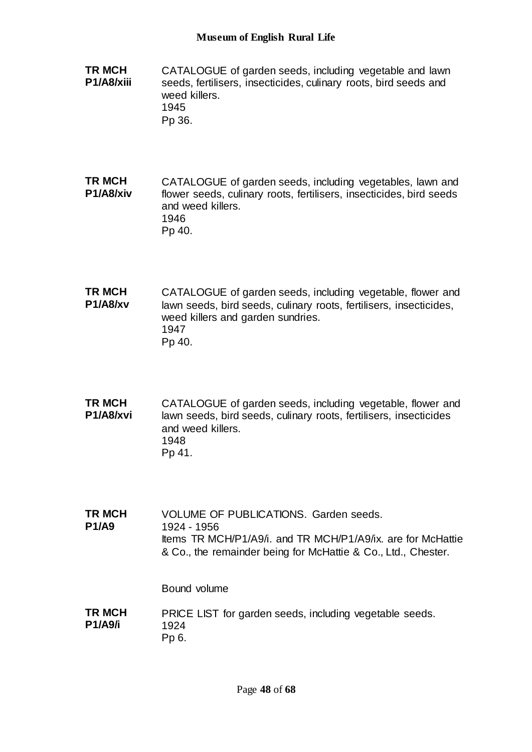**TR MCH P1/A8/xiii**

CATALOGUE of garden seeds, including vegetable and lawn seeds, fertilisers, insecticides, culinary roots, bird seeds and weed killers.
1945
Pp 36.

**TR MCH P1/A8/xiv**

CATALOGUE of garden seeds, including vegetables, lawn and flower seeds, culinary roots, fertilisers, insecticides, bird seeds and weed killers.
1946
Pp 40.

**TR MCH P1/A8/xv**

CATALOGUE of garden seeds, including vegetable, flower and lawn seeds, bird seeds, culinary roots, fertilisers, insecticides, weed killers and garden sundries.
1947
Pp 40.

**TR MCH P1/A8/xvi**

CATALOGUE of garden seeds, including vegetable, flower and lawn seeds, bird seeds, culinary roots, fertilisers, insecticides and weed killers.
1948
Pp 41.

**TR MCH P1/A9**

VOLUME OF PUBLICATIONS. Garden seeds.
1924 - 1956
Items TR MCH/P1/A9/i. and TR MCH/P1/A9/ix. are for McHattie & Co., the remainder being for McHattie & Co., Ltd., Chester.

Bound volume

**TR MCH P1/A9/i**

PRICE LIST for garden seeds, including vegetable seeds.
1924
Pp 6.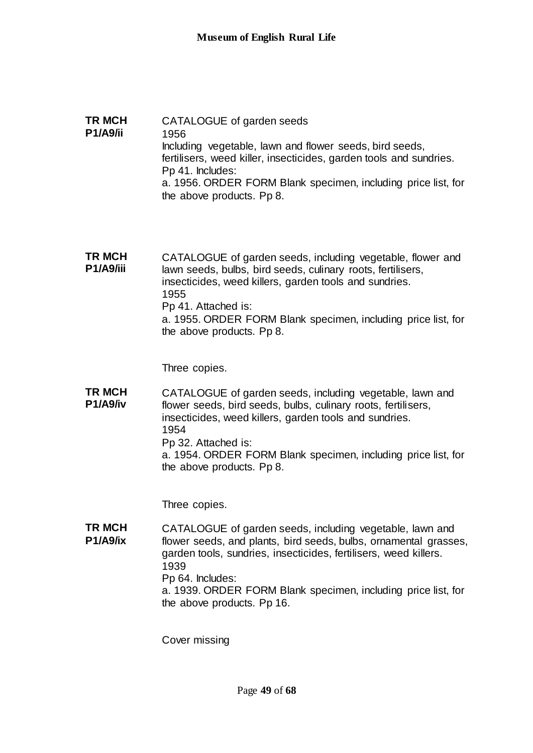**TR MCH P1/A9/ii**

CATALOGUE of garden seeds
1956
Including vegetable, lawn and flower seeds, bird seeds, fertilisers, weed killer, insecticides, garden tools and sundries.
Pp 41. Includes:
a. 1956. ORDER FORM Blank specimen, including price list, for the above products. Pp 8.

**TR MCH P1/A9/iii**

CATALOGUE of garden seeds, including vegetable, flower and lawn seeds, bulbs, bird seeds, culinary roots, fertilisers, insecticides, weed killers, garden tools and sundries.
1955
Pp 41. Attached is:
a. 1955. ORDER FORM Blank specimen, including price list, for the above products. Pp 8.

Three copies.

**TR MCH P1/A9/iv**

CATALOGUE of garden seeds, including vegetable, lawn and flower seeds, bird seeds, bulbs, culinary roots, fertilisers, insecticides, weed killers, garden tools and sundries.
1954
Pp 32. Attached is:
a. 1954. ORDER FORM Blank specimen, including price list, for the above products. Pp 8.

Three copies.

**TR MCH P1/A9/ix**

CATALOGUE of garden seeds, including vegetable, lawn and flower seeds, and plants, bird seeds, bulbs, ornamental grasses, garden tools, sundries, insecticides, fertilisers, weed killers.
1939
Pp 64. Includes:
a. 1939. ORDER FORM Blank specimen, including price list, for the above products. Pp 16.

Cover missing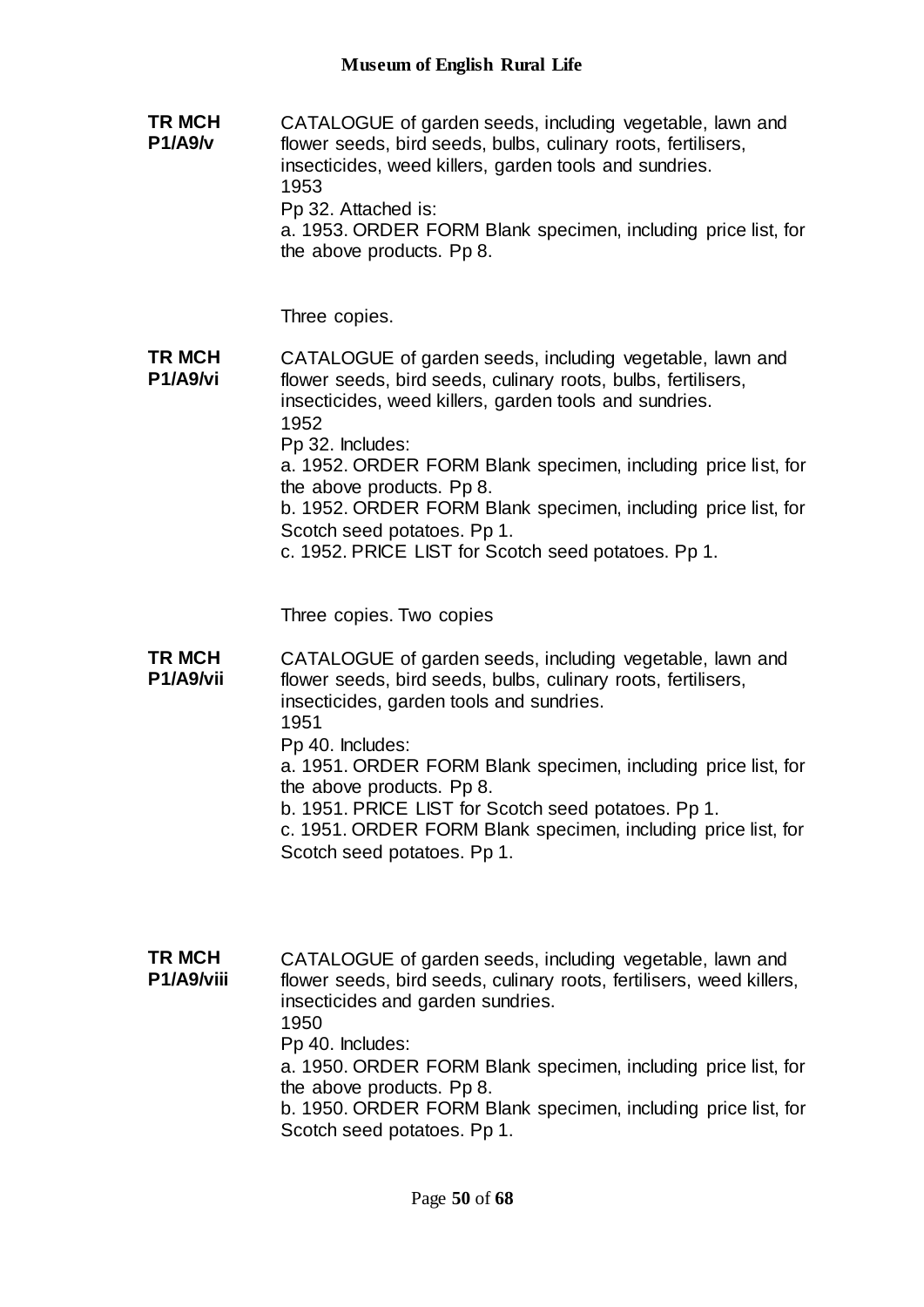**TR MCH P1/A9/v**

CATALOGUE of garden seeds, including vegetable, lawn and flower seeds, bird seeds, bulbs, culinary roots, fertilisers, insecticides, weed killers, garden tools and sundries.
1953
Pp 32. Attached is:
a. 1953. ORDER FORM Blank specimen, including price list, for the above products. Pp 8.

Three copies.

**TR MCH P1/A9/vi**

CATALOGUE of garden seeds, including vegetable, lawn and flower seeds, bird seeds, culinary roots, bulbs, fertilisers, insecticides, weed killers, garden tools and sundries.
1952
Pp 32. Includes:
a. 1952. ORDER FORM Blank specimen, including price list, for the above products. Pp 8.
b. 1952. ORDER FORM Blank specimen, including price list, for Scotch seed potatoes. Pp 1.
c. 1952. PRICE LIST for Scotch seed potatoes. Pp 1.

Three copies. Two copies

**TR MCH P1/A9/vii**

CATALOGUE of garden seeds, including vegetable, lawn and flower seeds, bird seeds, bulbs, culinary roots, fertilisers, insecticides, garden tools and sundries.
1951
Pp 40. Includes:
a. 1951. ORDER FORM Blank specimen, including price list, for the above products. Pp 8.
b. 1951. PRICE LIST for Scotch seed potatoes. Pp 1.
c. 1951. ORDER FORM Blank specimen, including price list, for Scotch seed potatoes. Pp 1.

**TR MCH P1/A9/viii**

CATALOGUE of garden seeds, including vegetable, lawn and flower seeds, bird seeds, culinary roots, fertilisers, weed killers, insecticides and garden sundries.
1950
Pp 40. Includes:
a. 1950. ORDER FORM Blank specimen, including price list, for the above products. Pp 8.
b. 1950. ORDER FORM Blank specimen, including price list, for Scotch seed potatoes. Pp 1.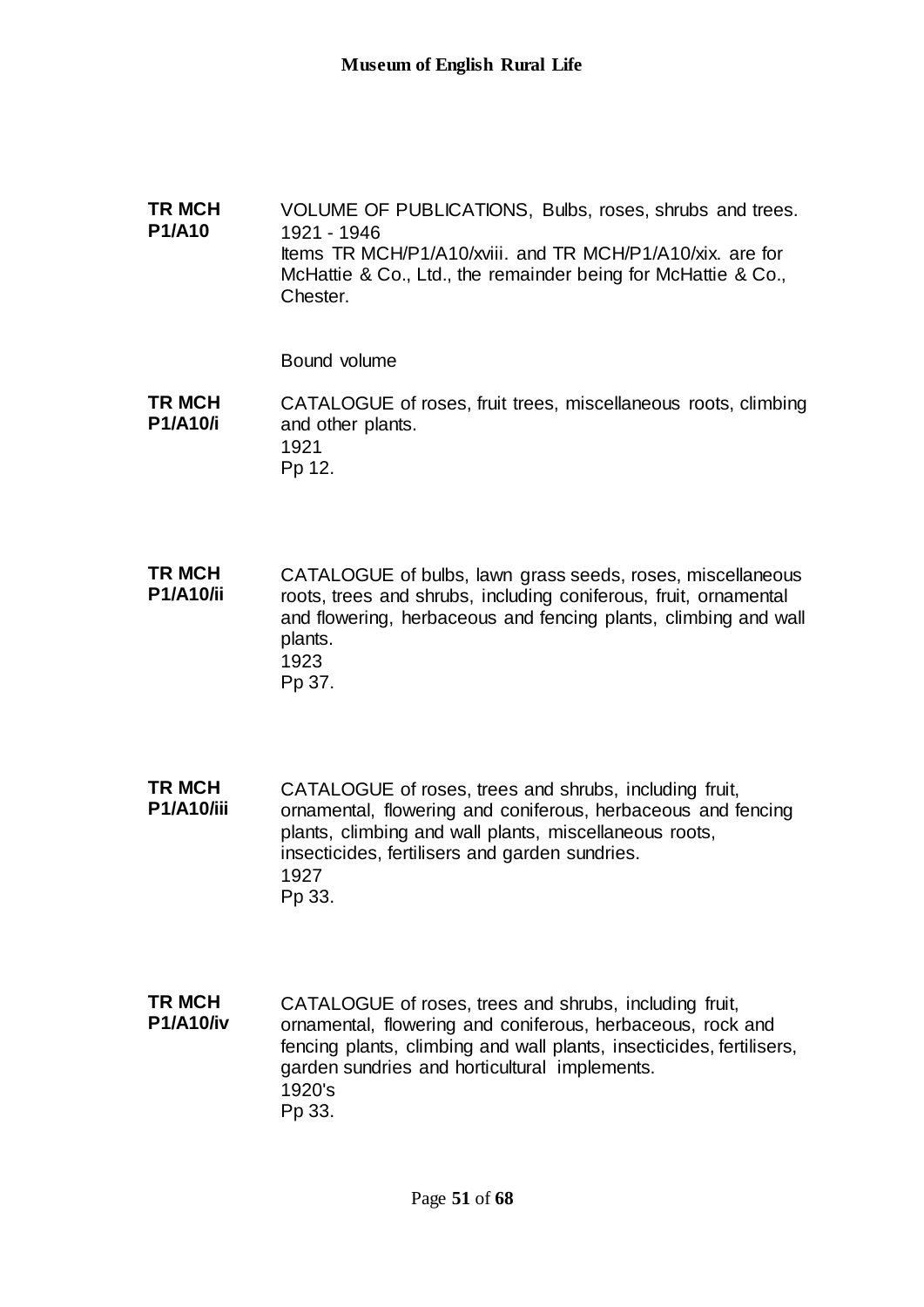**TR MCH P1/A10**

VOLUME OF PUBLICATIONS, Bulbs, roses, shrubs and trees.
1921 - 1946
Items TR MCH/P1/A10/xviii. and TR MCH/P1/A10/xix. are for McHattie & Co., Ltd., the remainder being for McHattie & Co., Chester.

Bound volume

**TR MCH P1/A10/i**

CATALOGUE of roses, fruit trees, miscellaneous roots, climbing and other plants.
1921
Pp 12.

**TR MCH P1/A10/ii**

CATALOGUE of bulbs, lawn grass seeds, roses, miscellaneous roots, trees and shrubs, including coniferous, fruit, ornamental and flowering, herbaceous and fencing plants, climbing and wall plants.
1923
Pp 37.

**TR MCH P1/A10/iii**

CATALOGUE of roses, trees and shrubs, including fruit, ornamental, flowering and coniferous, herbaceous and fencing plants, climbing and wall plants, miscellaneous roots, insecticides, fertilisers and garden sundries.
1927
Pp 33.

**TR MCH P1/A10/iv**

CATALOGUE of roses, trees and shrubs, including fruit, ornamental, flowering and coniferous, herbaceous, rock and fencing plants, climbing and wall plants, insecticides, fertilisers, garden sundries and horticultural implements.
1920's
Pp 33.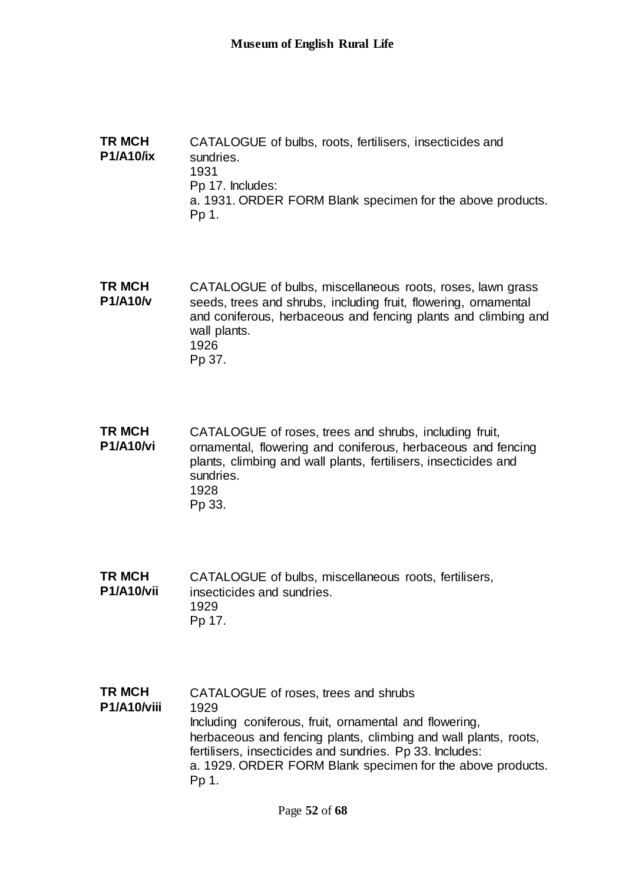**TR MCH P1/A10/ix**

CATALOGUE of bulbs, roots, fertilisers, insecticides and sundries.
1931
Pp 17. Includes:
a. 1931. ORDER FORM Blank specimen for the above products.
Pp 1.

**TR MCH P1/A10/v**

CATALOGUE of bulbs, miscellaneous roots, roses, lawn grass seeds, trees and shrubs, including fruit, flowering, ornamental and coniferous, herbaceous and fencing plants and climbing and wall plants.
1926
Pp 37.

**TR MCH P1/A10/vi**

CATALOGUE of roses, trees and shrubs, including fruit, ornamental, flowering and coniferous, herbaceous and fencing plants, climbing and wall plants, fertilisers, insecticides and sundries.
1928
Pp 33.

**TR MCH P1/A10/vii**

CATALOGUE of bulbs, miscellaneous roots, fertilisers, insecticides and sundries.
1929
Pp 17.

**TR MCH P1/A10/viii**

CATALOGUE of roses, trees and shrubs
1929
Including coniferous, fruit, ornamental and flowering, herbaceous and fencing plants, climbing and wall plants, roots, fertilisers, insecticides and sundries. Pp 33. Includes:
a. 1929. ORDER FORM Blank specimen for the above products.
Pp 1.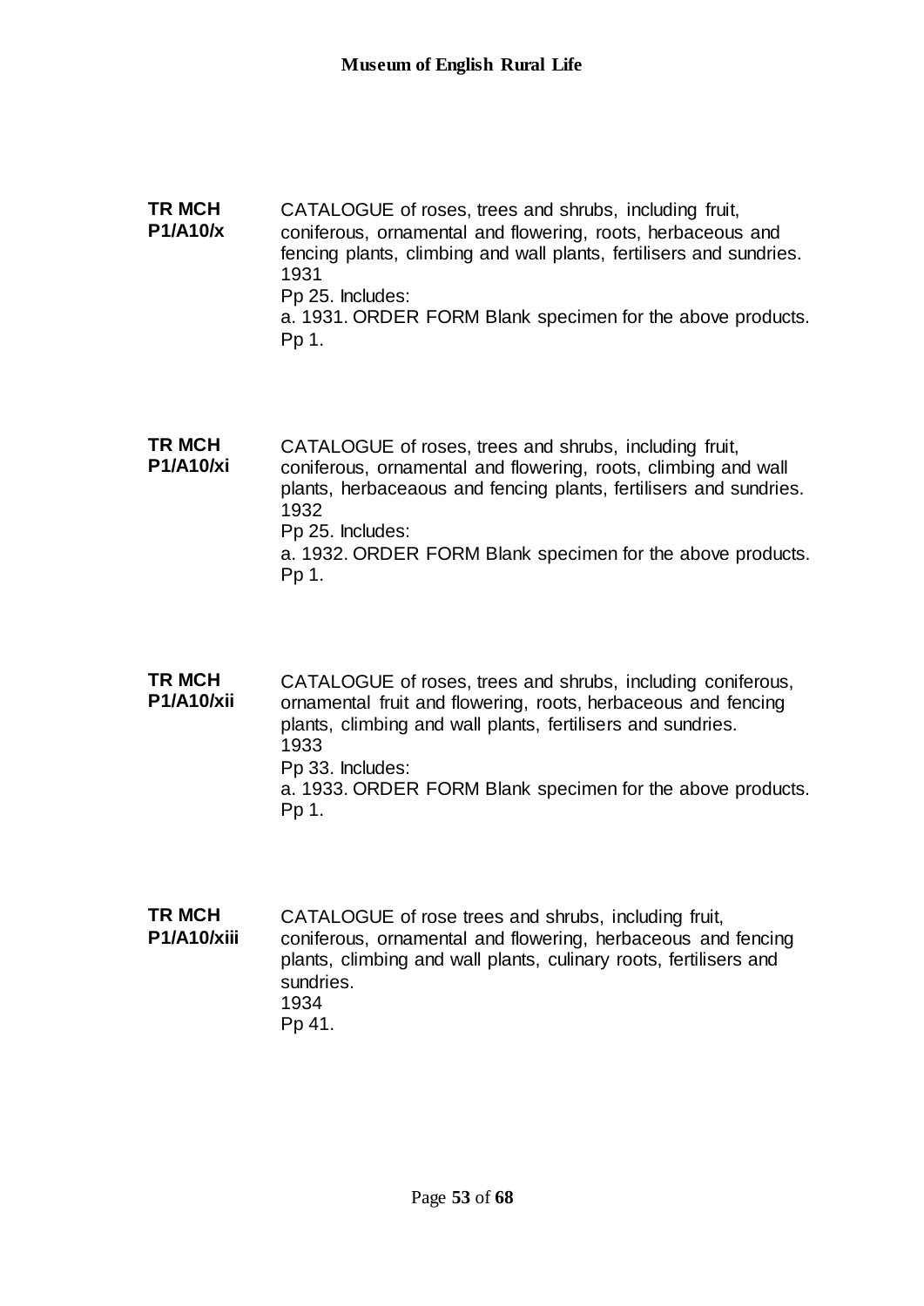**TR MCH P1/A10/x**

CATALOGUE of roses, trees and shrubs, including fruit, coniferous, ornamental and flowering, roots, herbaceous and fencing plants, climbing and wall plants, fertilisers and sundries.
1931
Pp 25. Includes:
a. 1931. ORDER FORM Blank specimen for the above products. Pp 1.

**TR MCH P1/A10/xi**

CATALOGUE of roses, trees and shrubs, including fruit, coniferous, ornamental and flowering, roots, climbing and wall plants, herbaceaous and fencing plants, fertilisers and sundries.
1932
Pp 25. Includes:
a. 1932. ORDER FORM Blank specimen for the above products. Pp 1.

**TR MCH P1/A10/xii**

CATALOGUE of roses, trees and shrubs, including coniferous, ornamental fruit and flowering, roots, herbaceous and fencing plants, climbing and wall plants, fertilisers and sundries.
1933
Pp 33. Includes:
a. 1933. ORDER FORM Blank specimen for the above products. Pp 1.

**TR MCH P1/A10/xiii**

CATALOGUE of rose trees and shrubs, including fruit, coniferous, ornamental and flowering, herbaceous and fencing plants, climbing and wall plants, culinary roots, fertilisers and sundries.
1934
Pp 41.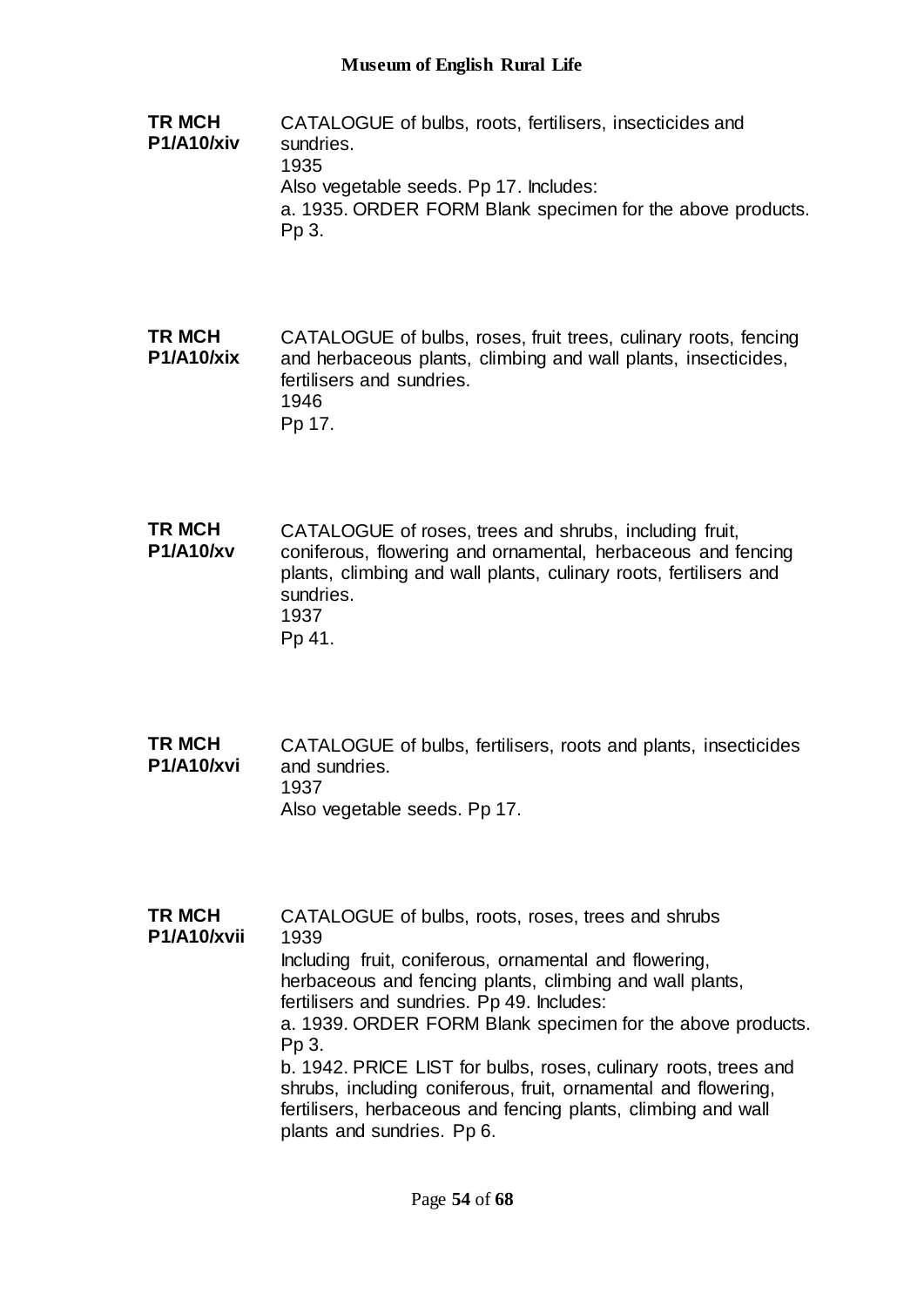**TR MCH P1/A10/xiv**

CATALOGUE of bulbs, roots, fertilisers, insecticides and sundries.
1935
Also vegetable seeds. Pp 17. Includes:
a. 1935. ORDER FORM Blank specimen for the above products. Pp 3.

**TR MCH P1/A10/xix**

CATALOGUE of bulbs, roses, fruit trees, culinary roots, fencing and herbaceous plants, climbing and wall plants, insecticides, fertilisers and sundries.
1946
Pp 17.

**TR MCH P1/A10/xv**

CATALOGUE of roses, trees and shrubs, including fruit, coniferous, flowering and ornamental, herbaceous and fencing plants, climbing and wall plants, culinary roots, fertilisers and sundries.
1937
Pp 41.

**TR MCH P1/A10/xvi**

CATALOGUE of bulbs, fertilisers, roots and plants, insecticides and sundries.
1937
Also vegetable seeds. Pp 17.

**TR MCH P1/A10/xvii**

CATALOGUE of bulbs, roots, roses, trees and shrubs
1939
Including fruit, coniferous, ornamental and flowering, herbaceous and fencing plants, climbing and wall plants, fertilisers and sundries. Pp 49. Includes:
a. 1939. ORDER FORM Blank specimen for the above products. Pp 3.
b. 1942. PRICE LIST for bulbs, roses, culinary roots, trees and shrubs, including coniferous, fruit, ornamental and flowering, fertilisers, herbaceous and fencing plants, climbing and wall plants and sundries. Pp 6.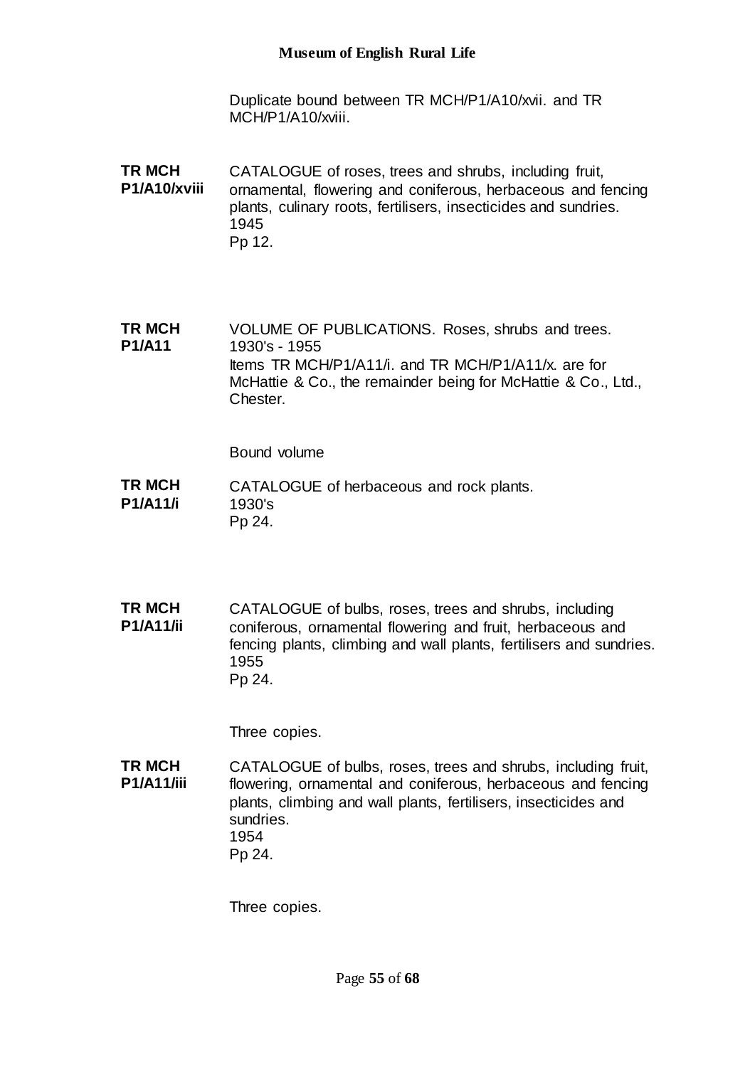Duplicate bound between TR MCH/P1/A10/xvii. and TR MCH/P1/A10/xviii.

| | |
|---|---|
| **TR MCH P1/A10/xviii** | CATALOGUE of roses, trees and shrubs, including fruit, ornamental, flowering and coniferous, herbaceous and fencing plants, culinary roots, fertilisers, insecticides and sundries.<br>1945<br>Pp 12. |
| **TR MCH P1/A11** | VOLUME OF PUBLICATIONS. Roses, shrubs and trees.<br>1930's - 1955<br>Items TR MCH/P1/A11/i. and TR MCH/P1/A11/x. are for McHattie & Co., the remainder being for McHattie & Co., Ltd., Chester.<br><br>Bound volume |
| **TR MCH P1/A11/i** | CATALOGUE of herbaceous and rock plants.<br>1930's<br>Pp 24. |
| **TR MCH P1/A11/ii** | CATALOGUE of bulbs, roses, trees and shrubs, including coniferous, ornamental flowering and fruit, herbaceous and fencing plants, climbing and wall plants, fertilisers and sundries.<br>1955<br>Pp 24.<br><br>Three copies. |
| **TR MCH P1/A11/iii** | CATALOGUE of bulbs, roses, trees and shrubs, including fruit, flowering, ornamental and coniferous, herbaceous and fencing plants, climbing and wall plants, fertilisers, insecticides and sundries.<br>1954<br>Pp 24.<br><br>Three copies. |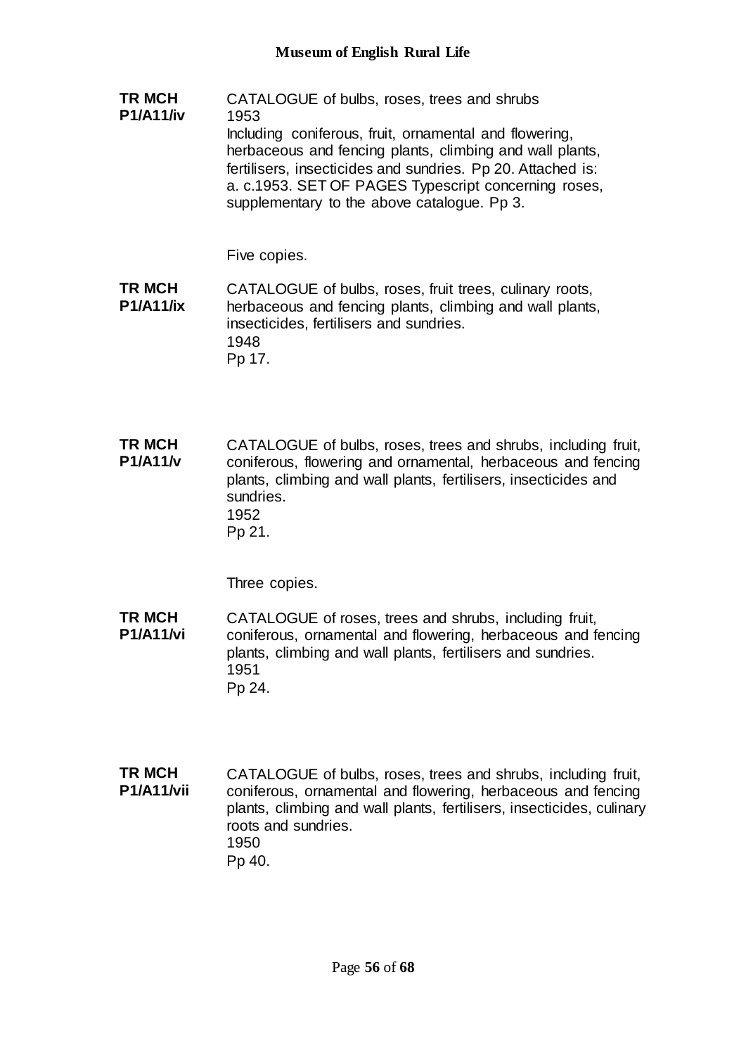**TR MCH P1/A11/iv**

CATALOGUE of bulbs, roses, trees and shrubs
1953
Including coniferous, fruit, ornamental and flowering, herbaceous and fencing plants, climbing and wall plants, fertilisers, insecticides and sundries. Pp 20. Attached is:
a. c.1953. SET OF PAGES Typescript concerning roses, supplementary to the above catalogue. Pp 3.

Five copies.

**TR MCH P1/A11/ix**

CATALOGUE of bulbs, roses, fruit trees, culinary roots, herbaceous and fencing plants, climbing and wall plants, insecticides, fertilisers and sundries.
1948
Pp 17.

**TR MCH P1/A11/v**

CATALOGUE of bulbs, roses, trees and shrubs, including fruit, coniferous, flowering and ornamental, herbaceous and fencing plants, climbing and wall plants, fertilisers, insecticides and sundries.
1952
Pp 21.

Three copies.

**TR MCH P1/A11/vi**

CATALOGUE of roses, trees and shrubs, including fruit, coniferous, ornamental and flowering, herbaceous and fencing plants, climbing and wall plants, fertilisers and sundries.
1951
Pp 24.

**TR MCH P1/A11/vii**

CATALOGUE of bulbs, roses, trees and shrubs, including fruit, coniferous, ornamental and flowering, herbaceous and fencing plants, climbing and wall plants, fertilisers, insecticides, culinary roots and sundries.
1950
Pp 40.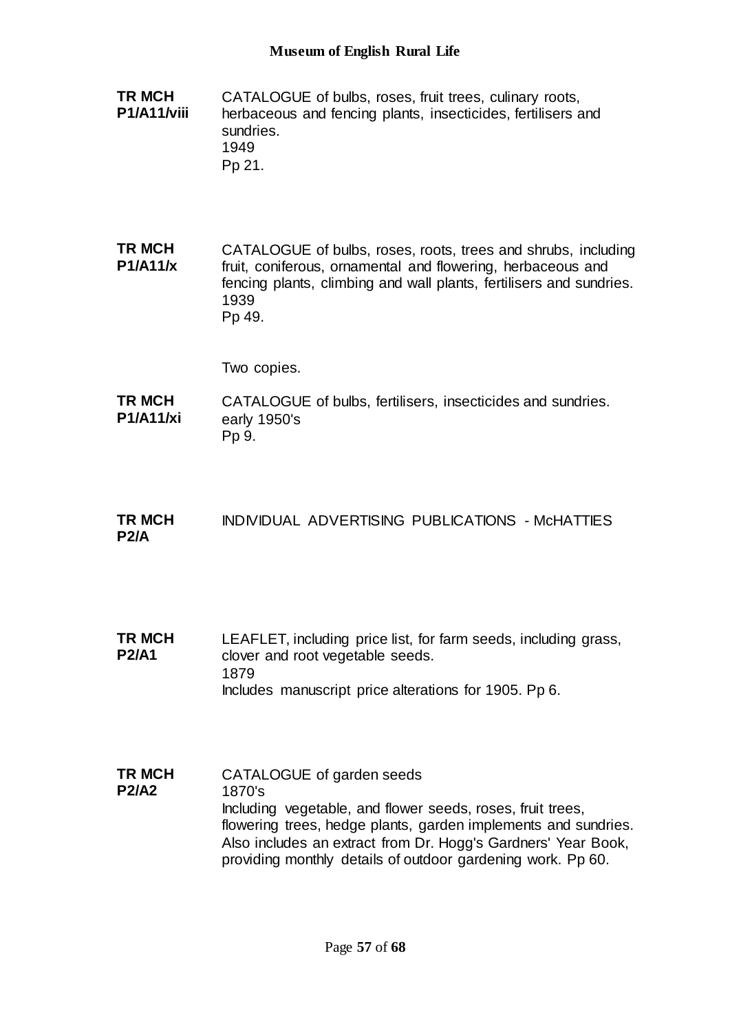**TR MCH P1/A11/viii**

CATALOGUE of bulbs, roses, fruit trees, culinary roots, herbaceous and fencing plants, insecticides, fertilisers and sundries.
1949
Pp 21.

**TR MCH P1/A11/x**

CATALOGUE of bulbs, roses, roots, trees and shrubs, including fruit, coniferous, ornamental and flowering, herbaceous and fencing plants, climbing and wall plants, fertilisers and sundries.
1939
Pp 49.

Two copies.

**TR MCH P1/A11/xi**

CATALOGUE of bulbs, fertilisers, insecticides and sundries.
early 1950's
Pp 9.

**TR MCH P2/A**

INDIVIDUAL ADVERTISING PUBLICATIONS - McHATTIES

**TR MCH P2/A1**

LEAFLET, including price list, for farm seeds, including grass, clover and root vegetable seeds.
1879
Includes manuscript price alterations for 1905. Pp 6.

**TR MCH P2/A2**

CATALOGUE of garden seeds
1870's
Including vegetable, and flower seeds, roses, fruit trees, flowering trees, hedge plants, garden implements and sundries. Also includes an extract from Dr. Hogg's Gardners' Year Book, providing monthly details of outdoor gardening work. Pp 60.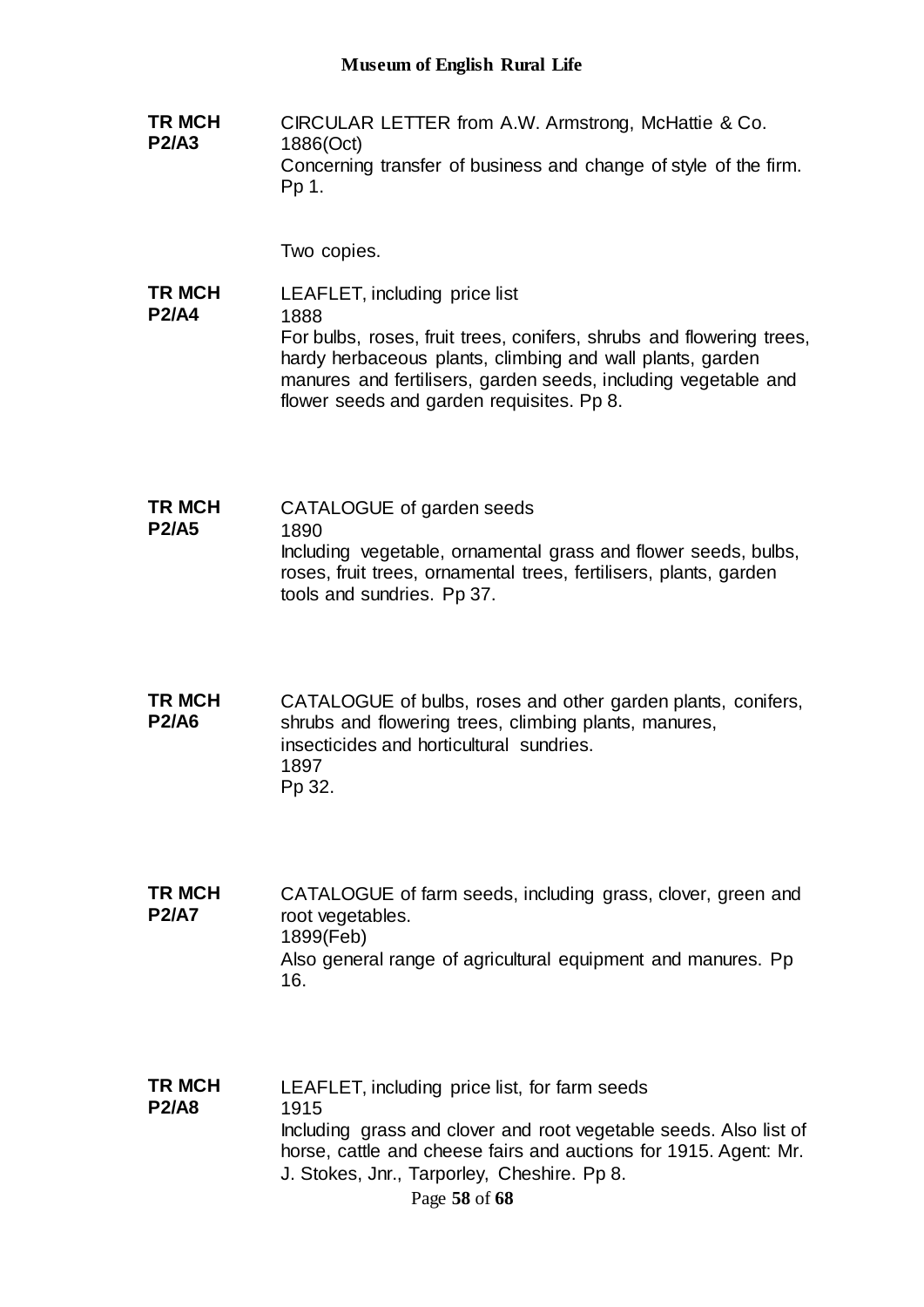**TR MCH P2/A3**

CIRCULAR LETTER from A.W. Armstrong, McHattie & Co.
1886(Oct)
Concerning transfer of business and change of style of the firm. Pp 1.

Two copies.

**TR MCH P2/A4**

LEAFLET, including price list
1888
For bulbs, roses, fruit trees, conifers, shrubs and flowering trees, hardy herbaceous plants, climbing and wall plants, garden manures and fertilisers, garden seeds, including vegetable and flower seeds and garden requisites. Pp 8.

**TR MCH P2/A5**

CATALOGUE of garden seeds
1890
Including vegetable, ornamental grass and flower seeds, bulbs, roses, fruit trees, ornamental trees, fertilisers, plants, garden tools and sundries. Pp 37.

**TR MCH P2/A6**

CATALOGUE of bulbs, roses and other garden plants, conifers, shrubs and flowering trees, climbing plants, manures, insecticides and horticultural sundries.
1897
Pp 32.

**TR MCH P2/A7**

CATALOGUE of farm seeds, including grass, clover, green and root vegetables.
1899(Feb)
Also general range of agricultural equipment and manures. Pp 16.

**TR MCH P2/A8**

LEAFLET, including price list, for farm seeds
1915
Including grass and clover and root vegetable seeds. Also list of horse, cattle and cheese fairs and auctions for 1915. Agent: Mr. J. Stokes, Jnr., Tarporley, Cheshire. Pp 8.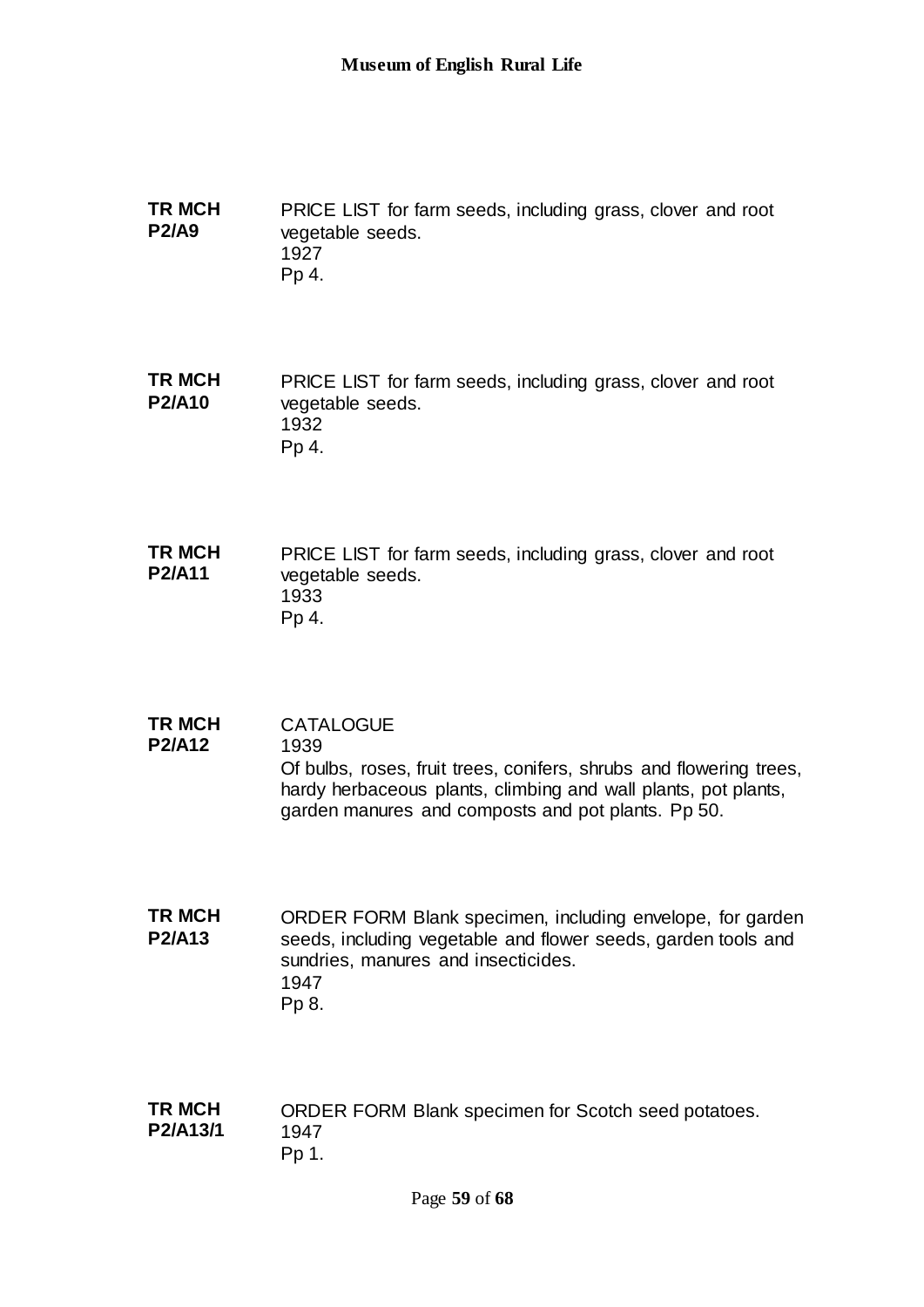**TR MCH P2/A9**

PRICE LIST for farm seeds, including grass, clover and root vegetable seeds.
1927
Pp 4.

**TR MCH P2/A10**

PRICE LIST for farm seeds, including grass, clover and root vegetable seeds.
1932
Pp 4.

**TR MCH P2/A11**

PRICE LIST for farm seeds, including grass, clover and root vegetable seeds.
1933
Pp 4.

**TR MCH P2/A12**

CATALOGUE
1939
Of bulbs, roses, fruit trees, conifers, shrubs and flowering trees, hardy herbaceous plants, climbing and wall plants, pot plants, garden manures and composts and pot plants. Pp 50.

**TR MCH P2/A13**

ORDER FORM Blank specimen, including envelope, for garden seeds, including vegetable and flower seeds, garden tools and sundries, manures and insecticides.
1947
Pp 8.

**TR MCH P2/A13/1**

ORDER FORM Blank specimen for Scotch seed potatoes.
1947
Pp 1.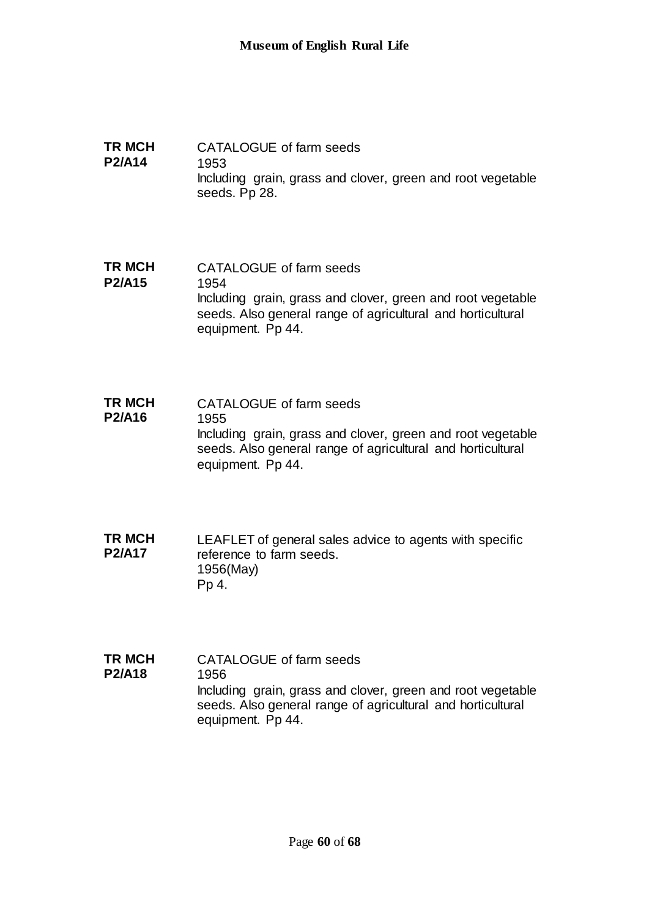**TR MCH P2/A14**

CATALOGUE of farm seeds
1953
Including grain, grass and clover, green and root vegetable seeds. Pp 28.

**TR MCH P2/A15**

CATALOGUE of farm seeds
1954
Including grain, grass and clover, green and root vegetable seeds. Also general range of agricultural and horticultural equipment. Pp 44.

**TR MCH P2/A16**

CATALOGUE of farm seeds
1955
Including grain, grass and clover, green and root vegetable seeds. Also general range of agricultural and horticultural equipment. Pp 44.

**TR MCH P2/A17**

LEAFLET of general sales advice to agents with specific reference to farm seeds.
1956(May)
Pp 4.

**TR MCH P2/A18**

CATALOGUE of farm seeds
1956
Including grain, grass and clover, green and root vegetable seeds. Also general range of agricultural and horticultural equipment. Pp 44.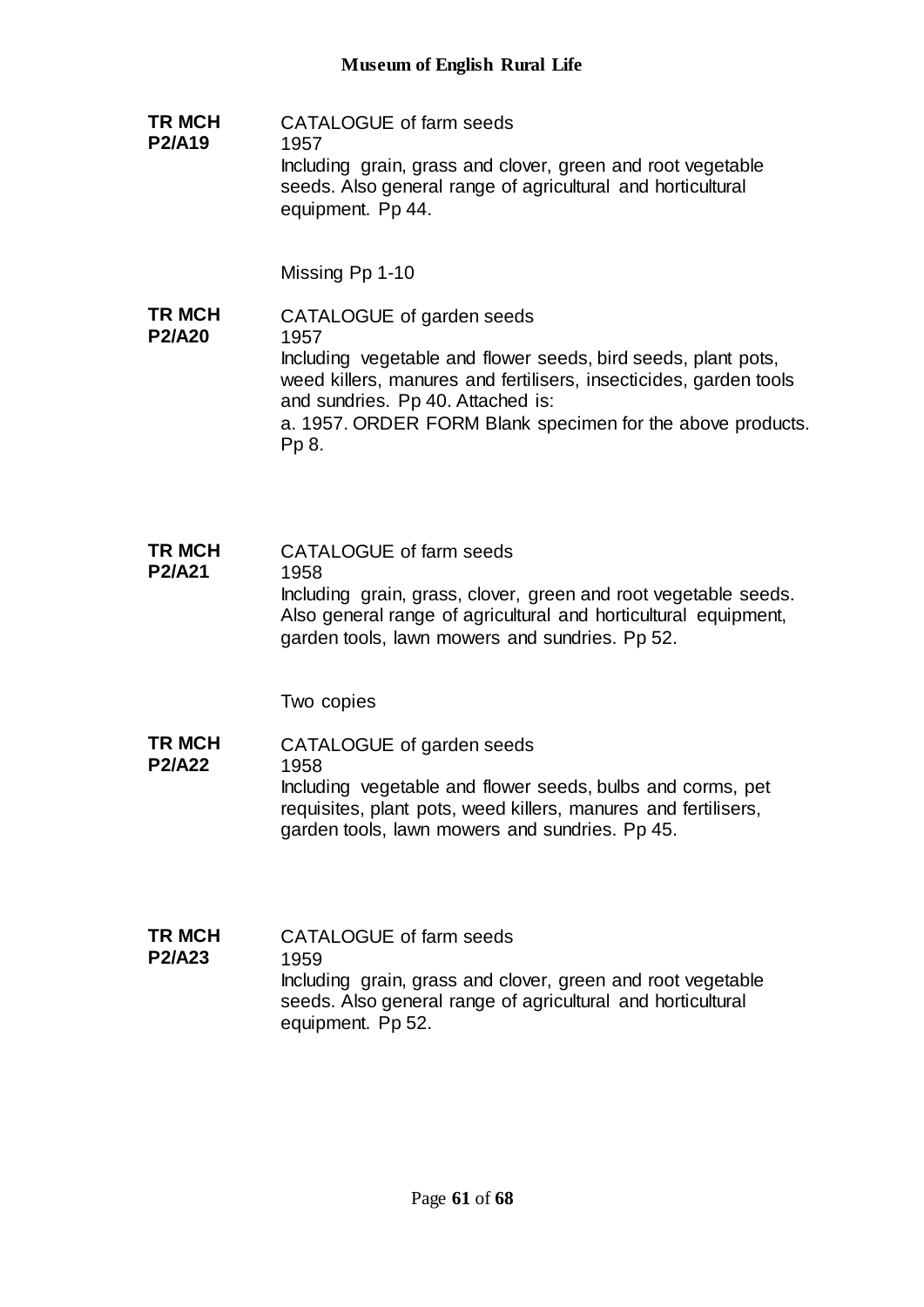**TR MCH P2/A19**

CATALOGUE of farm seeds
1957
Including grain, grass and clover, green and root vegetable seeds. Also general range of agricultural and horticultural equipment. Pp 44.

Missing Pp 1-10

**TR MCH P2/A20**

CATALOGUE of garden seeds
1957
Including vegetable and flower seeds, bird seeds, plant pots, weed killers, manures and fertilisers, insecticides, garden tools and sundries. Pp 40. Attached is:
a. 1957. ORDER FORM Blank specimen for the above products. Pp 8.

**TR MCH P2/A21**

CATALOGUE of farm seeds
1958
Including grain, grass, clover, green and root vegetable seeds. Also general range of agricultural and horticultural equipment, garden tools, lawn mowers and sundries. Pp 52.

Two copies

**TR MCH P2/A22**

CATALOGUE of garden seeds
1958
Including vegetable and flower seeds, bulbs and corms, pet requisites, plant pots, weed killers, manures and fertilisers, garden tools, lawn mowers and sundries. Pp 45.

**TR MCH P2/A23**

CATALOGUE of farm seeds
1959
Including grain, grass and clover, green and root vegetable seeds. Also general range of agricultural and horticultural equipment. Pp 52.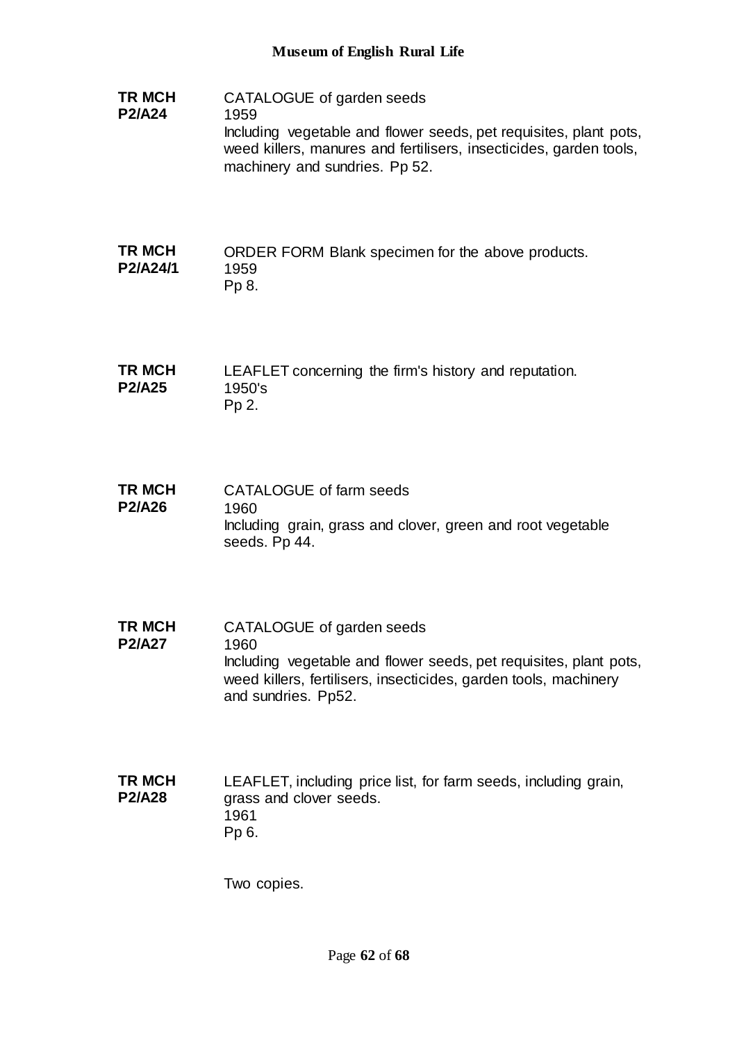| | |
|---|---|
| **TR MCH P2/A24** | CATALOGUE of garden seeds<br>1959<br>Including vegetable and flower seeds, pet requisites, plant pots, weed killers, manures and fertilisers, insecticides, garden tools, machinery and sundries. Pp 52. |
| **TR MCH P2/A24/1** | ORDER FORM Blank specimen for the above products.<br>1959<br>Pp 8. |
| **TR MCH P2/A25** | LEAFLET concerning the firm's history and reputation.<br>1950's<br>Pp 2. |
| **TR MCH P2/A26** | CATALOGUE of farm seeds<br>1960<br>Including grain, grass and clover, green and root vegetable seeds. Pp 44. |
| **TR MCH P2/A27** | CATALOGUE of garden seeds<br>1960<br>Including vegetable and flower seeds, pet requisites, plant pots, weed killers, fertilisers, insecticides, garden tools, machinery and sundries. Pp52. |
| **TR MCH P2/A28** | LEAFLET, including price list, for farm seeds, including grain, grass and clover seeds.<br>1961<br>Pp 6.<br><br>Two copies. |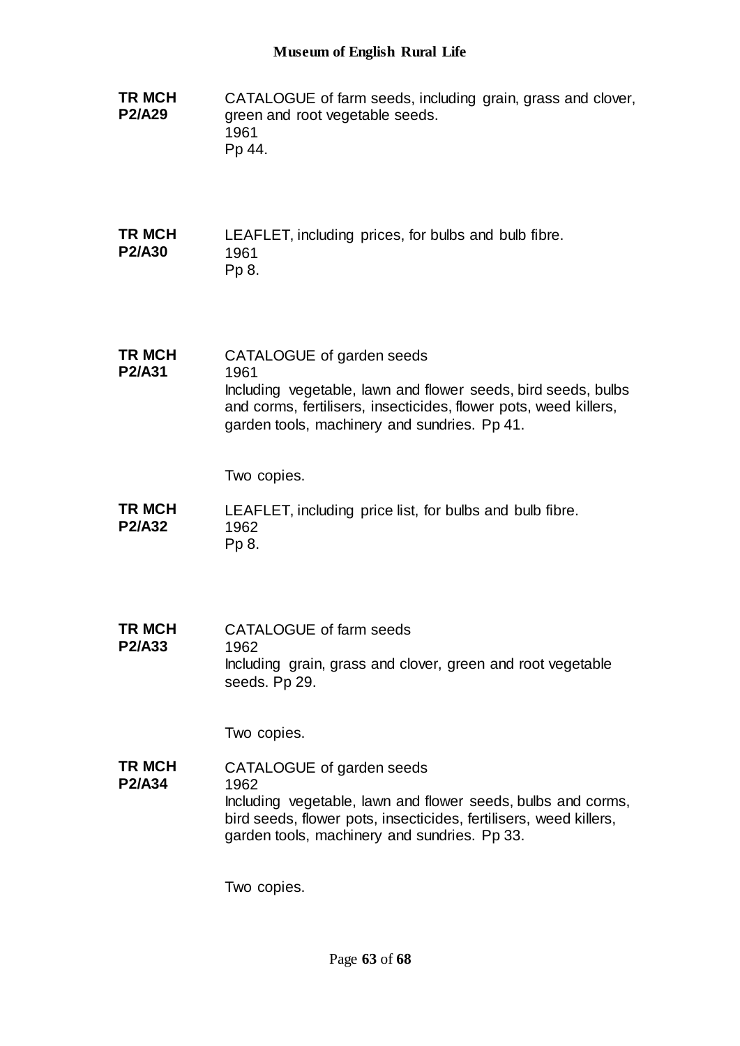**TR MCH P2/A29**

CATALOGUE of farm seeds, including grain, grass and clover, green and root vegetable seeds.
1961
Pp 44.

**TR MCH P2/A30**

LEAFLET, including prices, for bulbs and bulb fibre.
1961
Pp 8.

**TR MCH P2/A31**

CATALOGUE of garden seeds
1961
Including vegetable, lawn and flower seeds, bird seeds, bulbs and corms, fertilisers, insecticides, flower pots, weed killers, garden tools, machinery and sundries. Pp 41.

Two copies.

**TR MCH P2/A32**

LEAFLET, including price list, for bulbs and bulb fibre.
1962
Pp 8.

**TR MCH P2/A33**

CATALOGUE of farm seeds
1962
Including grain, grass and clover, green and root vegetable seeds. Pp 29.

Two copies.

**TR MCH P2/A34**

CATALOGUE of garden seeds
1962
Including vegetable, lawn and flower seeds, bulbs and corms, bird seeds, flower pots, insecticides, fertilisers, weed killers, garden tools, machinery and sundries. Pp 33.

Two copies.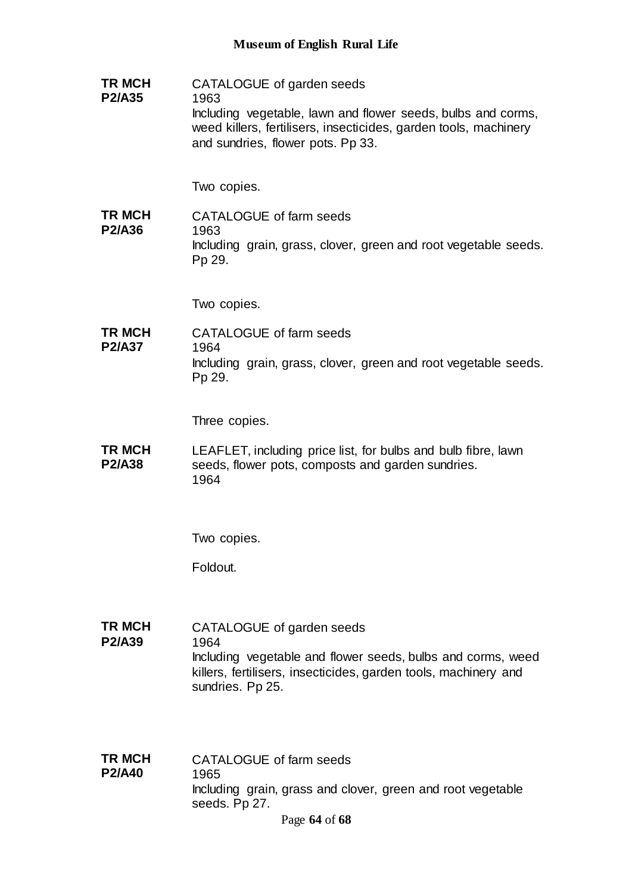**TR MCH P2/A35**

CATALOGUE of garden seeds
1963
Including vegetable, lawn and flower seeds, bulbs and corms, weed killers, fertilisers, insecticides, garden tools, machinery and sundries, flower pots. Pp 33.

Two copies.

**TR MCH P2/A36**

CATALOGUE of farm seeds
1963
Including grain, grass, clover, green and root vegetable seeds. Pp 29.

Two copies.

**TR MCH P2/A37**

CATALOGUE of farm seeds
1964
Including grain, grass, clover, green and root vegetable seeds. Pp 29.

Three copies.

**TR MCH P2/A38**

LEAFLET, including price list, for bulbs and bulb fibre, lawn seeds, flower pots, composts and garden sundries.
1964

Two copies.

Foldout.

**TR MCH P2/A39**

CATALOGUE of garden seeds
1964
Including vegetable and flower seeds, bulbs and corms, weed killers, fertilisers, insecticides, garden tools, machinery and sundries. Pp 25.

**TR MCH P2/A40**

CATALOGUE of farm seeds
1965
Including grain, grass and clover, green and root vegetable seeds. Pp 27.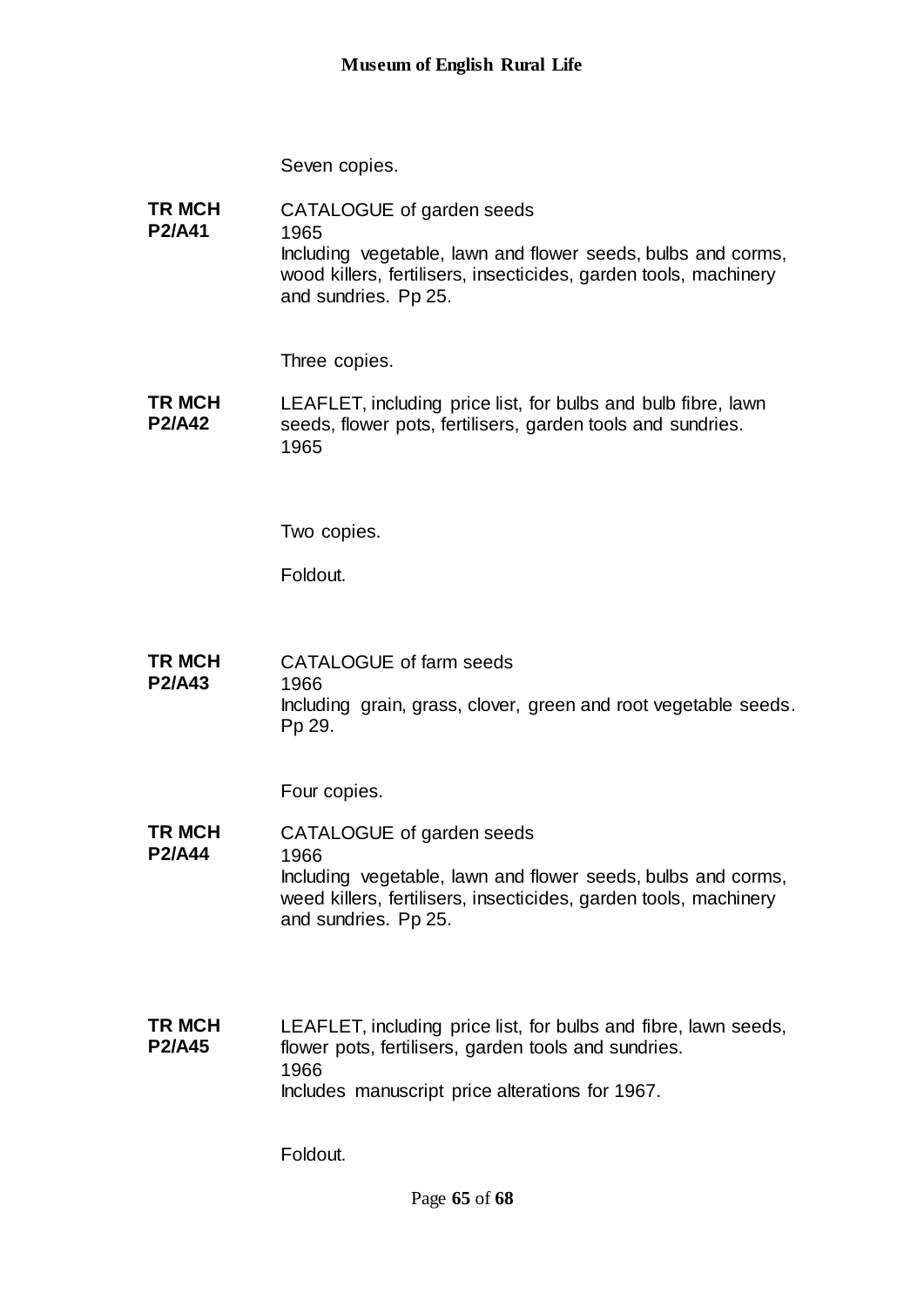Seven copies.

**TR MCH P2/A41**

CATALOGUE of garden seeds
1965
Including vegetable, lawn and flower seeds, bulbs and corms, wood killers, fertilisers, insecticides, garden tools, machinery and sundries. Pp 25.

Three copies.

**TR MCH P2/A42**

LEAFLET, including price list, for bulbs and bulb fibre, lawn seeds, flower pots, fertilisers, garden tools and sundries.
1965

Two copies.

Foldout.

**TR MCH P2/A43**

CATALOGUE of farm seeds
1966
Including grain, grass, clover, green and root vegetable seeds. Pp 29.

Four copies.

**TR MCH P2/A44**

CATALOGUE of garden seeds
1966
Including vegetable, lawn and flower seeds, bulbs and corms, weed killers, fertilisers, insecticides, garden tools, machinery and sundries. Pp 25.

**TR MCH P2/A45**

LEAFLET, including price list, for bulbs and fibre, lawn seeds, flower pots, fertilisers, garden tools and sundries.
1966
Includes manuscript price alterations for 1967.

Foldout.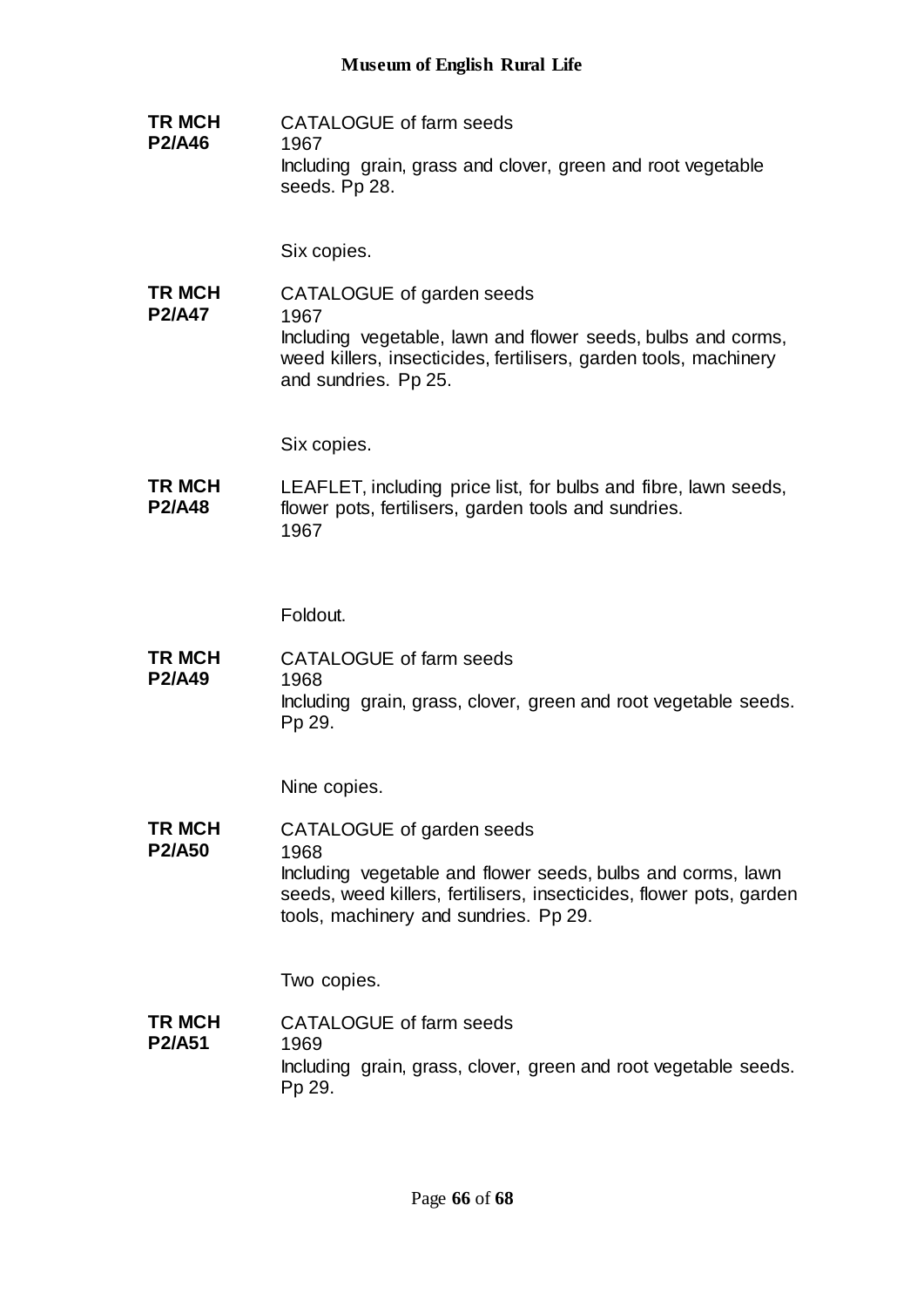**TR MCH P2/A46**

CATALOGUE of farm seeds
1967
Including grain, grass and clover, green and root vegetable seeds. Pp 28.

Six copies.

**TR MCH P2/A47**

CATALOGUE of garden seeds
1967
Including vegetable, lawn and flower seeds, bulbs and corms, weed killers, insecticides, fertilisers, garden tools, machinery and sundries. Pp 25.

Six copies.

**TR MCH P2/A48**

LEAFLET, including price list, for bulbs and fibre, lawn seeds, flower pots, fertilisers, garden tools and sundries.
1967

Foldout.

**TR MCH P2/A49**

CATALOGUE of farm seeds
1968
Including grain, grass, clover, green and root vegetable seeds. Pp 29.

Nine copies.

**TR MCH P2/A50**

CATALOGUE of garden seeds
1968
Including vegetable and flower seeds, bulbs and corms, lawn seeds, weed killers, fertilisers, insecticides, flower pots, garden tools, machinery and sundries. Pp 29.

Two copies.

**TR MCH P2/A51**

CATALOGUE of farm seeds
1969
Including grain, grass, clover, green and root vegetable seeds. Pp 29.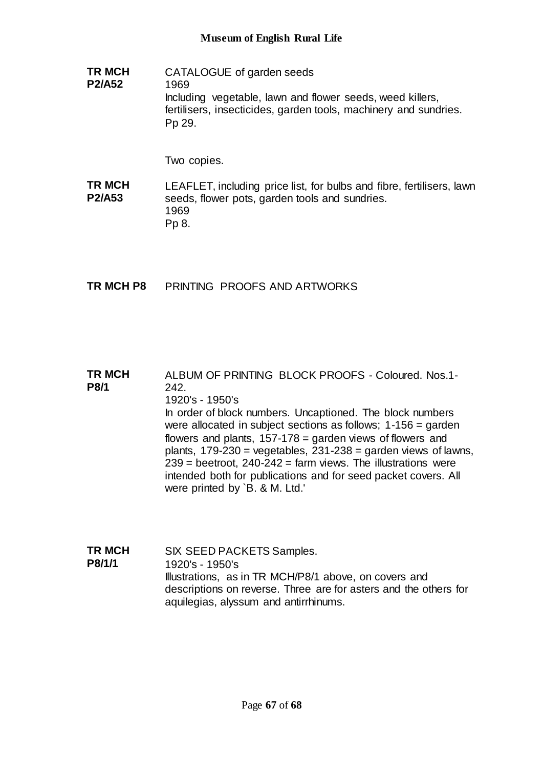**TR MCH P2/A52**

CATALOGUE of garden seeds
1969
Including vegetable, lawn and flower seeds, weed killers, fertilisers, insecticides, garden tools, machinery and sundries.
Pp 29.

Two copies.

**TR MCH P2/A53**

LEAFLET, including price list, for bulbs and fibre, fertilisers, lawn seeds, flower pots, garden tools and sundries.
1969
Pp 8.

## TR MCH P8 PRINTING PROOFS AND ARTWORKS

**TR MCH P8/1**

ALBUM OF PRINTING BLOCK PROOFS - Coloured. Nos.1-242.
1920's - 1950's
In order of block numbers. Uncaptioned. The block numbers were allocated in subject sections as follows; 1-156 = garden flowers and plants, 157-178 = garden views of flowers and plants, 179-230 = vegetables, 231-238 = garden views of lawns, 239 = beetroot, 240-242 = farm views. The illustrations were intended both for publications and for seed packet covers. All were printed by `B. & M. Ltd.'

**TR MCH P8/1/1**

SIX SEED PACKETS Samples.
1920's - 1950's
Illustrations, as in TR MCH/P8/1 above, on covers and descriptions on reverse. Three are for asters and the others for aquilegias, alyssum and antirrhinums.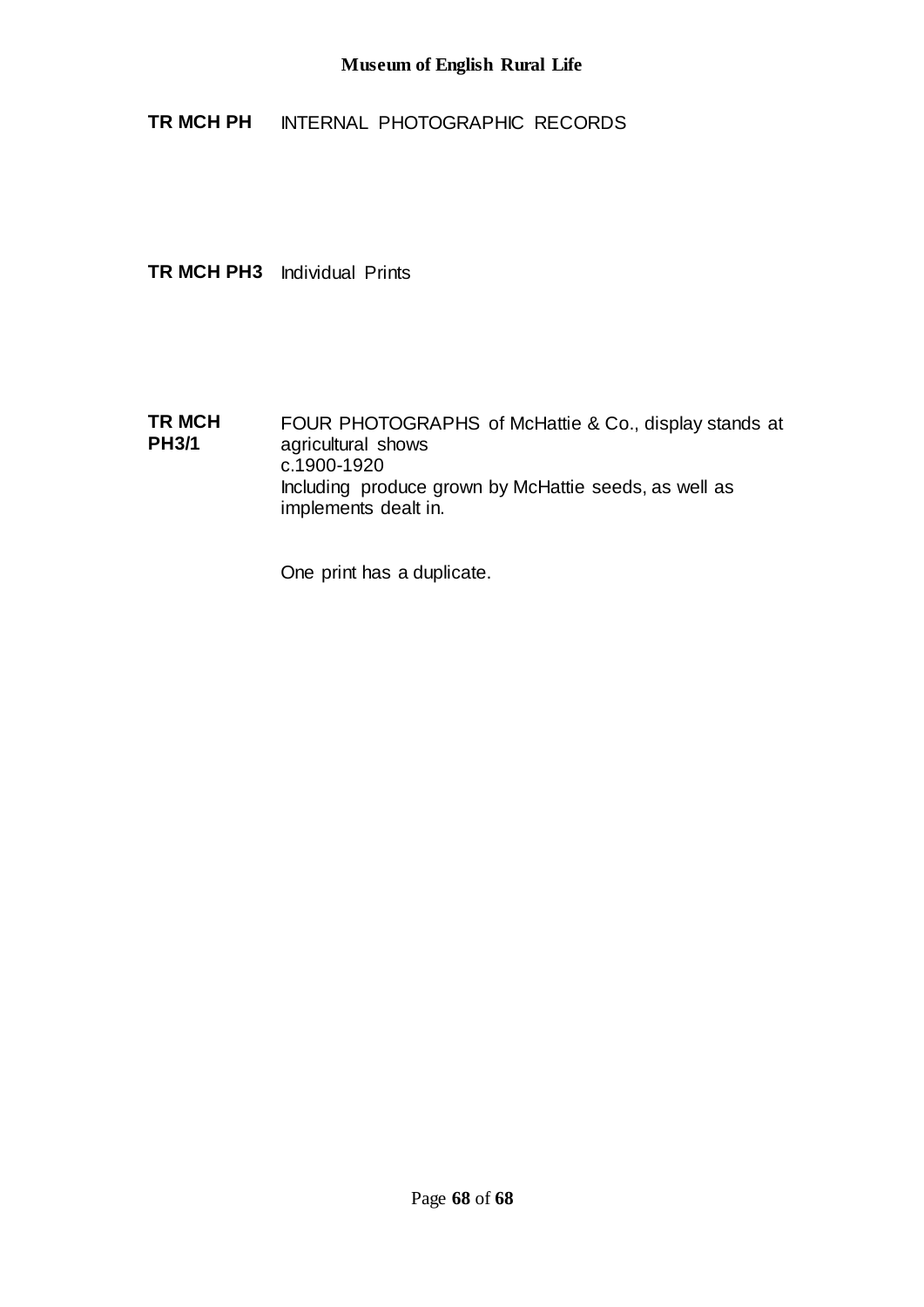**TR MCH PH** INTERNAL PHOTOGRAPHIC RECORDS

**TR MCH PH3** Individual Prints

**TR MCH PH3/1** FOUR PHOTOGRAPHS of McHattie & Co., display stands at agricultural shows
c.1900-1920
Including produce grown by McHattie seeds, as well as implements dealt in.

One print has a duplicate.